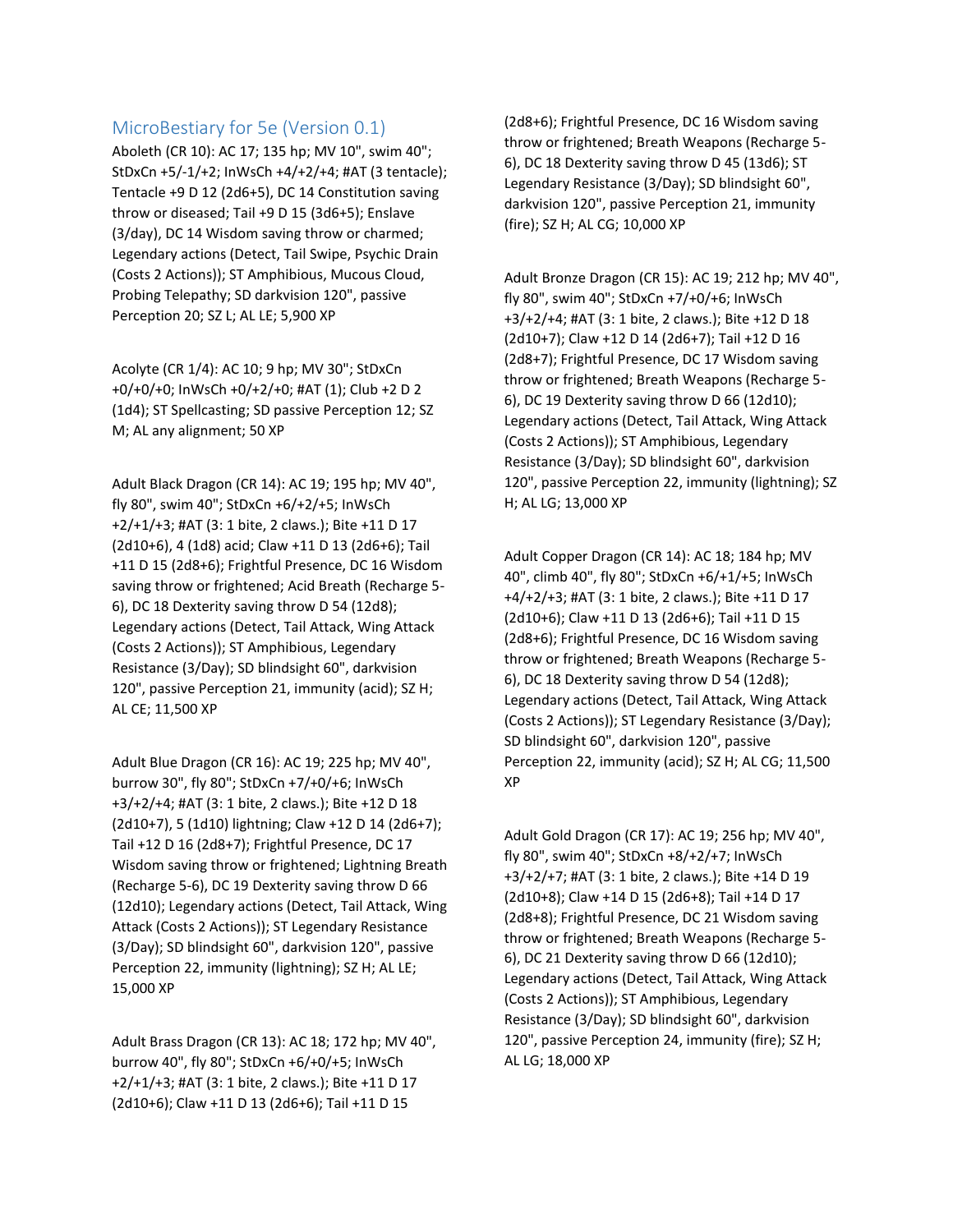## MicroBestiary for 5e (Version 0.1)

Aboleth (CR 10): AC 17; 135 hp; MV 10", swim 40"; StDxCn +5/-1/+2; InWsCh +4/+2/+4; #AT (3 tentacle); Tentacle +9 D 12 (2d6+5), DC 14 Constitution saving throw or diseased; Tail +9 D 15 (3d6+5); Enslave (3/day), DC 14 Wisdom saving throw or charmed; Legendary actions (Detect, Tail Swipe, Psychic Drain (Costs 2 Actions)); ST Amphibious, Mucous Cloud, Probing Telepathy; SD darkvision 120", passive Perception 20; SZ L; AL LE; 5,900 XP

Acolyte (CR 1/4): AC 10; 9 hp; MV 30"; StDxCn +0/+0/+0; InWsCh +0/+2/+0; #AT (1); Club +2 D 2 (1d4); ST Spellcasting; SD passive Perception 12; SZ M; AL any alignment; 50 XP

Adult Black Dragon (CR 14): AC 19; 195 hp; MV 40", fly 80", swim 40"; StDxCn +6/+2/+5; InWsCh +2/+1/+3; #AT (3: 1 bite, 2 claws.); Bite +11 D 17 (2d10+6), 4 (1d8) acid; Claw +11 D 13 (2d6+6); Tail +11 D 15 (2d8+6); Frightful Presence, DC 16 Wisdom saving throw or frightened; Acid Breath (Recharge 5-6), DC 18 Dexterity saving throw D 54 (12d8); Legendary actions (Detect, Tail Attack, Wing Attack (Costs 2 Actions)); ST Amphibious, Legendary Resistance (3/Day); SD blindsight 60", darkvision 120", passive Perception 21, immunity (acid); SZ H; AL CE; 11,500 XP

Adult Blue Dragon (CR 16): AC 19; 225 hp; MV 40", burrow 30", fly 80"; StDxCn +7/+0/+6; InWsCh +3/+2/+4; #AT (3: 1 bite, 2 claws.); Bite +12 D 18 (2d10+7), 5 (1d10) lightning; Claw +12 D 14 (2d6+7); Tail +12 D 16 (2d8+7); Frightful Presence, DC 17 Wisdom saving throw or frightened; Lightning Breath (Recharge 5-6), DC 19 Dexterity saving throw D 66 (12d10); Legendary actions (Detect, Tail Attack, Wing Attack (Costs 2 Actions)); ST Legendary Resistance (3/Day); SD blindsight 60", darkvision 120", passive Perception 22, immunity (lightning); SZ H; AL LE; 15,000 XP

Adult Brass Dragon (CR 13): AC 18; 172 hp; MV 40", burrow 40", fly 80"; StDxCn +6/+0/+5; InWsCh +2/+1/+3; #AT (3: 1 bite, 2 claws.); Bite +11 D 17 (2d10+6); Claw +11 D 13 (2d6+6); Tail +11 D 15 (2d8+6); Frightful Presence, DC 16 Wisdom saving throw or frightened; Breath Weapons (Recharge 5-6), DC 18 Dexterity saving throw D 45 (13d6); ST Legendary Resistance (3/Day); SD blindsight 60", darkvision 120", passive Perception 21, immunity (fire); SZ H; AL CG; 10,000 XP

Adult Bronze Dragon (CR 15): AC 19; 212 hp; MV 40", fly 80", swim 40"; StDxCn +7/+0/+6; InWsCh +3/+2/+4; #AT (3: 1 bite, 2 claws.); Bite +12 D 18 (2d10+7); Claw +12 D 14 (2d6+7); Tail +12 D 16 (2d8+7); Frightful Presence, DC 17 Wisdom saving throw or frightened; Breath Weapons (Recharge 5-6), DC 19 Dexterity saving throw D 66 (12d10); Legendary actions (Detect, Tail Attack, Wing Attack (Costs 2 Actions)); ST Amphibious, Legendary Resistance (3/Day); SD blindsight 60", darkvision 120", passive Perception 22, immunity (lightning); SZ H; AL LG; 13,000 XP

Adult Copper Dragon (CR 14): AC 18; 184 hp; MV 40", climb 40", fly 80"; StDxCn +6/+1/+5; InWsCh +4/+2/+3; #AT (3: 1 bite, 2 claws.); Bite +11 D 17 (2d10+6); Claw +11 D 13 (2d6+6); Tail +11 D 15 (2d8+6); Frightful Presence, DC 16 Wisdom saving throw or frightened; Breath Weapons (Recharge 5-6), DC 18 Dexterity saving throw D 54 (12d8); Legendary actions (Detect, Tail Attack, Wing Attack (Costs 2 Actions)); ST Legendary Resistance (3/Day); SD blindsight 60", darkvision 120", passive Perception 22, immunity (acid); SZ H; AL CG; 11,500 XP

Adult Gold Dragon (CR 17): AC 19; 256 hp; MV 40", fly 80", swim 40"; StDxCn +8/+2/+7; InWsCh +3/+2/+7; #AT (3: 1 bite, 2 claws.); Bite +14 D 19 (2d10+8); Claw +14 D 15 (2d6+8); Tail +14 D 17 (2d8+8); Frightful Presence, DC 21 Wisdom saving throw or frightened; Breath Weapons (Recharge 5-6), DC 21 Dexterity saving throw D 66 (12d10); Legendary actions (Detect, Tail Attack, Wing Attack (Costs 2 Actions)); ST Amphibious, Legendary Resistance (3/Day); SD blindsight 60", darkvision 120", passive Perception 24, immunity (fire); SZ H; AL LG; 18,000 XP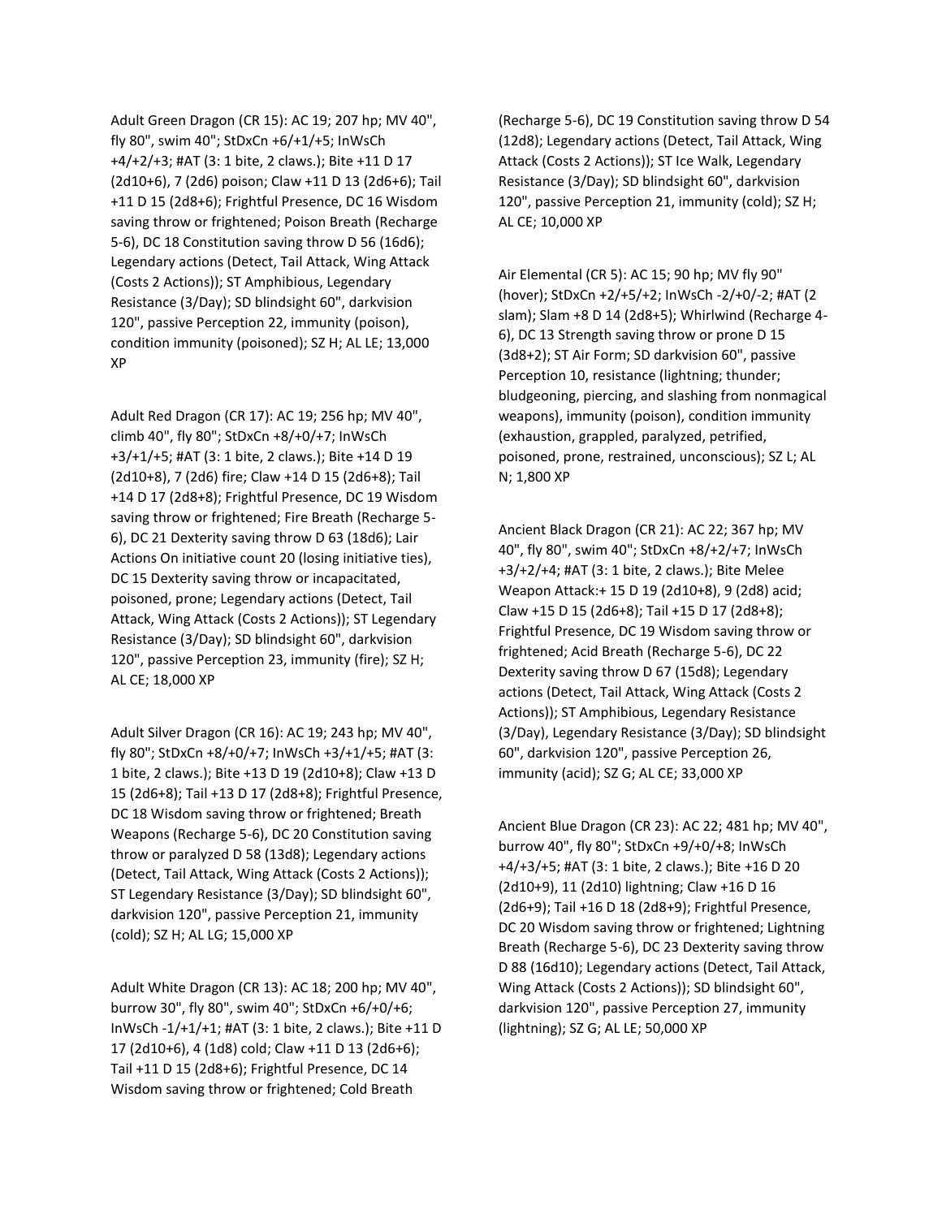Adult Green Dragon (CR 15): AC 19; 207 hp; MV 40", fly 80", swim 40"; StDxCn +6/+1/+5; InWsCh +4/+2/+3; #AT (3: 1 bite, 2 claws.); Bite +11 D 17 (2d10+6), 7 (2d6) poison; Claw +11 D 13 (2d6+6); Tail +11 D 15 (2d8+6); Frightful Presence, DC 16 Wisdom saving throw or frightened; Poison Breath (Recharge 5-6), DC 18 Constitution saving throw D 56 (16d6); Legendary actions (Detect, Tail Attack, Wing Attack (Costs 2 Actions)); ST Amphibious, Legendary Resistance (3/Day); SD blindsight 60", darkvision 120", passive Perception 22, immunity (poison), condition immunity (poisoned); SZ H; AL LE; 13,000 XP

Adult Red Dragon (CR 17): AC 19; 256 hp; MV 40", climb 40", fly 80"; StDxCn +8/+0/+7; InWsCh +3/+1/+5; #AT (3: 1 bite, 2 claws.); Bite +14 D 19 (2d10+8), 7 (2d6) fire; Claw +14 D 15 (2d6+8); Tail +14 D 17 (2d8+8); Frightful Presence, DC 19 Wisdom saving throw or frightened; Fire Breath (Recharge 5-6), DC 21 Dexterity saving throw D 63 (18d6); Lair Actions On initiative count 20 (losing initiative ties), DC 15 Dexterity saving throw or incapacitated, poisoned, prone; Legendary actions (Detect, Tail Attack, Wing Attack (Costs 2 Actions)); ST Legendary Resistance (3/Day); SD blindsight 60", darkvision 120", passive Perception 23, immunity (fire); SZ H; AL CE; 18,000 XP

Adult Silver Dragon (CR 16): AC 19; 243 hp; MV 40", fly 80"; StDxCn +8/+0/+7; InWsCh +3/+1/+5; #AT (3: 1 bite, 2 claws.); Bite +13 D 19 (2d10+8); Claw +13 D 15 (2d6+8); Tail +13 D 17 (2d8+8); Frightful Presence, DC 18 Wisdom saving throw or frightened; Breath Weapons (Recharge 5-6), DC 20 Constitution saving throw or paralyzed D 58 (13d8); Legendary actions (Detect, Tail Attack, Wing Attack (Costs 2 Actions)); ST Legendary Resistance (3/Day); SD blindsight 60", darkvision 120", passive Perception 21, immunity (cold); SZ H; AL LG; 15,000 XP

Adult White Dragon (CR 13): AC 18; 200 hp; MV 40", burrow 30", fly 80", swim 40"; StDxCn +6/+0/+6; InWsCh -1/+1/+1; #AT (3: 1 bite, 2 claws.); Bite +11 D 17 (2d10+6), 4 (1d8) cold; Claw +11 D 13 (2d6+6); Tail +11 D 15 (2d8+6); Frightful Presence, DC 14 Wisdom saving throw or frightened; Cold Breath (Recharge 5-6), DC 19 Constitution saving throw D 54 (12d8); Legendary actions (Detect, Tail Attack, Wing Attack (Costs 2 Actions)); ST Ice Walk, Legendary Resistance (3/Day); SD blindsight 60", darkvision 120", passive Perception 21, immunity (cold); SZ H; AL CE; 10,000 XP

Air Elemental (CR 5): AC 15; 90 hp; MV fly 90" (hover); StDxCn +2/+5/+2; InWsCh -2/+0/-2; #AT (2 slam); Slam +8 D 14 (2d8+5); Whirlwind (Recharge 4-6), DC 13 Strength saving throw or prone D 15 (3d8+2); ST Air Form; SD darkvision 60", passive Perception 10, resistance (lightning; thunder; bludgeoning, piercing, and slashing from nonmagical weapons), immunity (poison), condition immunity (exhaustion, grappled, paralyzed, petrified, poisoned, prone, restrained, unconscious); SZ L; AL N; 1,800 XP

Ancient Black Dragon (CR 21): AC 22; 367 hp; MV 40", fly 80", swim 40"; StDxCn +8/+2/+7; InWsCh +3/+2/+4; #AT (3: 1 bite, 2 claws.); Bite Melee Weapon Attack:+ 15 D 19 (2d10+8), 9 (2d8) acid; Claw +15 D 15 (2d6+8); Tail +15 D 17 (2d8+8); Frightful Presence, DC 19 Wisdom saving throw or frightened; Acid Breath (Recharge 5-6), DC 22 Dexterity saving throw D 67 (15d8); Legendary actions (Detect, Tail Attack, Wing Attack (Costs 2 Actions)); ST Amphibious, Legendary Resistance (3/Day), Legendary Resistance (3/Day); SD blindsight 60", darkvision 120", passive Perception 26, immunity (acid); SZ G; AL CE; 33,000 XP

Ancient Blue Dragon (CR 23): AC 22; 481 hp; MV 40", burrow 40", fly 80"; StDxCn +9/+0/+8; InWsCh +4/+3/+5; #AT (3: 1 bite, 2 claws.); Bite +16 D 20 (2d10+9), 11 (2d10) lightning; Claw +16 D 16 (2d6+9); Tail +16 D 18 (2d8+9); Frightful Presence, DC 20 Wisdom saving throw or frightened; Lightning Breath (Recharge 5-6), DC 23 Dexterity saving throw D 88 (16d10); Legendary actions (Detect, Tail Attack, Wing Attack (Costs 2 Actions)); SD blindsight 60", darkvision 120", passive Perception 27, immunity (lightning); SZ G; AL LE; 50,000 XP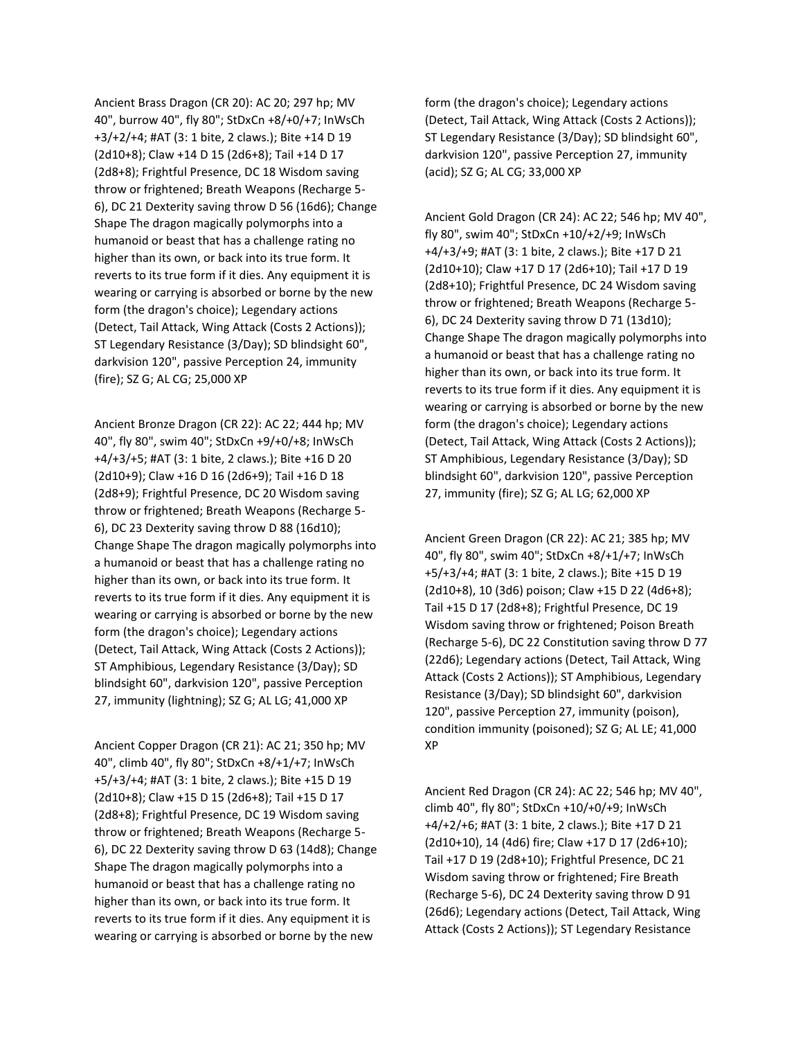Ancient Brass Dragon (CR 20): AC 20; 297 hp; MV 40", burrow 40", fly 80"; StDxCn +8/+0/+7; InWsCh +3/+2/+4; #AT (3: 1 bite, 2 claws.); Bite +14 D 19 (2d10+8); Claw +14 D 15 (2d6+8); Tail +14 D 17 (2d8+8); Frightful Presence, DC 18 Wisdom saving throw or frightened; Breath Weapons (Recharge 5-6), DC 21 Dexterity saving throw D 56 (16d6); Change Shape The dragon magically polymorphs into a humanoid or beast that has a challenge rating no higher than its own, or back into its true form. It reverts to its true form if it dies. Any equipment it is wearing or carrying is absorbed or borne by the new form (the dragon's choice); Legendary actions (Detect, Tail Attack, Wing Attack (Costs 2 Actions)); ST Legendary Resistance (3/Day); SD blindsight 60", darkvision 120", passive Perception 24, immunity (fire); SZ G; AL CG; 25,000 XP

Ancient Bronze Dragon (CR 22): AC 22; 444 hp; MV 40", fly 80", swim 40"; StDxCn +9/+0/+8; InWsCh +4/+3/+5; #AT (3: 1 bite, 2 claws.); Bite +16 D 20 (2d10+9); Claw +16 D 16 (2d6+9); Tail +16 D 18 (2d8+9); Frightful Presence, DC 20 Wisdom saving throw or frightened; Breath Weapons (Recharge 5-6), DC 23 Dexterity saving throw D 88 (16d10); Change Shape The dragon magically polymorphs into a humanoid or beast that has a challenge rating no higher than its own, or back into its true form. It reverts to its true form if it dies. Any equipment it is wearing or carrying is absorbed or borne by the new form (the dragon's choice); Legendary actions (Detect, Tail Attack, Wing Attack (Costs 2 Actions)); ST Amphibious, Legendary Resistance (3/Day); SD blindsight 60", darkvision 120", passive Perception 27, immunity (lightning); SZ G; AL LG; 41,000 XP

Ancient Copper Dragon (CR 21): AC 21; 350 hp; MV 40", climb 40", fly 80"; StDxCn +8/+1/+7; InWsCh +5/+3/+4; #AT (3: 1 bite, 2 claws.); Bite +15 D 19 (2d10+8); Claw +15 D 15 (2d6+8); Tail +15 D 17 (2d8+8); Frightful Presence, DC 19 Wisdom saving throw or frightened; Breath Weapons (Recharge 5-6), DC 22 Dexterity saving throw D 63 (14d8); Change Shape The dragon magically polymorphs into a humanoid or beast that has a challenge rating no higher than its own, or back into its true form. It reverts to its true form if it dies. Any equipment it is wearing or carrying is absorbed or borne by the new form (the dragon's choice); Legendary actions (Detect, Tail Attack, Wing Attack (Costs 2 Actions)); ST Legendary Resistance (3/Day); SD blindsight 60", darkvision 120", passive Perception 27, immunity (acid); SZ G; AL CG; 33,000 XP

Ancient Gold Dragon (CR 24): AC 22; 546 hp; MV 40", fly 80", swim 40"; StDxCn +10/+2/+9; InWsCh +4/+3/+9; #AT (3: 1 bite, 2 claws.); Bite +17 D 21 (2d10+10); Claw +17 D 17 (2d6+10); Tail +17 D 19 (2d8+10); Frightful Presence, DC 24 Wisdom saving throw or frightened; Breath Weapons (Recharge 5-6), DC 24 Dexterity saving throw D 71 (13d10); Change Shape The dragon magically polymorphs into a humanoid or beast that has a challenge rating no higher than its own, or back into its true form. It reverts to its true form if it dies. Any equipment it is wearing or carrying is absorbed or borne by the new form (the dragon's choice); Legendary actions (Detect, Tail Attack, Wing Attack (Costs 2 Actions)); ST Amphibious, Legendary Resistance (3/Day); SD blindsight 60", darkvision 120", passive Perception 27, immunity (fire); SZ G; AL LG; 62,000 XP

Ancient Green Dragon (CR 22): AC 21; 385 hp; MV 40", fly 80", swim 40"; StDxCn +8/+1/+7; InWsCh +5/+3/+4; #AT (3: 1 bite, 2 claws.); Bite +15 D 19 (2d10+8), 10 (3d6) poison; Claw +15 D 22 (4d6+8); Tail +15 D 17 (2d8+8); Frightful Presence, DC 19 Wisdom saving throw or frightened; Poison Breath (Recharge 5-6), DC 22 Constitution saving throw D 77 (22d6); Legendary actions (Detect, Tail Attack, Wing Attack (Costs 2 Actions)); ST Amphibious, Legendary Resistance (3/Day); SD blindsight 60", darkvision 120", passive Perception 27, immunity (poison), condition immunity (poisoned); SZ G; AL LE; 41,000 XP

Ancient Red Dragon (CR 24): AC 22; 546 hp; MV 40", climb 40", fly 80"; StDxCn +10/+0/+9; InWsCh +4/+2/+6; #AT (3: 1 bite, 2 claws.); Bite +17 D 21 (2d10+10), 14 (4d6) fire; Claw +17 D 17 (2d6+10); Tail +17 D 19 (2d8+10); Frightful Presence, DC 21 Wisdom saving throw or frightened; Fire Breath (Recharge 5-6), DC 24 Dexterity saving throw D 91 (26d6); Legendary actions (Detect, Tail Attack, Wing Attack (Costs 2 Actions)); ST Legendary Resistance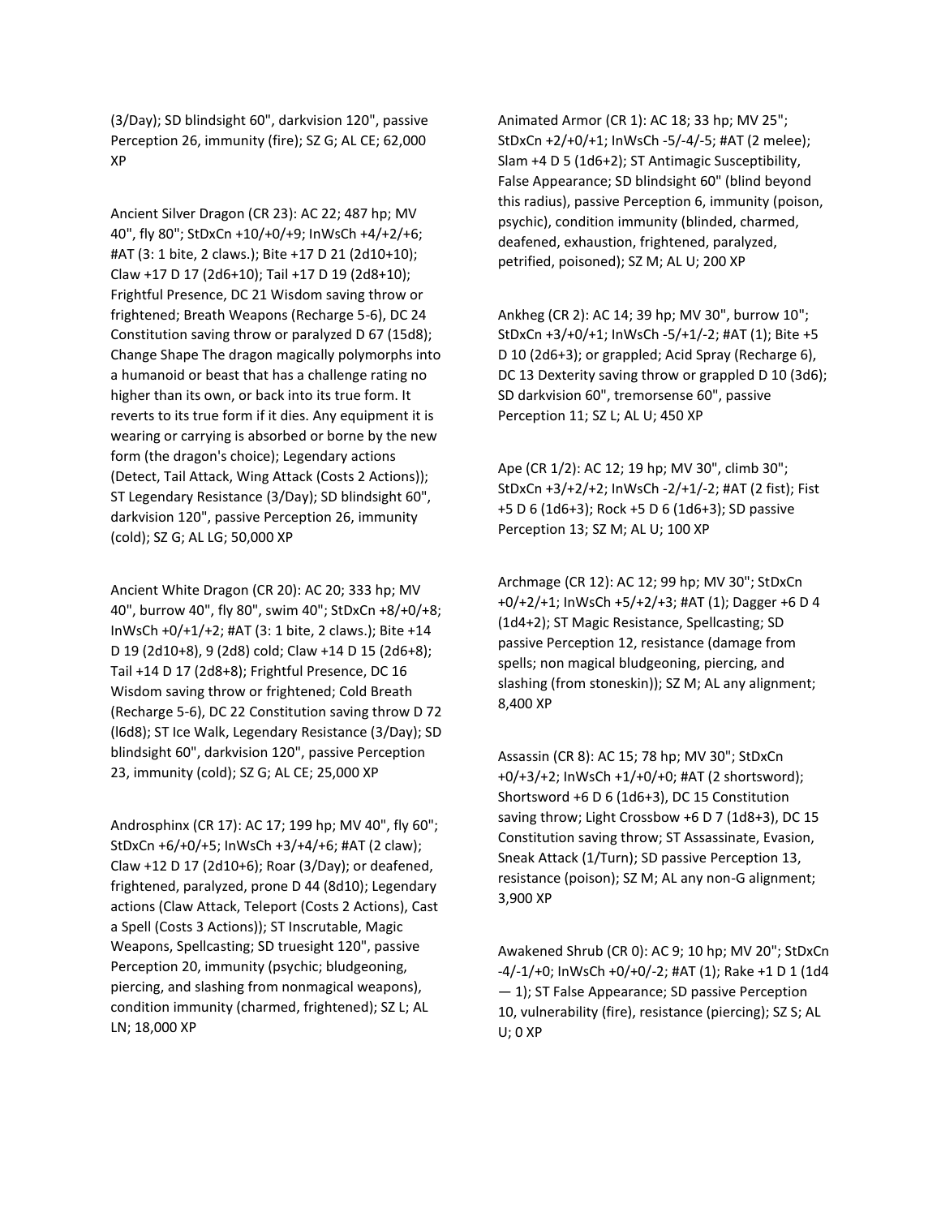(3/Day); SD blindsight 60", darkvision 120", passive Perception 26, immunity (fire); SZ G; AL CE; 62,000 XP

Ancient Silver Dragon (CR 23): AC 22; 487 hp; MV 40", fly 80"; StDxCn +10/+0/+9; InWsCh +4/+2/+6; #AT (3: 1 bite, 2 claws.); Bite +17 D 21 (2d10+10); Claw +17 D 17 (2d6+10); Tail +17 D 19 (2d8+10); Frightful Presence, DC 21 Wisdom saving throw or frightened; Breath Weapons (Recharge 5-6), DC 24 Constitution saving throw or paralyzed D 67 (15d8); Change Shape The dragon magically polymorphs into a humanoid or beast that has a challenge rating no higher than its own, or back into its true form. It reverts to its true form if it dies. Any equipment it is wearing or carrying is absorbed or borne by the new form (the dragon's choice); Legendary actions (Detect, Tail Attack, Wing Attack (Costs 2 Actions)); ST Legendary Resistance (3/Day); SD blindsight 60", darkvision 120", passive Perception 26, immunity (cold); SZ G; AL LG; 50,000 XP

Ancient White Dragon (CR 20): AC 20; 333 hp; MV 40", burrow 40", fly 80", swim 40"; StDxCn +8/+0/+8; InWsCh +0/+1/+2; #AT (3: 1 bite, 2 claws.); Bite +14 D 19 (2d10+8), 9 (2d8) cold; Claw +14 D 15 (2d6+8); Tail +14 D 17 (2d8+8); Frightful Presence, DC 16 Wisdom saving throw or frightened; Cold Breath (Recharge 5-6), DC 22 Constitution saving throw D 72 (l6d8); ST Ice Walk, Legendary Resistance (3/Day); SD blindsight 60", darkvision 120", passive Perception 23, immunity (cold); SZ G; AL CE; 25,000 XP

Androsphinx (CR 17): AC 17; 199 hp; MV 40", fly 60"; StDxCn +6/+0/+5; InWsCh +3/+4/+6; #AT (2 claw); Claw +12 D 17 (2d10+6); Roar (3/Day); or deafened, frightened, paralyzed, prone D 44 (8d10); Legendary actions (Claw Attack, Teleport (Costs 2 Actions), Cast a Spell (Costs 3 Actions)); ST Inscrutable, Magic Weapons, Spellcasting; SD truesight 120", passive Perception 20, immunity (psychic; bludgeoning, piercing, and slashing from nonmagical weapons), condition immunity (charmed, frightened); SZ L; AL LN; 18,000 XP

Animated Armor (CR 1): AC 18; 33 hp; MV 25"; StDxCn +2/+0/+1; InWsCh -5/-4/-5; #AT (2 melee); Slam +4 D 5 (1d6+2); ST Antimagic Susceptibility, False Appearance; SD blindsight 60" (blind beyond this radius), passive Perception 6, immunity (poison, psychic), condition immunity (blinded, charmed, deafened, exhaustion, frightened, paralyzed, petrified, poisoned); SZ M; AL U; 200 XP

Ankheg (CR 2): AC 14; 39 hp; MV 30", burrow 10"; StDxCn +3/+0/+1; InWsCh -5/+1/-2; #AT (1); Bite +5 D 10 (2d6+3); or grappled; Acid Spray (Recharge 6), DC 13 Dexterity saving throw or grappled D 10 (3d6); SD darkvision 60", tremorsense 60", passive Perception 11; SZ L; AL U; 450 XP

Ape (CR 1/2): AC 12; 19 hp; MV 30", climb 30"; StDxCn +3/+2/+2; InWsCh -2/+1/-2; #AT (2 fist); Fist +5 D 6 (1d6+3); Rock +5 D 6 (1d6+3); SD passive Perception 13; SZ M; AL U; 100 XP

Archmage (CR 12): AC 12; 99 hp; MV 30"; StDxCn +0/+2/+1; InWsCh +5/+2/+3; #AT (1); Dagger +6 D 4 (1d4+2); ST Magic Resistance, Spellcasting; SD passive Perception 12, resistance (damage from spells; non magical bludgeoning, piercing, and slashing (from stoneskin)); SZ M; AL any alignment; 8,400 XP

Assassin (CR 8): AC 15; 78 hp; MV 30"; StDxCn +0/+3/+2; InWsCh +1/+0/+0; #AT (2 shortsword); Shortsword +6 D 6 (1d6+3), DC 15 Constitution saving throw; Light Crossbow +6 D 7 (1d8+3), DC 15 Constitution saving throw; ST Assassinate, Evasion, Sneak Attack (1/Turn); SD passive Perception 13, resistance (poison); SZ M; AL any non-G alignment; 3,900 XP

Awakened Shrub (CR 0): AC 9; 10 hp; MV 20"; StDxCn -4/-1/+0; InWsCh +0/+0/-2; #AT (1); Rake +1 D 1 (1d4 — 1); ST False Appearance; SD passive Perception 10, vulnerability (fire), resistance (piercing); SZ S; AL U; 0 XP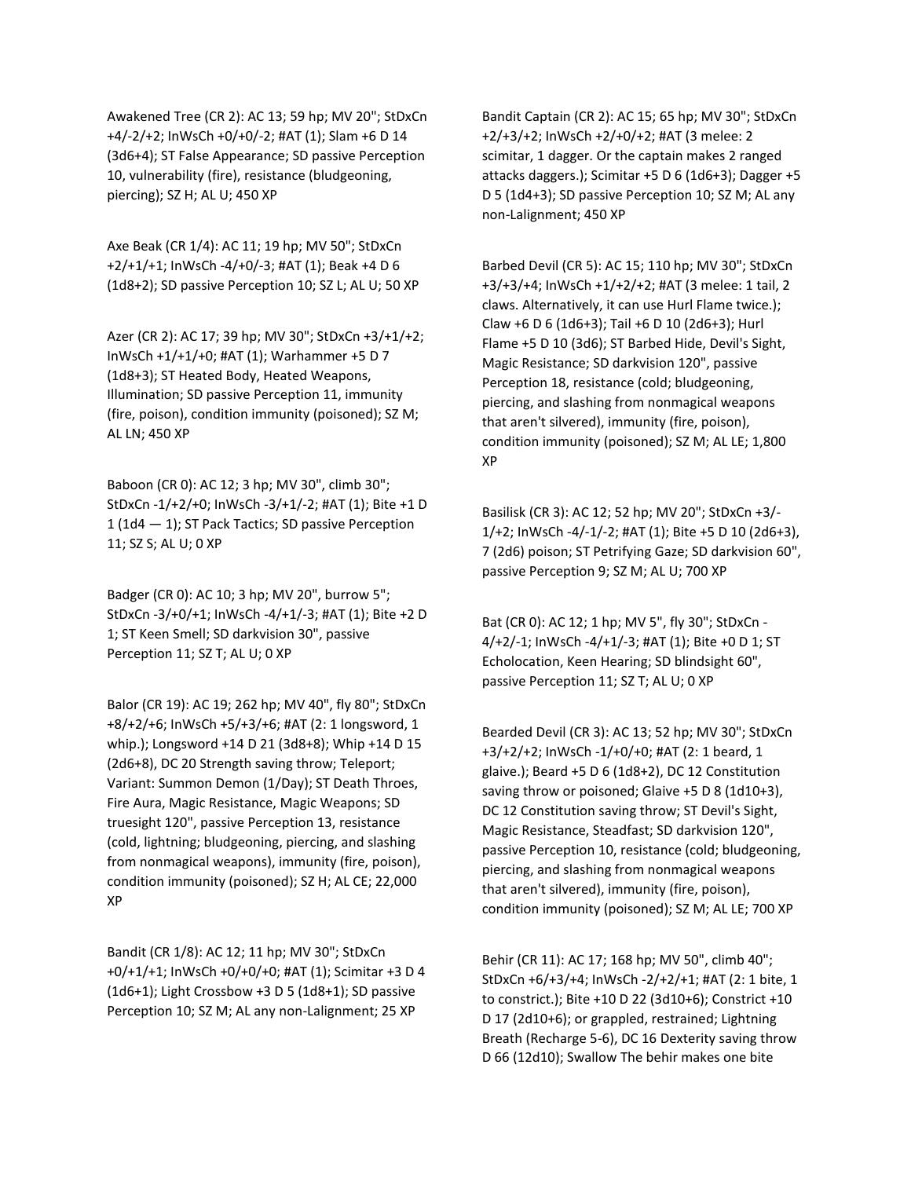Awakened Tree (CR 2): AC 13; 59 hp; MV 20"; StDxCn +4/-2/+2; InWsCh +0/+0/-2; #AT (1); Slam +6 D 14 (3d6+4); ST False Appearance; SD passive Perception 10, vulnerability (fire), resistance (bludgeoning, piercing); SZ H; AL U; 450 XP

Axe Beak (CR 1/4): AC 11; 19 hp; MV 50"; StDxCn +2/+1/+1; InWsCh -4/+0/-3; #AT (1); Beak +4 D 6 (1d8+2); SD passive Perception 10; SZ L; AL U; 50 XP

Azer (CR 2): AC 17; 39 hp; MV 30"; StDxCn +3/+1/+2; InWsCh +1/+1/+0; #AT (1); Warhammer +5 D 7 (1d8+3); ST Heated Body, Heated Weapons, Illumination; SD passive Perception 11, immunity (fire, poison), condition immunity (poisoned); SZ M; AL LN; 450 XP

Baboon (CR 0): AC 12; 3 hp; MV 30", climb 30"; StDxCn -1/+2/+0; InWsCh -3/+1/-2; #AT (1); Bite +1 D 1 (1d4 — 1); ST Pack Tactics; SD passive Perception 11; SZ S; AL U; 0 XP

Badger (CR 0): AC 10; 3 hp; MV 20", burrow 5"; StDxCn -3/+0/+1; InWsCh -4/+1/-3; #AT (1); Bite +2 D 1; ST Keen Smell; SD darkvision 30", passive Perception 11; SZ T; AL U; 0 XP

Balor (CR 19): AC 19; 262 hp; MV 40", fly 80"; StDxCn +8/+2/+6; InWsCh +5/+3/+6; #AT (2: 1 longsword, 1 whip.); Longsword +14 D 21 (3d8+8); Whip +14 D 15 (2d6+8), DC 20 Strength saving throw; Teleport; Variant: Summon Demon (1/Day); ST Death Throes, Fire Aura, Magic Resistance, Magic Weapons; SD truesight 120", passive Perception 13, resistance (cold, lightning; bludgeoning, piercing, and slashing from nonmagical weapons), immunity (fire, poison), condition immunity (poisoned); SZ H; AL CE; 22,000 XP

Bandit (CR 1/8): AC 12; 11 hp; MV 30"; StDxCn +0/+1/+1; InWsCh +0/+0/+0; #AT (1); Scimitar +3 D 4 (1d6+1); Light Crossbow +3 D 5 (1d8+1); SD passive Perception 10; SZ M; AL any non-Lalignment; 25 XP

Bandit Captain (CR 2): AC 15; 65 hp; MV 30"; StDxCn +2/+3/+2; InWsCh +2/+0/+2; #AT (3 melee: 2 scimitar, 1 dagger. Or the captain makes 2 ranged attacks daggers.); Scimitar +5 D 6 (1d6+3); Dagger +5 D 5 (1d4+3); SD passive Perception 10; SZ M; AL any non-Lalignment; 450 XP

Barbed Devil (CR 5): AC 15; 110 hp; MV 30"; StDxCn +3/+3/+4; InWsCh +1/+2/+2; #AT (3 melee: 1 tail, 2 claws. Alternatively, it can use Hurl Flame twice.); Claw +6 D 6 (1d6+3); Tail +6 D 10 (2d6+3); Hurl Flame +5 D 10 (3d6); ST Barbed Hide, Devil's Sight, Magic Resistance; SD darkvision 120", passive Perception 18, resistance (cold; bludgeoning, piercing, and slashing from nonmagical weapons that aren't silvered), immunity (fire, poison), condition immunity (poisoned); SZ M; AL LE; 1,800 XP

Basilisk (CR 3): AC 12; 52 hp; MV 20"; StDxCn +3/-1/+2; InWsCh -4/-1/-2; #AT (1); Bite +5 D 10 (2d6+3), 7 (2d6) poison; ST Petrifying Gaze; SD darkvision 60", passive Perception 9; SZ M; AL U; 700 XP

Bat (CR 0): AC 12; 1 hp; MV 5", fly 30"; StDxCn -4/+2/-1; InWsCh -4/+1/-3; #AT (1); Bite +0 D 1; ST Echolocation, Keen Hearing; SD blindsight 60", passive Perception 11; SZ T; AL U; 0 XP

Bearded Devil (CR 3): AC 13; 52 hp; MV 30"; StDxCn +3/+2/+2; InWsCh -1/+0/+0; #AT (2: 1 beard, 1 glaive.); Beard +5 D 6 (1d8+2), DC 12 Constitution saving throw or poisoned; Glaive +5 D 8 (1d10+3), DC 12 Constitution saving throw; ST Devil's Sight, Magic Resistance, Steadfast; SD darkvision 120", passive Perception 10, resistance (cold; bludgeoning, piercing, and slashing from nonmagical weapons that aren't silvered), immunity (fire, poison), condition immunity (poisoned); SZ M; AL LE; 700 XP

Behir (CR 11): AC 17; 168 hp; MV 50", climb 40"; StDxCn +6/+3/+4; InWsCh -2/+2/+1; #AT (2: 1 bite, 1 to constrict.); Bite +10 D 22 (3d10+6); Constrict +10 D 17 (2d10+6); or grappled, restrained; Lightning Breath (Recharge 5-6), DC 16 Dexterity saving throw D 66 (12d10); Swallow The behir makes one bite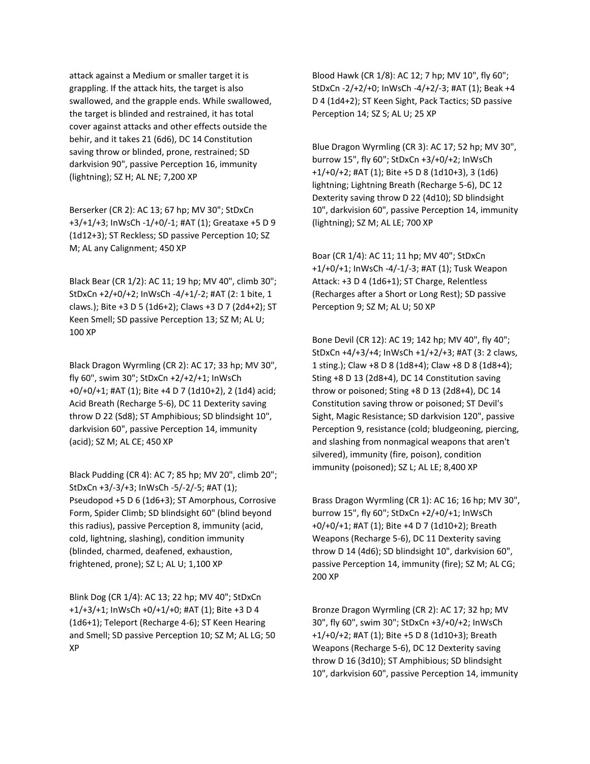attack against a Medium or smaller target it is grappling. If the attack hits, the target is also swallowed, and the grapple ends. While swallowed, the target is blinded and restrained, it has total cover against attacks and other effects outside the behir, and it takes 21 (6d6), DC 14 Constitution saving throw or blinded, prone, restrained; SD darkvision 90", passive Perception 16, immunity (lightning); SZ H; AL NE; 7,200 XP

Berserker (CR 2): AC 13; 67 hp; MV 30"; StDxCn +3/+1/+3; InWsCh -1/+0/-1; #AT (1); Greataxe +5 D 9 (1d12+3); ST Reckless; SD passive Perception 10; SZ M; AL any Calignment; 450 XP

Black Bear (CR 1/2): AC 11; 19 hp; MV 40", climb 30"; StDxCn +2/+0/+2; InWsCh -4/+1/-2; #AT (2: 1 bite, 1 claws.); Bite +3 D 5 (1d6+2); Claws +3 D 7 (2d4+2); ST Keen Smell; SD passive Perception 13; SZ M; AL U; 100 XP

Black Dragon Wyrmling (CR 2): AC 17; 33 hp; MV 30", fly 60", swim 30"; StDxCn +2/+2/+1; InWsCh +0/+0/+1; #AT (1); Bite +4 D 7 (1d10+2), 2 (1d4) acid; Acid Breath (Recharge 5-6), DC 11 Dexterity saving throw D 22 (Sd8); ST Amphibious; SD blindsight 10", darkvision 60", passive Perception 14, immunity (acid); SZ M; AL CE; 450 XP

Black Pudding (CR 4): AC 7; 85 hp; MV 20", climb 20"; StDxCn +3/-3/+3; InWsCh -5/-2/-5; #AT (1); Pseudopod +5 D 6 (1d6+3); ST Amorphous, Corrosive Form, Spider Climb; SD blindsight 60" (blind beyond this radius), passive Perception 8, immunity (acid, cold, lightning, slashing), condition immunity (blinded, charmed, deafened, exhaustion, frightened, prone); SZ L; AL U; 1,100 XP

Blink Dog (CR 1/4): AC 13; 22 hp; MV 40"; StDxCn +1/+3/+1; InWsCh +0/+1/+0; #AT (1); Bite +3 D 4 (1d6+1); Teleport (Recharge 4-6); ST Keen Hearing and Smell; SD passive Perception 10; SZ M; AL LG; 50 XP

Blood Hawk (CR 1/8): AC 12; 7 hp; MV 10", fly 60"; StDxCn -2/+2/+0; InWsCh -4/+2/-3; #AT (1); Beak +4 D 4 (1d4+2); ST Keen Sight, Pack Tactics; SD passive Perception 14; SZ S; AL U; 25 XP

Blue Dragon Wyrmling (CR 3): AC 17; 52 hp; MV 30", burrow 15", fly 60"; StDxCn +3/+0/+2; InWsCh +1/+0/+2; #AT (1); Bite +5 D 8 (1d10+3), 3 (1d6) lightning; Lightning Breath (Recharge 5-6), DC 12 Dexterity saving throw D 22 (4d10); SD blindsight 10", darkvision 60", passive Perception 14, immunity (lightning); SZ M; AL LE; 700 XP

Boar (CR 1/4): AC 11; 11 hp; MV 40"; StDxCn +1/+0/+1; InWsCh -4/-1/-3; #AT (1); Tusk Weapon Attack: +3 D 4 (1d6+1); ST Charge, Relentless (Recharges after a Short or Long Rest); SD passive Perception 9; SZ M; AL U; 50 XP

Bone Devil (CR 12): AC 19; 142 hp; MV 40", fly 40"; StDxCn +4/+3/+4; InWsCh +1/+2/+3; #AT (3: 2 claws, 1 sting.); Claw +8 D 8 (1d8+4); Claw +8 D 8 (1d8+4); Sting +8 D 13 (2d8+4), DC 14 Constitution saving throw or poisoned; Sting +8 D 13 (2d8+4), DC 14 Constitution saving throw or poisoned; ST Devil's Sight, Magic Resistance; SD darkvision 120", passive Perception 9, resistance (cold; bludgeoning, piercing, and slashing from nonmagical weapons that aren't silvered), immunity (fire, poison), condition immunity (poisoned); SZ L; AL LE; 8,400 XP

Brass Dragon Wyrmling (CR 1): AC 16; 16 hp; MV 30", burrow 15", fly 60"; StDxCn +2/+0/+1; InWsCh +0/+0/+1; #AT (1); Bite +4 D 7 (1d10+2); Breath Weapons (Recharge 5-6), DC 11 Dexterity saving throw D 14 (4d6); SD blindsight 10", darkvision 60", passive Perception 14, immunity (fire); SZ M; AL CG; 200 XP

Bronze Dragon Wyrmling (CR 2): AC 17; 32 hp; MV 30", fly 60", swim 30"; StDxCn +3/+0/+2; InWsCh +1/+0/+2; #AT (1); Bite +5 D 8 (1d10+3); Breath Weapons (Recharge 5-6), DC 12 Dexterity saving throw D 16 (3d10); ST Amphibious; SD blindsight 10", darkvision 60", passive Perception 14, immunity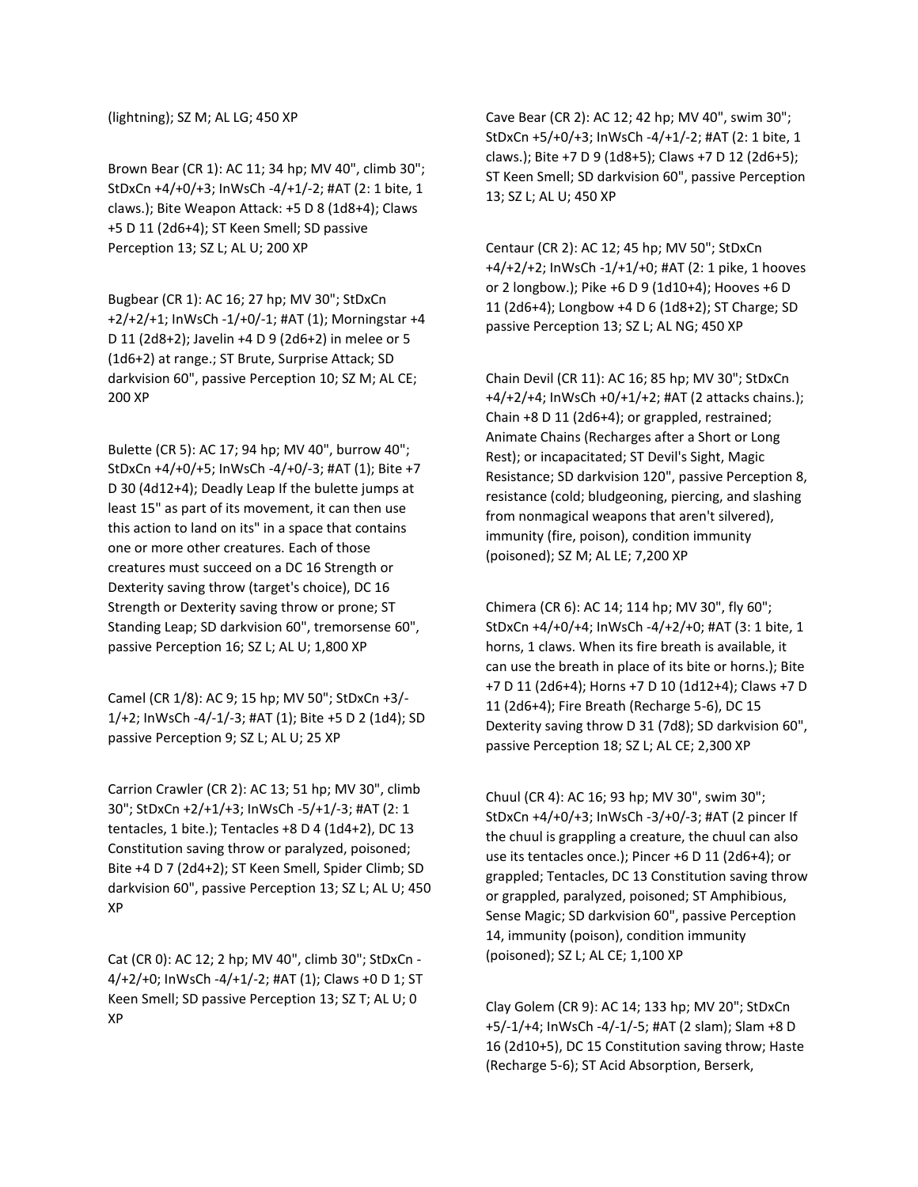(lightning); SZ M; AL LG; 450 XP

Brown Bear (CR 1): AC 11; 34 hp; MV 40", climb 30"; StDxCn +4/+0/+3; InWsCh -4/+1/-2; #AT (2: 1 bite, 1 claws.); Bite Weapon Attack: +5 D 8 (1d8+4); Claws +5 D 11 (2d6+4); ST Keen Smell; SD passive Perception 13; SZ L; AL U; 200 XP

Bugbear (CR 1): AC 16; 27 hp; MV 30"; StDxCn +2/+2/+1; InWsCh -1/+0/-1; #AT (1); Morningstar +4 D 11 (2d8+2); Javelin +4 D 9 (2d6+2) in melee or 5 (1d6+2) at range.; ST Brute, Surprise Attack; SD darkvision 60", passive Perception 10; SZ M; AL CE; 200 XP

Bulette (CR 5): AC 17; 94 hp; MV 40", burrow 40"; StDxCn +4/+0/+5; InWsCh -4/+0/-3; #AT (1); Bite +7 D 30 (4d12+4); Deadly Leap If the bulette jumps at least 15" as part of its movement, it can then use this action to land on its" in a space that contains one or more other creatures. Each of those creatures must succeed on a DC 16 Strength or Dexterity saving throw (target's choice), DC 16 Strength or Dexterity saving throw or prone; ST Standing Leap; SD darkvision 60", tremorsense 60", passive Perception 16; SZ L; AL U; 1,800 XP

Camel (CR 1/8): AC 9; 15 hp; MV 50"; StDxCn +3/-1/+2; InWsCh -4/-1/-3; #AT (1); Bite +5 D 2 (1d4); SD passive Perception 9; SZ L; AL U; 25 XP

Carrion Crawler (CR 2): AC 13; 51 hp; MV 30", climb 30"; StDxCn +2/+1/+3; InWsCh -5/+1/-3; #AT (2: 1 tentacles, 1 bite.); Tentacles +8 D 4 (1d4+2), DC 13 Constitution saving throw or paralyzed, poisoned; Bite +4 D 7 (2d4+2); ST Keen Smell, Spider Climb; SD darkvision 60", passive Perception 13; SZ L; AL U; 450 XP

Cat (CR 0): AC 12; 2 hp; MV 40", climb 30"; StDxCn -4/+2/+0; InWsCh -4/+1/-2; #AT (1); Claws +0 D 1; ST Keen Smell; SD passive Perception 13; SZ T; AL U; 0 XP

Cave Bear (CR 2): AC 12; 42 hp; MV 40", swim 30"; StDxCn +5/+0/+3; InWsCh -4/+1/-2; #AT (2: 1 bite, 1 claws.); Bite +7 D 9 (1d8+5); Claws +7 D 12 (2d6+5); ST Keen Smell; SD darkvision 60", passive Perception 13; SZ L; AL U; 450 XP

Centaur (CR 2): AC 12; 45 hp; MV 50"; StDxCn +4/+2/+2; InWsCh -1/+1/+0; #AT (2: 1 pike, 1 hooves or 2 longbow.); Pike +6 D 9 (1d10+4); Hooves +6 D 11 (2d6+4); Longbow +4 D 6 (1d8+2); ST Charge; SD passive Perception 13; SZ L; AL NG; 450 XP

Chain Devil (CR 11): AC 16; 85 hp; MV 30"; StDxCn +4/+2/+4; InWsCh +0/+1/+2; #AT (2 attacks chains.); Chain +8 D 11 (2d6+4); or grappled, restrained; Animate Chains (Recharges after a Short or Long Rest); or incapacitated; ST Devil's Sight, Magic Resistance; SD darkvision 120", passive Perception 8, resistance (cold; bludgeoning, piercing, and slashing from nonmagical weapons that aren't silvered), immunity (fire, poison), condition immunity (poisoned); SZ M; AL LE; 7,200 XP

Chimera (CR 6): AC 14; 114 hp; MV 30", fly 60"; StDxCn +4/+0/+4; InWsCh -4/+2/+0; #AT (3: 1 bite, 1 horns, 1 claws. When its fire breath is available, it can use the breath in place of its bite or horns.); Bite +7 D 11 (2d6+4); Horns +7 D 10 (1d12+4); Claws +7 D 11 (2d6+4); Fire Breath (Recharge 5-6), DC 15 Dexterity saving throw D 31 (7d8); SD darkvision 60", passive Perception 18; SZ L; AL CE; 2,300 XP

Chuul (CR 4): AC 16; 93 hp; MV 30", swim 30"; StDxCn +4/+0/+3; InWsCh -3/+0/-3; #AT (2 pincer If the chuul is grappling a creature, the chuul can also use its tentacles once.); Pincer +6 D 11 (2d6+4); or grappled; Tentacles, DC 13 Constitution saving throw or grappled, paralyzed, poisoned; ST Amphibious, Sense Magic; SD darkvision 60", passive Perception 14, immunity (poison), condition immunity (poisoned); SZ L; AL CE; 1,100 XP

Clay Golem (CR 9): AC 14; 133 hp; MV 20"; StDxCn +5/-1/+4; InWsCh -4/-1/-5; #AT (2 slam); Slam +8 D 16 (2d10+5), DC 15 Constitution saving throw; Haste (Recharge 5-6); ST Acid Absorption, Berserk,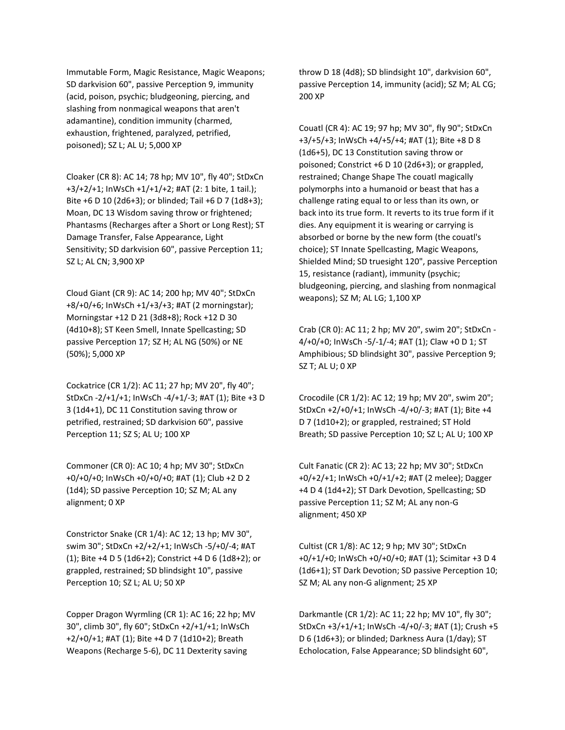Immutable Form, Magic Resistance, Magic Weapons; SD darkvision 60", passive Perception 9, immunity (acid, poison, psychic; bludgeoning, piercing, and slashing from nonmagical weapons that aren't adamantine), condition immunity (charmed, exhaustion, frightened, paralyzed, petrified, poisoned); SZ L; AL U; 5,000 XP

Cloaker (CR 8): AC 14; 78 hp; MV 10", fly 40"; StDxCn +3/+2/+1; InWsCh +1/+1/+2; #AT (2: 1 bite, 1 tail.); Bite +6 D 10 (2d6+3); or blinded; Tail +6 D 7 (1d8+3); Moan, DC 13 Wisdom saving throw or frightened; Phantasms (Recharges after a Short or Long Rest); ST Damage Transfer, False Appearance, Light Sensitivity; SD darkvision 60", passive Perception 11; SZ L; AL CN; 3,900 XP

Cloud Giant (CR 9): AC 14; 200 hp; MV 40"; StDxCn +8/+0/+6; InWsCh +1/+3/+3; #AT (2 morningstar); Morningstar +12 D 21 (3d8+8); Rock +12 D 30 (4d10+8); ST Keen Smell, Innate Spellcasting; SD passive Perception 17; SZ H; AL NG (50%) or NE (50%); 5,000 XP

Cockatrice (CR 1/2): AC 11; 27 hp; MV 20", fly 40"; StDxCn -2/+1/+1; InWsCh -4/+1/-3; #AT (1); Bite +3 D 3 (1d4+1), DC 11 Constitution saving throw or petrified, restrained; SD darkvision 60", passive Perception 11; SZ S; AL U; 100 XP

Commoner (CR 0): AC 10; 4 hp; MV 30"; StDxCn +0/+0/+0; InWsCh +0/+0/+0; #AT (1); Club +2 D 2 (1d4); SD passive Perception 10; SZ M; AL any alignment; 0 XP

Constrictor Snake (CR 1/4): AC 12; 13 hp; MV 30", swim 30"; StDxCn +2/+2/+1; InWsCh -5/+0/-4; #AT (1); Bite +4 D 5 (1d6+2); Constrict +4 D 6 (1d8+2); or grappled, restrained; SD blindsight 10", passive Perception 10; SZ L; AL U; 50 XP

Copper Dragon Wyrmling (CR 1): AC 16; 22 hp; MV 30", climb 30", fly 60"; StDxCn +2/+1/+1; InWsCh +2/+0/+1; #AT (1); Bite +4 D 7 (1d10+2); Breath Weapons (Recharge 5-6), DC 11 Dexterity saving throw D 18 (4d8); SD blindsight 10", darkvision 60", passive Perception 14, immunity (acid); SZ M; AL CG; 200 XP

Couatl (CR 4): AC 19; 97 hp; MV 30", fly 90"; StDxCn +3/+5/+3; InWsCh +4/+5/+4; #AT (1); Bite +8 D 8 (1d6+5), DC 13 Constitution saving throw or poisoned; Constrict +6 D 10 (2d6+3); or grappled, restrained; Change Shape The couatl magically polymorphs into a humanoid or beast that has a challenge rating equal to or less than its own, or back into its true form. It reverts to its true form if it dies. Any equipment it is wearing or carrying is absorbed or borne by the new form (the couatl's choice); ST Innate Spellcasting, Magic Weapons, Shielded Mind; SD truesight 120", passive Perception 15, resistance (radiant), immunity (psychic; bludgeoning, piercing, and slashing from nonmagical weapons); SZ M; AL LG; 1,100 XP

Crab (CR 0): AC 11; 2 hp; MV 20", swim 20"; StDxCn -4/+0/+0; InWsCh -5/-1/-4; #AT (1); Claw +0 D 1; ST Amphibious; SD blindsight 30", passive Perception 9; SZ T; AL U; 0 XP

Crocodile (CR 1/2): AC 12; 19 hp; MV 20", swim 20"; StDxCn +2/+0/+1; InWsCh -4/+0/-3; #AT (1); Bite +4 D 7 (1d10+2); or grappled, restrained; ST Hold Breath; SD passive Perception 10; SZ L; AL U; 100 XP

Cult Fanatic (CR 2): AC 13; 22 hp; MV 30"; StDxCn +0/+2/+1; InWsCh +0/+1/+2; #AT (2 melee); Dagger +4 D 4 (1d4+2); ST Dark Devotion, Spellcasting; SD passive Perception 11; SZ M; AL any non-G alignment; 450 XP

Cultist (CR 1/8): AC 12; 9 hp; MV 30"; StDxCn +0/+1/+0; InWsCh +0/+0/+0; #AT (1); Scimitar +3 D 4 (1d6+1); ST Dark Devotion; SD passive Perception 10; SZ M; AL any non-G alignment; 25 XP

Darkmantle (CR 1/2): AC 11; 22 hp; MV 10", fly 30"; StDxCn +3/+1/+1; InWsCh -4/+0/-3; #AT (1); Crush +5 D 6 (1d6+3); or blinded; Darkness Aura (1/day); ST Echolocation, False Appearance; SD blindsight 60",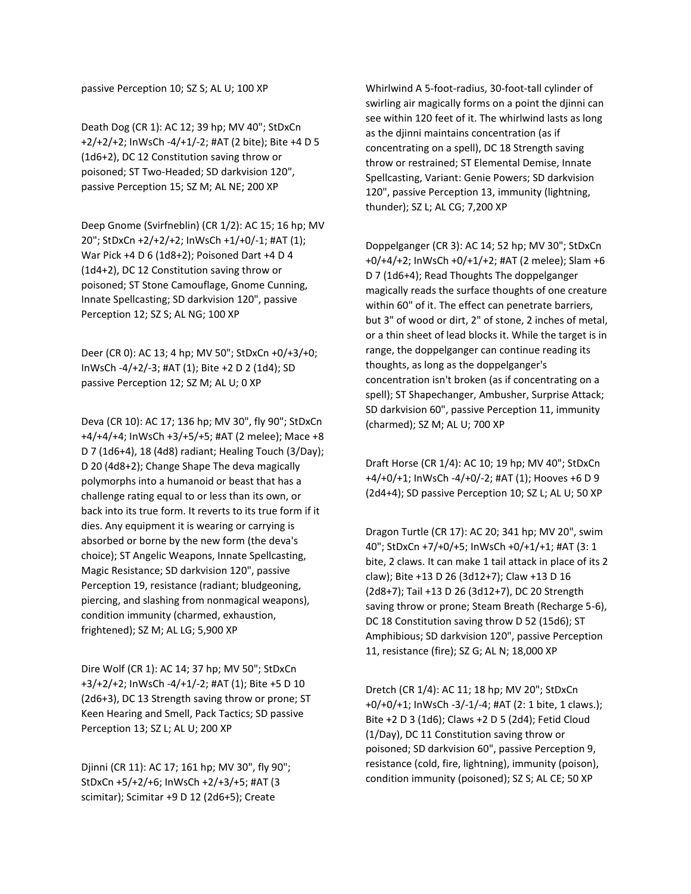passive Perception 10; SZ S; AL U; 100 XP

Death Dog (CR 1): AC 12; 39 hp; MV 40"; StDxCn +2/+2/+2; InWsCh -4/+1/-2; #AT (2 bite); Bite +4 D 5 (1d6+2), DC 12 Constitution saving throw or poisoned; ST Two-Headed; SD darkvision 120", passive Perception 15; SZ M; AL NE; 200 XP

Deep Gnome (Svirfneblin) (CR 1/2): AC 15; 16 hp; MV 20"; StDxCn +2/+2/+2; InWsCh +1/+0/-1; #AT (1); War Pick +4 D 6 (1d8+2); Poisoned Dart +4 D 4 (1d4+2), DC 12 Constitution saving throw or poisoned; ST Stone Camouflage, Gnome Cunning, Innate Spellcasting; SD darkvision 120", passive Perception 12; SZ S; AL NG; 100 XP

Deer (CR 0): AC 13; 4 hp; MV 50"; StDxCn +0/+3/+0; InWsCh -4/+2/-3; #AT (1); Bite +2 D 2 (1d4); SD passive Perception 12; SZ M; AL U; 0 XP

Deva (CR 10): AC 17; 136 hp; MV 30", fly 90"; StDxCn +4/+4/+4; InWsCh +3/+5/+5; #AT (2 melee); Mace +8 D 7 (1d6+4), 18 (4d8) radiant; Healing Touch (3/Day); D 20 (4d8+2); Change Shape The deva magically polymorphs into a humanoid or beast that has a challenge rating equal to or less than its own, or back into its true form. It reverts to its true form if it dies. Any equipment it is wearing or carrying is absorbed or borne by the new form (the deva's choice); ST Angelic Weapons, Innate Spellcasting, Magic Resistance; SD darkvision 120", passive Perception 19, resistance (radiant; bludgeoning, piercing, and slashing from nonmagical weapons), condition immunity (charmed, exhaustion, frightened); SZ M; AL LG; 5,900 XP

Dire Wolf (CR 1): AC 14; 37 hp; MV 50"; StDxCn +3/+2/+2; InWsCh -4/+1/-2; #AT (1); Bite +5 D 10 (2d6+3), DC 13 Strength saving throw or prone; ST Keen Hearing and Smell, Pack Tactics; SD passive Perception 13; SZ L; AL U; 200 XP

Djinni (CR 11): AC 17; 161 hp; MV 30", fly 90"; StDxCn +5/+2/+6; InWsCh +2/+3/+5; #AT (3 scimitar); Scimitar +9 D 12 (2d6+5); Create Whirlwind A 5-foot-radius, 30-foot-tall cylinder of swirling air magically forms on a point the djinni can see within 120 feet of it. The whirlwind lasts as long as the djinni maintains concentration (as if concentrating on a spell), DC 18 Strength saving throw or restrained; ST Elemental Demise, Innate Spellcasting, Variant: Genie Powers; SD darkvision 120", passive Perception 13, immunity (lightning, thunder); SZ L; AL CG; 7,200 XP

Doppelganger (CR 3): AC 14; 52 hp; MV 30"; StDxCn +0/+4/+2; InWsCh +0/+1/+2; #AT (2 melee); Slam +6 D 7 (1d6+4); Read Thoughts The doppelganger magically reads the surface thoughts of one creature within 60" of it. The effect can penetrate barriers, but 3" of wood or dirt, 2" of stone, 2 inches of metal, or a thin sheet of lead blocks it. While the target is in range, the doppelganger can continue reading its thoughts, as long as the doppelganger's concentration isn't broken (as if concentrating on a spell); ST Shapechanger, Ambusher, Surprise Attack; SD darkvision 60", passive Perception 11, immunity (charmed); SZ M; AL U; 700 XP

Draft Horse (CR 1/4): AC 10; 19 hp; MV 40"; StDxCn +4/+0/+1; InWsCh -4/+0/-2; #AT (1); Hooves +6 D 9 (2d4+4); SD passive Perception 10; SZ L; AL U; 50 XP

Dragon Turtle (CR 17): AC 20; 341 hp; MV 20", swim 40"; StDxCn +7/+0/+5; InWsCh +0/+1/+1; #AT (3: 1 bite, 2 claws. It can make 1 tail attack in place of its 2 claw); Bite +13 D 26 (3d12+7); Claw +13 D 16 (2d8+7); Tail +13 D 26 (3d12+7), DC 20 Strength saving throw or prone; Steam Breath (Recharge 5-6), DC 18 Constitution saving throw D 52 (15d6); ST Amphibious; SD darkvision 120", passive Perception 11, resistance (fire); SZ G; AL N; 18,000 XP

Dretch (CR 1/4): AC 11; 18 hp; MV 20"; StDxCn +0/+0/+1; InWsCh -3/-1/-4; #AT (2: 1 bite, 1 claws.); Bite +2 D 3 (1d6); Claws +2 D 5 (2d4); Fetid Cloud (1/Day), DC 11 Constitution saving throw or poisoned; SD darkvision 60", passive Perception 9, resistance (cold, fire, lightning), immunity (poison), condition immunity (poisoned); SZ S; AL CE; 50 XP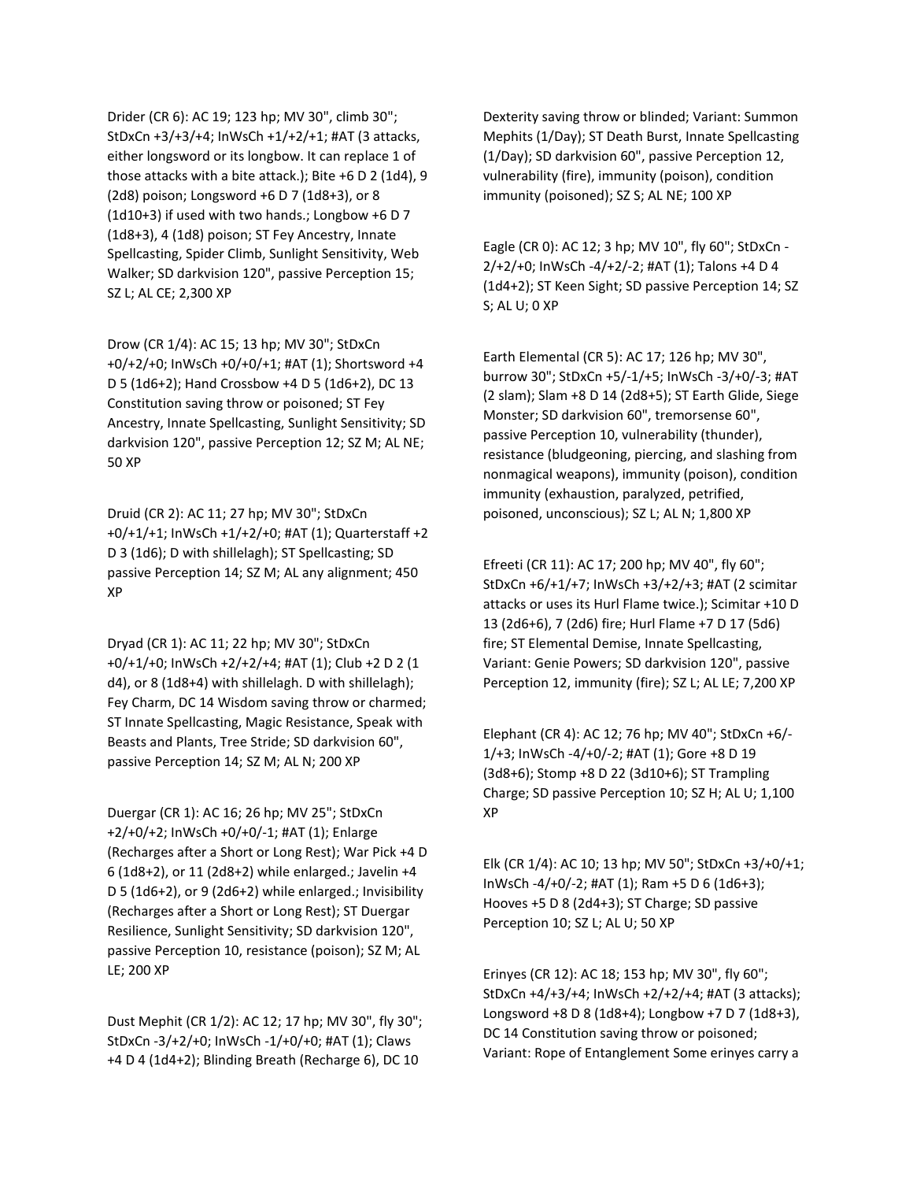Drider (CR 6): AC 19; 123 hp; MV 30", climb 30"; StDxCn +3/+3/+4; InWsCh +1/+2/+1; #AT (3 attacks, either longsword or its longbow. It can replace 1 of those attacks with a bite attack.); Bite +6 D 2 (1d4), 9 (2d8) poison; Longsword +6 D 7 (1d8+3), or 8 (1d10+3) if used with two hands.; Longbow +6 D 7 (1d8+3), 4 (1d8) poison; ST Fey Ancestry, Innate Spellcasting, Spider Climb, Sunlight Sensitivity, Web Walker; SD darkvision 120", passive Perception 15; SZ L; AL CE; 2,300 XP

Drow (CR 1/4): AC 15; 13 hp; MV 30"; StDxCn +0/+2/+0; InWsCh +0/+0/+1; #AT (1); Shortsword +4 D 5 (1d6+2); Hand Crossbow +4 D 5 (1d6+2), DC 13 Constitution saving throw or poisoned; ST Fey Ancestry, Innate Spellcasting, Sunlight Sensitivity; SD darkvision 120", passive Perception 12; SZ M; AL NE; 50 XP

Druid (CR 2): AC 11; 27 hp; MV 30"; StDxCn +0/+1/+1; InWsCh +1/+2/+0; #AT (1); Quarterstaff +2 D 3 (1d6); D with shillelagh); ST Spellcasting; SD passive Perception 14; SZ M; AL any alignment; 450 XP

Dryad (CR 1): AC 11; 22 hp; MV 30"; StDxCn +0/+1/+0; InWsCh +2/+2/+4; #AT (1); Club +2 D 2 (1 d4), or 8 (1d8+4) with shillelagh. D with shillelagh); Fey Charm, DC 14 Wisdom saving throw or charmed; ST Innate Spellcasting, Magic Resistance, Speak with Beasts and Plants, Tree Stride; SD darkvision 60", passive Perception 14; SZ M; AL N; 200 XP

Duergar (CR 1): AC 16; 26 hp; MV 25"; StDxCn +2/+0/+2; InWsCh +0/+0/-1; #AT (1); Enlarge (Recharges after a Short or Long Rest); War Pick +4 D 6 (1d8+2), or 11 (2d8+2) while enlarged.; Javelin +4 D 5 (1d6+2), or 9 (2d6+2) while enlarged.; Invisibility (Recharges after a Short or Long Rest); ST Duergar Resilience, Sunlight Sensitivity; SD darkvision 120", passive Perception 10, resistance (poison); SZ M; AL LE; 200 XP

Dust Mephit (CR 1/2): AC 12; 17 hp; MV 30", fly 30"; StDxCn -3/+2/+0; InWsCh -1/+0/+0; #AT (1); Claws +4 D 4 (1d4+2); Blinding Breath (Recharge 6), DC 10 Dexterity saving throw or blinded; Variant: Summon Mephits (1/Day); ST Death Burst, Innate Spellcasting (1/Day); SD darkvision 60", passive Perception 12, vulnerability (fire), immunity (poison), condition immunity (poisoned); SZ S; AL NE; 100 XP

Eagle (CR 0): AC 12; 3 hp; MV 10", fly 60"; StDxCn -2/+2/+0; InWsCh -4/+2/-2; #AT (1); Talons +4 D 4 (1d4+2); ST Keen Sight; SD passive Perception 14; SZ S; AL U; 0 XP

Earth Elemental (CR 5): AC 17; 126 hp; MV 30", burrow 30"; StDxCn +5/-1/+5; InWsCh -3/+0/-3; #AT (2 slam); Slam +8 D 14 (2d8+5); ST Earth Glide, Siege Monster; SD darkvision 60", tremorsense 60", passive Perception 10, vulnerability (thunder), resistance (bludgeoning, piercing, and slashing from nonmagical weapons), immunity (poison), condition immunity (exhaustion, paralyzed, petrified, poisoned, unconscious); SZ L; AL N; 1,800 XP

Efreeti (CR 11): AC 17; 200 hp; MV 40", fly 60"; StDxCn +6/+1/+7; InWsCh +3/+2/+3; #AT (2 scimitar attacks or uses its Hurl Flame twice.); Scimitar +10 D 13 (2d6+6), 7 (2d6) fire; Hurl Flame +7 D 17 (5d6) fire; ST Elemental Demise, Innate Spellcasting, Variant: Genie Powers; SD darkvision 120", passive Perception 12, immunity (fire); SZ L; AL LE; 7,200 XP

Elephant (CR 4): AC 12; 76 hp; MV 40"; StDxCn +6/-1/+3; InWsCh -4/+0/-2; #AT (1); Gore +8 D 19 (3d8+6); Stomp +8 D 22 (3d10+6); ST Trampling Charge; SD passive Perception 10; SZ H; AL U; 1,100 XP

Elk (CR 1/4): AC 10; 13 hp; MV 50"; StDxCn +3/+0/+1; InWsCh -4/+0/-2; #AT (1); Ram +5 D 6 (1d6+3); Hooves +5 D 8 (2d4+3); ST Charge; SD passive Perception 10; SZ L; AL U; 50 XP

Erinyes (CR 12): AC 18; 153 hp; MV 30", fly 60"; StDxCn +4/+3/+4; InWsCh +2/+2/+4; #AT (3 attacks); Longsword +8 D 8 (1d8+4); Longbow +7 D 7 (1d8+3), DC 14 Constitution saving throw or poisoned; Variant: Rope of Entanglement Some erinyes carry a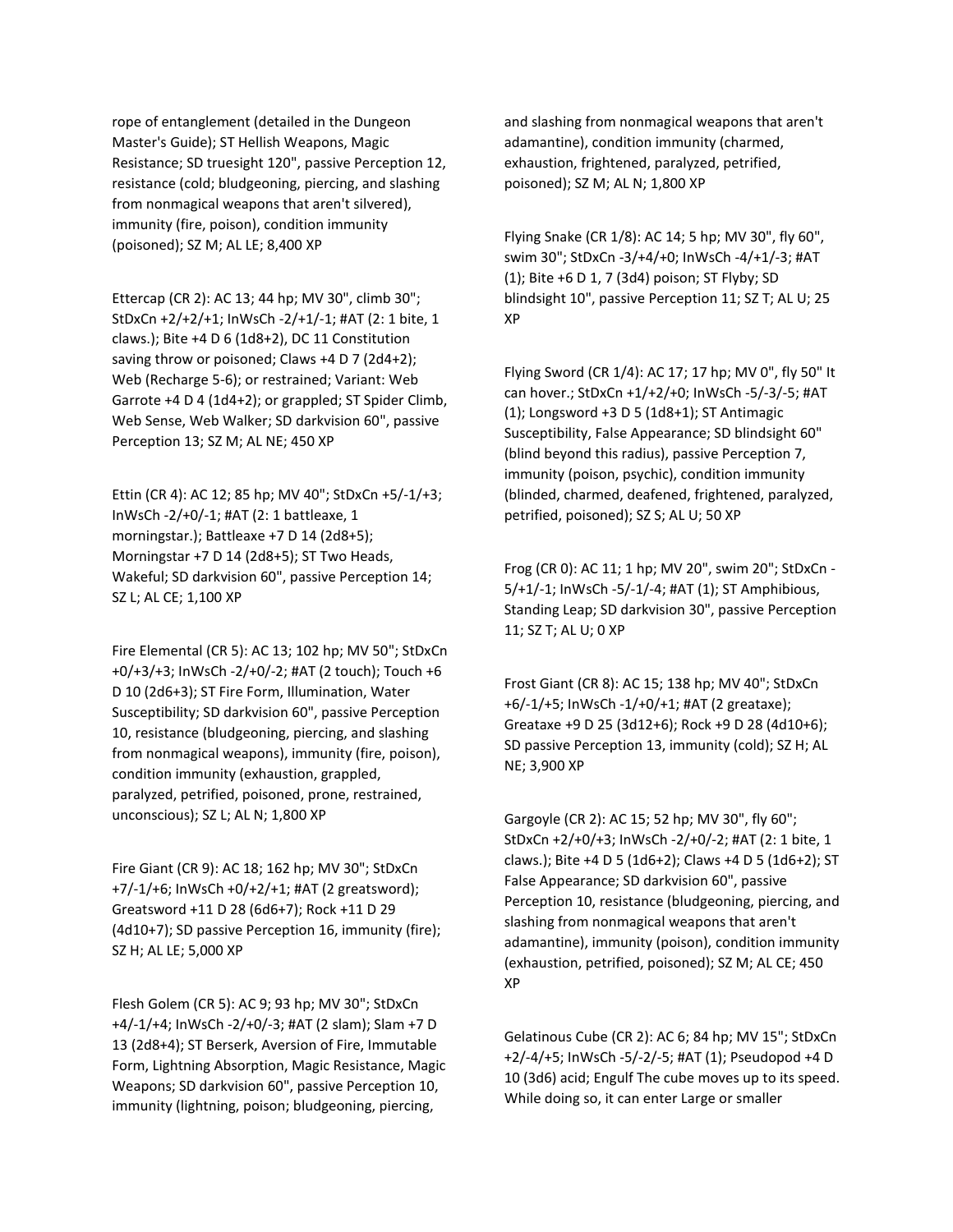rope of entanglement (detailed in the Dungeon Master's Guide); ST Hellish Weapons, Magic Resistance; SD truesight 120", passive Perception 12, resistance (cold; bludgeoning, piercing, and slashing from nonmagical weapons that aren't silvered), immunity (fire, poison), condition immunity (poisoned); SZ M; AL LE; 8,400 XP

Ettercap (CR 2): AC 13; 44 hp; MV 30", climb 30"; StDxCn +2/+2/+1; InWsCh -2/+1/-1; #AT (2: 1 bite, 1 claws.); Bite +4 D 6 (1d8+2), DC 11 Constitution saving throw or poisoned; Claws +4 D 7 (2d4+2); Web (Recharge 5-6); or restrained; Variant: Web Garrote +4 D 4 (1d4+2); or grappled; ST Spider Climb, Web Sense, Web Walker; SD darkvision 60", passive Perception 13; SZ M; AL NE; 450 XP

Ettin (CR 4): AC 12; 85 hp; MV 40"; StDxCn +5/-1/+3; InWsCh -2/+0/-1; #AT (2: 1 battleaxe, 1 morningstar.); Battleaxe +7 D 14 (2d8+5); Morningstar +7 D 14 (2d8+5); ST Two Heads, Wakeful; SD darkvision 60", passive Perception 14; SZ L; AL CE; 1,100 XP

Fire Elemental (CR 5): AC 13; 102 hp; MV 50"; StDxCn +0/+3/+3; InWsCh -2/+0/-2; #AT (2 touch); Touch +6 D 10 (2d6+3); ST Fire Form, Illumination, Water Susceptibility; SD darkvision 60", passive Perception 10, resistance (bludgeoning, piercing, and slashing from nonmagical weapons), immunity (fire, poison), condition immunity (exhaustion, grappled, paralyzed, petrified, poisoned, prone, restrained, unconscious); SZ L; AL N; 1,800 XP

Fire Giant (CR 9): AC 18; 162 hp; MV 30"; StDxCn +7/-1/+6; InWsCh +0/+2/+1; #AT (2 greatsword); Greatsword +11 D 28 (6d6+7); Rock +11 D 29 (4d10+7); SD passive Perception 16, immunity (fire); SZ H; AL LE; 5,000 XP

Flesh Golem (CR 5): AC 9; 93 hp; MV 30"; StDxCn +4/-1/+4; InWsCh -2/+0/-3; #AT (2 slam); Slam +7 D 13 (2d8+4); ST Berserk, Aversion of Fire, Immutable Form, Lightning Absorption, Magic Resistance, Magic Weapons; SD darkvision 60", passive Perception 10, immunity (lightning, poison; bludgeoning, piercing, and slashing from nonmagical weapons that aren't adamantine), condition immunity (charmed, exhaustion, frightened, paralyzed, petrified, poisoned); SZ M; AL N; 1,800 XP

Flying Snake (CR 1/8): AC 14; 5 hp; MV 30", fly 60", swim 30"; StDxCn -3/+4/+0; InWsCh -4/+1/-3; #AT (1); Bite +6 D 1, 7 (3d4) poison; ST Flyby; SD blindsight 10", passive Perception 11; SZ T; AL U; 25 XP

Flying Sword (CR 1/4): AC 17; 17 hp; MV 0", fly 50" It can hover.; StDxCn +1/+2/+0; InWsCh -5/-3/-5; #AT (1); Longsword +3 D 5 (1d8+1); ST Antimagic Susceptibility, False Appearance; SD blindsight 60" (blind beyond this radius), passive Perception 7, immunity (poison, psychic), condition immunity (blinded, charmed, deafened, frightened, paralyzed, petrified, poisoned); SZ S; AL U; 50 XP

Frog (CR 0): AC 11; 1 hp; MV 20", swim 20"; StDxCn -5/+1/-1; InWsCh -5/-1/-4; #AT (1); ST Amphibious, Standing Leap; SD darkvision 30", passive Perception 11; SZ T; AL U; 0 XP

Frost Giant (CR 8): AC 15; 138 hp; MV 40"; StDxCn +6/-1/+5; InWsCh -1/+0/+1; #AT (2 greataxe); Greataxe +9 D 25 (3d12+6); Rock +9 D 28 (4d10+6); SD passive Perception 13, immunity (cold); SZ H; AL NE; 3,900 XP

Gargoyle (CR 2): AC 15; 52 hp; MV 30", fly 60"; StDxCn +2/+0/+3; InWsCh -2/+0/-2; #AT (2: 1 bite, 1 claws.); Bite +4 D 5 (1d6+2); Claws +4 D 5 (1d6+2); ST False Appearance; SD darkvision 60", passive Perception 10, resistance (bludgeoning, piercing, and slashing from nonmagical weapons that aren't adamantine), immunity (poison), condition immunity (exhaustion, petrified, poisoned); SZ M; AL CE; 450 XP

Gelatinous Cube (CR 2): AC 6; 84 hp; MV 15"; StDxCn +2/-4/+5; InWsCh -5/-2/-5; #AT (1); Pseudopod +4 D 10 (3d6) acid; Engulf The cube moves up to its speed. While doing so, it can enter Large or smaller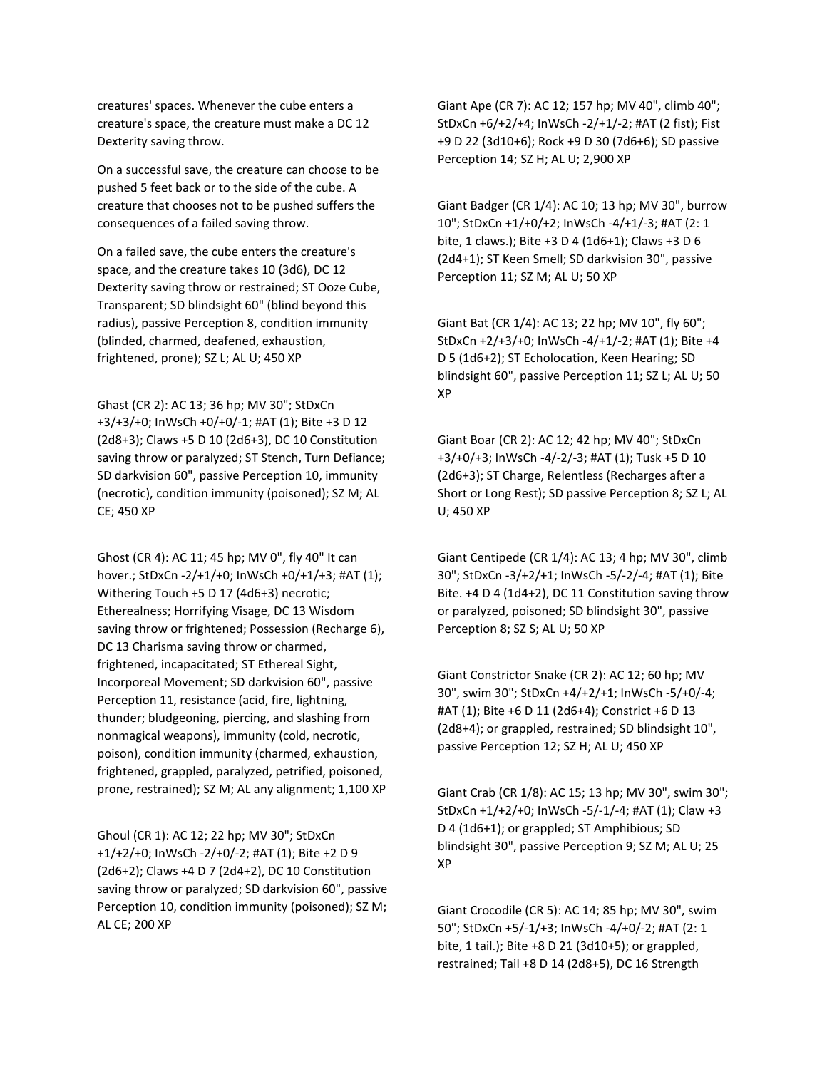creatures' spaces. Whenever the cube enters a creature's space, the creature must make a DC 12 Dexterity saving throw.

On a successful save, the creature can choose to be pushed 5 feet back or to the side of the cube. A creature that chooses not to be pushed suffers the consequences of a failed saving throw.

On a failed save, the cube enters the creature's space, and the creature takes 10 (3d6), DC 12 Dexterity saving throw or restrained; ST Ooze Cube, Transparent; SD blindsight 60" (blind beyond this radius), passive Perception 8, condition immunity (blinded, charmed, deafened, exhaustion, frightened, prone); SZ L; AL U; 450 XP

Ghast (CR 2): AC 13; 36 hp; MV 30"; StDxCn +3/+3/+0; InWsCh +0/+0/-1; #AT (1); Bite +3 D 12 (2d8+3); Claws +5 D 10 (2d6+3), DC 10 Constitution saving throw or paralyzed; ST Stench, Turn Defiance; SD darkvision 60", passive Perception 10, immunity (necrotic), condition immunity (poisoned); SZ M; AL CE; 450 XP

Ghost (CR 4): AC 11; 45 hp; MV 0", fly 40" It can hover.; StDxCn -2/+1/+0; InWsCh +0/+1/+3; #AT (1); Withering Touch +5 D 17 (4d6+3) necrotic; Etherealness; Horrifying Visage, DC 13 Wisdom saving throw or frightened; Possession (Recharge 6), DC 13 Charisma saving throw or charmed, frightened, incapacitated; ST Ethereal Sight, Incorporeal Movement; SD darkvision 60", passive Perception 11, resistance (acid, fire, lightning, thunder; bludgeoning, piercing, and slashing from nonmagical weapons), immunity (cold, necrotic, poison), condition immunity (charmed, exhaustion, frightened, grappled, paralyzed, petrified, poisoned, prone, restrained); SZ M; AL any alignment; 1,100 XP

Ghoul (CR 1): AC 12; 22 hp; MV 30"; StDxCn +1/+2/+0; InWsCh -2/+0/-2; #AT (1); Bite +2 D 9 (2d6+2); Claws +4 D 7 (2d4+2), DC 10 Constitution saving throw or paralyzed; SD darkvision 60", passive Perception 10, condition immunity (poisoned); SZ M; AL CE; 200 XP

Giant Ape (CR 7): AC 12; 157 hp; MV 40", climb 40"; StDxCn +6/+2/+4; InWsCh -2/+1/-2; #AT (2 fist); Fist +9 D 22 (3d10+6); Rock +9 D 30 (7d6+6); SD passive Perception 14; SZ H; AL U; 2,900 XP

Giant Badger (CR 1/4): AC 10; 13 hp; MV 30", burrow 10"; StDxCn +1/+0/+2; InWsCh -4/+1/-3; #AT (2: 1 bite, 1 claws.); Bite +3 D 4 (1d6+1); Claws +3 D 6 (2d4+1); ST Keen Smell; SD darkvision 30", passive Perception 11; SZ M; AL U; 50 XP

Giant Bat (CR 1/4): AC 13; 22 hp; MV 10", fly 60"; StDxCn +2/+3/+0; InWsCh -4/+1/-2; #AT (1); Bite +4 D 5 (1d6+2); ST Echolocation, Keen Hearing; SD blindsight 60", passive Perception 11; SZ L; AL U; 50 XP

Giant Boar (CR 2): AC 12; 42 hp; MV 40"; StDxCn +3/+0/+3; InWsCh -4/-2/-3; #AT (1); Tusk +5 D 10 (2d6+3); ST Charge, Relentless (Recharges after a Short or Long Rest); SD passive Perception 8; SZ L; AL U; 450 XP

Giant Centipede (CR 1/4): AC 13; 4 hp; MV 30", climb 30"; StDxCn -3/+2/+1; InWsCh -5/-2/-4; #AT (1); Bite Bite. +4 D 4 (1d4+2), DC 11 Constitution saving throw or paralyzed, poisoned; SD blindsight 30", passive Perception 8; SZ S; AL U; 50 XP

Giant Constrictor Snake (CR 2): AC 12; 60 hp; MV 30", swim 30"; StDxCn +4/+2/+1; InWsCh -5/+0/-4; #AT (1); Bite +6 D 11 (2d6+4); Constrict +6 D 13 (2d8+4); or grappled, restrained; SD blindsight 10", passive Perception 12; SZ H; AL U; 450 XP

Giant Crab (CR 1/8): AC 15; 13 hp; MV 30", swim 30"; StDxCn +1/+2/+0; InWsCh -5/-1/-4; #AT (1); Claw +3 D 4 (1d6+1); or grappled; ST Amphibious; SD blindsight 30", passive Perception 9; SZ M; AL U; 25 XP

Giant Crocodile (CR 5): AC 14; 85 hp; MV 30", swim 50"; StDxCn +5/-1/+3; InWsCh -4/+0/-2; #AT (2: 1 bite, 1 tail.); Bite +8 D 21 (3d10+5); or grappled, restrained; Tail +8 D 14 (2d8+5), DC 16 Strength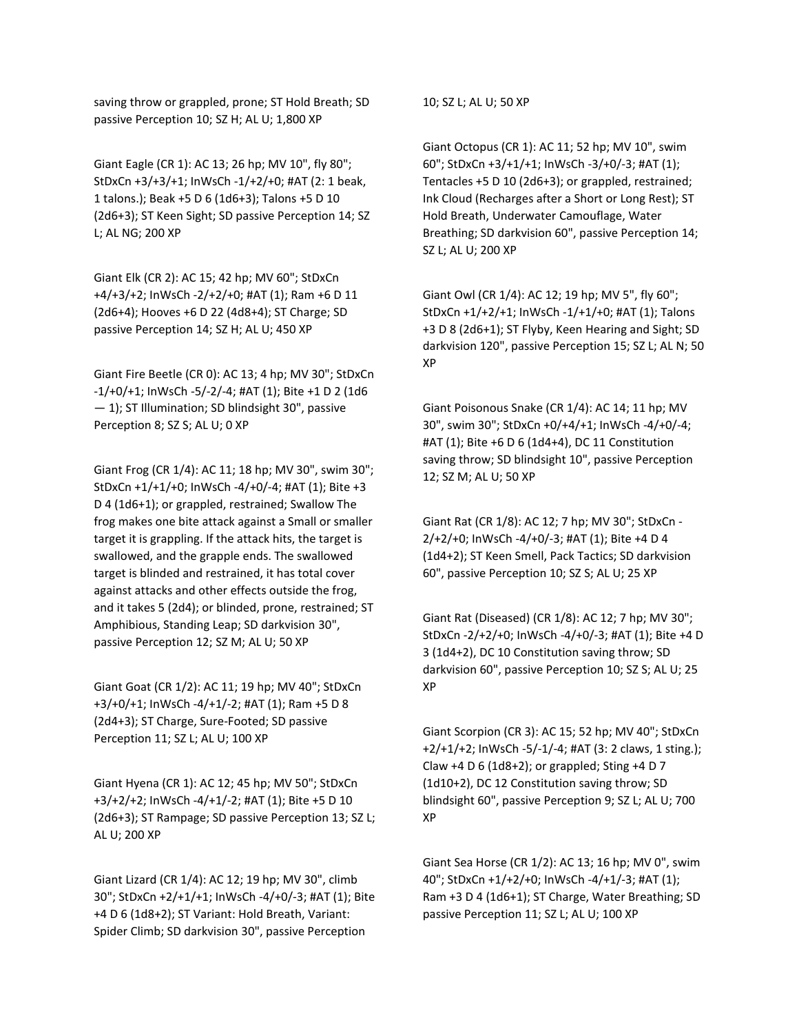saving throw or grappled, prone; ST Hold Breath; SD passive Perception 10; SZ H; AL U; 1,800 XP

Giant Eagle (CR 1): AC 13; 26 hp; MV 10", fly 80"; StDxCn +3/+3/+1; InWsCh -1/+2/+0; #AT (2: 1 beak, 1 talons.); Beak +5 D 6 (1d6+3); Talons +5 D 10 (2d6+3); ST Keen Sight; SD passive Perception 14; SZ L; AL NG; 200 XP

Giant Elk (CR 2): AC 15; 42 hp; MV 60"; StDxCn +4/+3/+2; InWsCh -2/+2/+0; #AT (1); Ram +6 D 11 (2d6+4); Hooves +6 D 22 (4d8+4); ST Charge; SD passive Perception 14; SZ H; AL U; 450 XP

Giant Fire Beetle (CR 0): AC 13; 4 hp; MV 30"; StDxCn -1/+0/+1; InWsCh -5/-2/-4; #AT (1); Bite +1 D 2 (1d6 — 1); ST Illumination; SD blindsight 30", passive Perception 8; SZ S; AL U; 0 XP

Giant Frog (CR 1/4): AC 11; 18 hp; MV 30", swim 30"; StDxCn +1/+1/+0; InWsCh -4/+0/-4; #AT (1); Bite +3 D 4 (1d6+1); or grappled, restrained; Swallow The frog makes one bite attack against a Small or smaller target it is grappling. If the attack hits, the target is swallowed, and the grapple ends. The swallowed target is blinded and restrained, it has total cover against attacks and other effects outside the frog, and it takes 5 (2d4); or blinded, prone, restrained; ST Amphibious, Standing Leap; SD darkvision 30", passive Perception 12; SZ M; AL U; 50 XP

Giant Goat (CR 1/2): AC 11; 19 hp; MV 40"; StDxCn +3/+0/+1; InWsCh -4/+1/-2; #AT (1); Ram +5 D 8 (2d4+3); ST Charge, Sure-Footed; SD passive Perception 11; SZ L; AL U; 100 XP

Giant Hyena (CR 1): AC 12; 45 hp; MV 50"; StDxCn +3/+2/+2; InWsCh -4/+1/-2; #AT (1); Bite +5 D 10 (2d6+3); ST Rampage; SD passive Perception 13; SZ L; AL U; 200 XP

Giant Lizard (CR 1/4): AC 12; 19 hp; MV 30", climb 30"; StDxCn +2/+1/+1; InWsCh -4/+0/-3; #AT (1); Bite +4 D 6 (1d8+2); ST Variant: Hold Breath, Variant: Spider Climb; SD darkvision 30", passive Perception 10; SZ L; AL U; 50 XP

Giant Octopus (CR 1): AC 11; 52 hp; MV 10", swim 60"; StDxCn +3/+1/+1; InWsCh -3/+0/-3; #AT (1); Tentacles +5 D 10 (2d6+3); or grappled, restrained; Ink Cloud (Recharges after a Short or Long Rest); ST Hold Breath, Underwater Camouflage, Water Breathing; SD darkvision 60", passive Perception 14; SZ L; AL U; 200 XP

Giant Owl (CR 1/4): AC 12; 19 hp; MV 5", fly 60"; StDxCn +1/+2/+1; InWsCh -1/+1/+0; #AT (1); Talons +3 D 8 (2d6+1); ST Flyby, Keen Hearing and Sight; SD darkvision 120", passive Perception 15; SZ L; AL N; 50 XP

Giant Poisonous Snake (CR 1/4): AC 14; 11 hp; MV 30", swim 30"; StDxCn +0/+4/+1; InWsCh -4/+0/-4; #AT (1); Bite +6 D 6 (1d4+4), DC 11 Constitution saving throw; SD blindsight 10", passive Perception 12; SZ M; AL U; 50 XP

Giant Rat (CR 1/8): AC 12; 7 hp; MV 30"; StDxCn -2/+2/+0; InWsCh -4/+0/-3; #AT (1); Bite +4 D 4 (1d4+2); ST Keen Smell, Pack Tactics; SD darkvision 60", passive Perception 10; SZ S; AL U; 25 XP

Giant Rat (Diseased) (CR 1/8): AC 12; 7 hp; MV 30"; StDxCn -2/+2/+0; InWsCh -4/+0/-3; #AT (1); Bite +4 D 3 (1d4+2), DC 10 Constitution saving throw; SD darkvision 60", passive Perception 10; SZ S; AL U; 25 XP

Giant Scorpion (CR 3): AC 15; 52 hp; MV 40"; StDxCn +2/+1/+2; InWsCh -5/-1/-4; #AT (3: 2 claws, 1 sting.); Claw +4 D 6 (1d8+2); or grappled; Sting +4 D 7 (1d10+2), DC 12 Constitution saving throw; SD blindsight 60", passive Perception 9; SZ L; AL U; 700 XP

Giant Sea Horse (CR 1/2): AC 13; 16 hp; MV 0", swim 40"; StDxCn +1/+2/+0; InWsCh -4/+1/-3; #AT (1); Ram +3 D 4 (1d6+1); ST Charge, Water Breathing; SD passive Perception 11; SZ L; AL U; 100 XP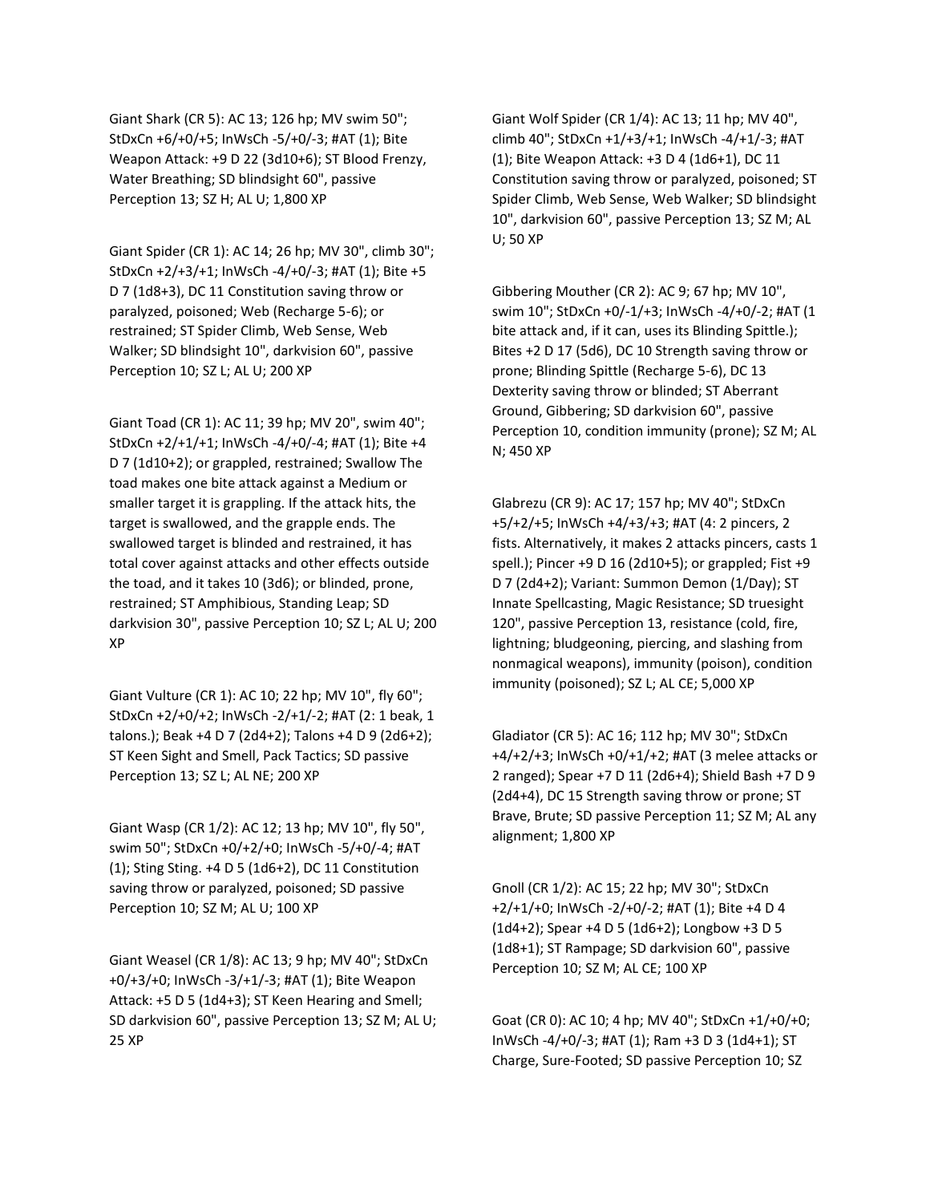Giant Shark (CR 5): AC 13; 126 hp; MV swim 50"; StDxCn +6/+0/+5; InWsCh -5/+0/-3; #AT (1); Bite Weapon Attack: +9 D 22 (3d10+6); ST Blood Frenzy, Water Breathing; SD blindsight 60", passive Perception 13; SZ H; AL U; 1,800 XP

Giant Spider (CR 1): AC 14; 26 hp; MV 30", climb 30"; StDxCn +2/+3/+1; InWsCh -4/+0/-3; #AT (1); Bite +5 D 7 (1d8+3), DC 11 Constitution saving throw or paralyzed, poisoned; Web (Recharge 5-6); or restrained; ST Spider Climb, Web Sense, Web Walker; SD blindsight 10", darkvision 60", passive Perception 10; SZ L; AL U; 200 XP

Giant Toad (CR 1): AC 11; 39 hp; MV 20", swim 40"; StDxCn +2/+1/+1; InWsCh -4/+0/-4; #AT (1); Bite +4 D 7 (1d10+2); or grappled, restrained; Swallow The toad makes one bite attack against a Medium or smaller target it is grappling. If the attack hits, the target is swallowed, and the grapple ends. The swallowed target is blinded and restrained, it has total cover against attacks and other effects outside the toad, and it takes 10 (3d6); or blinded, prone, restrained; ST Amphibious, Standing Leap; SD darkvision 30", passive Perception 10; SZ L; AL U; 200 XP

Giant Vulture (CR 1): AC 10; 22 hp; MV 10", fly 60"; StDxCn +2/+0/+2; InWsCh -2/+1/-2; #AT (2: 1 beak, 1 talons.); Beak +4 D 7 (2d4+2); Talons +4 D 9 (2d6+2); ST Keen Sight and Smell, Pack Tactics; SD passive Perception 13; SZ L; AL NE; 200 XP

Giant Wasp (CR 1/2): AC 12; 13 hp; MV 10", fly 50", swim 50"; StDxCn +0/+2/+0; InWsCh -5/+0/-4; #AT (1); Sting Sting. +4 D 5 (1d6+2), DC 11 Constitution saving throw or paralyzed, poisoned; SD passive Perception 10; SZ M; AL U; 100 XP

Giant Weasel (CR 1/8): AC 13; 9 hp; MV 40"; StDxCn +0/+3/+0; InWsCh -3/+1/-3; #AT (1); Bite Weapon Attack: +5 D 5 (1d4+3); ST Keen Hearing and Smell; SD darkvision 60", passive Perception 13; SZ M; AL U; 25 XP

Giant Wolf Spider (CR 1/4): AC 13; 11 hp; MV 40", climb 40"; StDxCn +1/+3/+1; InWsCh -4/+1/-3; #AT (1); Bite Weapon Attack: +3 D 4 (1d6+1), DC 11 Constitution saving throw or paralyzed, poisoned; ST Spider Climb, Web Sense, Web Walker; SD blindsight 10", darkvision 60", passive Perception 13; SZ M; AL U; 50 XP

Gibbering Mouther (CR 2): AC 9; 67 hp; MV 10", swim 10"; StDxCn +0/-1/+3; InWsCh -4/+0/-2; #AT (1 bite attack and, if it can, uses its Blinding Spittle.); Bites +2 D 17 (5d6), DC 10 Strength saving throw or prone; Blinding Spittle (Recharge 5-6), DC 13 Dexterity saving throw or blinded; ST Aberrant Ground, Gibbering; SD darkvision 60", passive Perception 10, condition immunity (prone); SZ M; AL N; 450 XP

Glabrezu (CR 9): AC 17; 157 hp; MV 40"; StDxCn +5/+2/+5; InWsCh +4/+3/+3; #AT (4: 2 pincers, 2 fists. Alternatively, it makes 2 attacks pincers, casts 1 spell.); Pincer +9 D 16 (2d10+5); or grappled; Fist +9 D 7 (2d4+2); Variant: Summon Demon (1/Day); ST Innate Spellcasting, Magic Resistance; SD truesight 120", passive Perception 13, resistance (cold, fire, lightning; bludgeoning, piercing, and slashing from nonmagical weapons), immunity (poison), condition immunity (poisoned); SZ L; AL CE; 5,000 XP

Gladiator (CR 5): AC 16; 112 hp; MV 30"; StDxCn +4/+2/+3; InWsCh +0/+1/+2; #AT (3 melee attacks or 2 ranged); Spear +7 D 11 (2d6+4); Shield Bash +7 D 9 (2d4+4), DC 15 Strength saving throw or prone; ST Brave, Brute; SD passive Perception 11; SZ M; AL any alignment; 1,800 XP

Gnoll (CR 1/2): AC 15; 22 hp; MV 30"; StDxCn +2/+1/+0; InWsCh -2/+0/-2; #AT (1); Bite +4 D 4 (1d4+2); Spear +4 D 5 (1d6+2); Longbow +3 D 5 (1d8+1); ST Rampage; SD darkvision 60", passive Perception 10; SZ M; AL CE; 100 XP

Goat (CR 0): AC 10; 4 hp; MV 40"; StDxCn +1/+0/+0; InWsCh -4/+0/-3; #AT (1); Ram +3 D 3 (1d4+1); ST Charge, Sure-Footed; SD passive Perception 10; SZ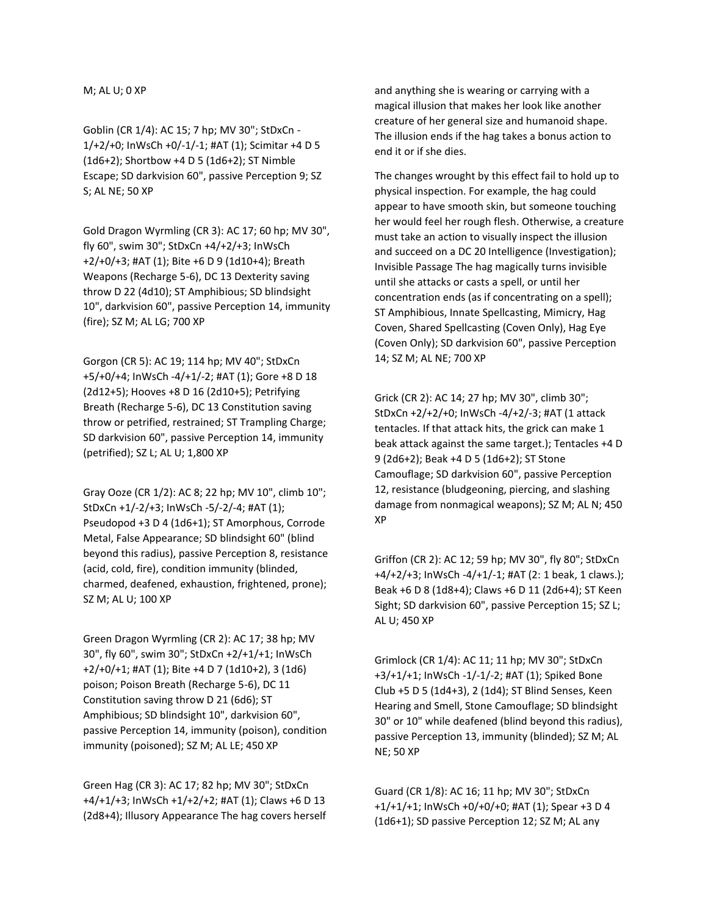M; AL U; 0 XP

Goblin (CR 1/4): AC 15; 7 hp; MV 30"; StDxCn -1/+2/+0; InWsCh +0/-1/-1; #AT (1); Scimitar +4 D 5 (1d6+2); Shortbow +4 D 5 (1d6+2); ST Nimble Escape; SD darkvision 60", passive Perception 9; SZ S; AL NE; 50 XP

Gold Dragon Wyrmling (CR 3): AC 17; 60 hp; MV 30", fly 60", swim 30"; StDxCn +4/+2/+3; InWsCh +2/+0/+3; #AT (1); Bite +6 D 9 (1d10+4); Breath Weapons (Recharge 5-6), DC 13 Dexterity saving throw D 22 (4d10); ST Amphibious; SD blindsight 10", darkvision 60", passive Perception 14, immunity (fire); SZ M; AL LG; 700 XP

Gorgon (CR 5): AC 19; 114 hp; MV 40"; StDxCn +5/+0/+4; InWsCh -4/+1/-2; #AT (1); Gore +8 D 18 (2d12+5); Hooves +8 D 16 (2d10+5); Petrifying Breath (Recharge 5-6), DC 13 Constitution saving throw or petrified, restrained; ST Trampling Charge; SD darkvision 60", passive Perception 14, immunity (petrified); SZ L; AL U; 1,800 XP

Gray Ooze (CR 1/2): AC 8; 22 hp; MV 10", climb 10"; StDxCn +1/-2/+3; InWsCh -5/-2/-4; #AT (1); Pseudopod +3 D 4 (1d6+1); ST Amorphous, Corrode Metal, False Appearance; SD blindsight 60" (blind beyond this radius), passive Perception 8, resistance (acid, cold, fire), condition immunity (blinded, charmed, deafened, exhaustion, frightened, prone); SZ M; AL U; 100 XP

Green Dragon Wyrmling (CR 2): AC 17; 38 hp; MV 30", fly 60", swim 30"; StDxCn +2/+1/+1; InWsCh +2/+0/+1; #AT (1); Bite +4 D 7 (1d10+2), 3 (1d6) poison; Poison Breath (Recharge 5-6), DC 11 Constitution saving throw D 21 (6d6); ST Amphibious; SD blindsight 10", darkvision 60", passive Perception 14, immunity (poison), condition immunity (poisoned); SZ M; AL LE; 450 XP

Green Hag (CR 3): AC 17; 82 hp; MV 30"; StDxCn +4/+1/+3; InWsCh +1/+2/+2; #AT (1); Claws +6 D 13 (2d8+4); Illusory Appearance The hag covers herself and anything she is wearing or carrying with a magical illusion that makes her look like another creature of her general size and humanoid shape. The illusion ends if the hag takes a bonus action to end it or if she dies.

The changes wrought by this effect fail to hold up to physical inspection. For example, the hag could appear to have smooth skin, but someone touching her would feel her rough flesh. Otherwise, a creature must take an action to visually inspect the illusion and succeed on a DC 20 Intelligence (Investigation); Invisible Passage The hag magically turns invisible until she attacks or casts a spell, or until her concentration ends (as if concentrating on a spell); ST Amphibious, Innate Spellcasting, Mimicry, Hag Coven, Shared Spellcasting (Coven Only), Hag Eye (Coven Only); SD darkvision 60", passive Perception 14; SZ M; AL NE; 700 XP

Grick (CR 2): AC 14; 27 hp; MV 30", climb 30"; StDxCn +2/+2/+0; InWsCh -4/+2/-3; #AT (1 attack tentacles. If that attack hits, the grick can make 1 beak attack against the same target.); Tentacles +4 D 9 (2d6+2); Beak +4 D 5 (1d6+2); ST Stone Camouflage; SD darkvision 60", passive Perception 12, resistance (bludgeoning, piercing, and slashing damage from nonmagical weapons); SZ M; AL N; 450 XP

Griffon (CR 2): AC 12; 59 hp; MV 30", fly 80"; StDxCn +4/+2/+3; InWsCh -4/+1/-1; #AT (2: 1 beak, 1 claws.); Beak +6 D 8 (1d8+4); Claws +6 D 11 (2d6+4); ST Keen Sight; SD darkvision 60", passive Perception 15; SZ L; AL U; 450 XP

Grimlock (CR 1/4): AC 11; 11 hp; MV 30"; StDxCn +3/+1/+1; InWsCh -1/-1/-2; #AT (1); Spiked Bone Club +5 D 5 (1d4+3), 2 (1d4); ST Blind Senses, Keen Hearing and Smell, Stone Camouflage; SD blindsight 30" or 10" while deafened (blind beyond this radius), passive Perception 13, immunity (blinded); SZ M; AL NE; 50 XP

Guard (CR 1/8): AC 16; 11 hp; MV 30"; StDxCn +1/+1/+1; InWsCh +0/+0/+0; #AT (1); Spear +3 D 4 (1d6+1); SD passive Perception 12; SZ M; AL any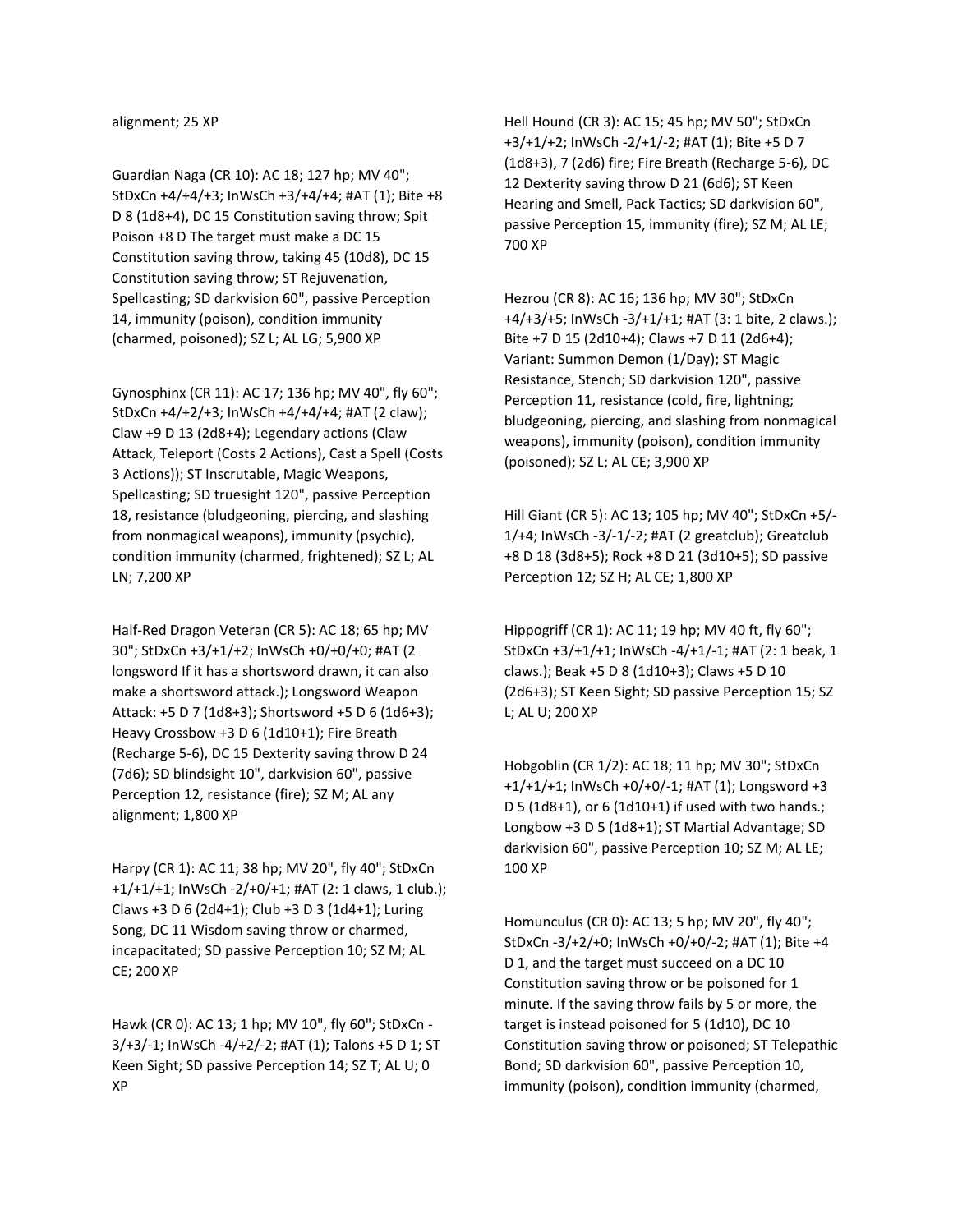alignment; 25 XP

Guardian Naga (CR 10): AC 18; 127 hp; MV 40"; StDxCn +4/+4/+3; InWsCh +3/+4/+4; #AT (1); Bite +8 D 8 (1d8+4), DC 15 Constitution saving throw; Spit Poison +8 D The target must make a DC 15 Constitution saving throw, taking 45 (10d8), DC 15 Constitution saving throw; ST Rejuvenation, Spellcasting; SD darkvision 60", passive Perception 14, immunity (poison), condition immunity (charmed, poisoned); SZ L; AL LG; 5,900 XP

Gynosphinx (CR 11): AC 17; 136 hp; MV 40", fly 60"; StDxCn +4/+2/+3; InWsCh +4/+4/+4; #AT (2 claw); Claw +9 D 13 (2d8+4); Legendary actions (Claw Attack, Teleport (Costs 2 Actions), Cast a Spell (Costs 3 Actions)); ST Inscrutable, Magic Weapons, Spellcasting; SD truesight 120", passive Perception 18, resistance (bludgeoning, piercing, and slashing from nonmagical weapons), immunity (psychic), condition immunity (charmed, frightened); SZ L; AL LN; 7,200 XP

Half-Red Dragon Veteran (CR 5): AC 18; 65 hp; MV 30"; StDxCn +3/+1/+2; InWsCh +0/+0/+0; #AT (2 longsword If it has a shortsword drawn, it can also make a shortsword attack.); Longsword Weapon Attack: +5 D 7 (1d8+3); Shortsword +5 D 6 (1d6+3); Heavy Crossbow +3 D 6 (1d10+1); Fire Breath (Recharge 5-6), DC 15 Dexterity saving throw D 24 (7d6); SD blindsight 10", darkvision 60", passive Perception 12, resistance (fire); SZ M; AL any alignment; 1,800 XP

Harpy (CR 1): AC 11; 38 hp; MV 20", fly 40"; StDxCn +1/+1/+1; InWsCh -2/+0/+1; #AT (2: 1 claws, 1 club.); Claws +3 D 6 (2d4+1); Club +3 D 3 (1d4+1); Luring Song, DC 11 Wisdom saving throw or charmed, incapacitated; SD passive Perception 10; SZ M; AL CE; 200 XP

Hawk (CR 0): AC 13; 1 hp; MV 10", fly 60"; StDxCn -3/+3/-1; InWsCh -4/+2/-2; #AT (1); Talons +5 D 1; ST Keen Sight; SD passive Perception 14; SZ T; AL U; 0 XP

Hell Hound (CR 3): AC 15; 45 hp; MV 50"; StDxCn +3/+1/+2; InWsCh -2/+1/-2; #AT (1); Bite +5 D 7 (1d8+3), 7 (2d6) fire; Fire Breath (Recharge 5-6), DC 12 Dexterity saving throw D 21 (6d6); ST Keen Hearing and Smell, Pack Tactics; SD darkvision 60", passive Perception 15, immunity (fire); SZ M; AL LE; 700 XP

Hezrou (CR 8): AC 16; 136 hp; MV 30"; StDxCn +4/+3/+5; InWsCh -3/+1/+1; #AT (3: 1 bite, 2 claws.); Bite +7 D 15 (2d10+4); Claws +7 D 11 (2d6+4); Variant: Summon Demon (1/Day); ST Magic Resistance, Stench; SD darkvision 120", passive Perception 11, resistance (cold, fire, lightning; bludgeoning, piercing, and slashing from nonmagical weapons), immunity (poison), condition immunity (poisoned); SZ L; AL CE; 3,900 XP

Hill Giant (CR 5): AC 13; 105 hp; MV 40"; StDxCn +5/-1/+4; InWsCh -3/-1/-2; #AT (2 greatclub); Greatclub +8 D 18 (3d8+5); Rock +8 D 21 (3d10+5); SD passive Perception 12; SZ H; AL CE; 1,800 XP

Hippogriff (CR 1): AC 11; 19 hp; MV 40 ft, fly 60"; StDxCn +3/+1/+1; InWsCh -4/+1/-1; #AT (2: 1 beak, 1 claws.); Beak +5 D 8 (1d10+3); Claws +5 D 10 (2d6+3); ST Keen Sight; SD passive Perception 15; SZ L; AL U; 200 XP

Hobgoblin (CR 1/2): AC 18; 11 hp; MV 30"; StDxCn +1/+1/+1; InWsCh +0/+0/-1; #AT (1); Longsword +3 D 5 (1d8+1), or 6 (1d10+1) if used with two hands.; Longbow +3 D 5 (1d8+1); ST Martial Advantage; SD darkvision 60", passive Perception 10; SZ M; AL LE; 100 XP

Homunculus (CR 0): AC 13; 5 hp; MV 20", fly 40"; StDxCn -3/+2/+0; InWsCh +0/+0/-2; #AT (1); Bite +4 D 1, and the target must succeed on a DC 10 Constitution saving throw or be poisoned for 1 minute. If the saving throw fails by 5 or more, the target is instead poisoned for 5 (1d10), DC 10 Constitution saving throw or poisoned; ST Telepathic Bond; SD darkvision 60", passive Perception 10, immunity (poison), condition immunity (charmed,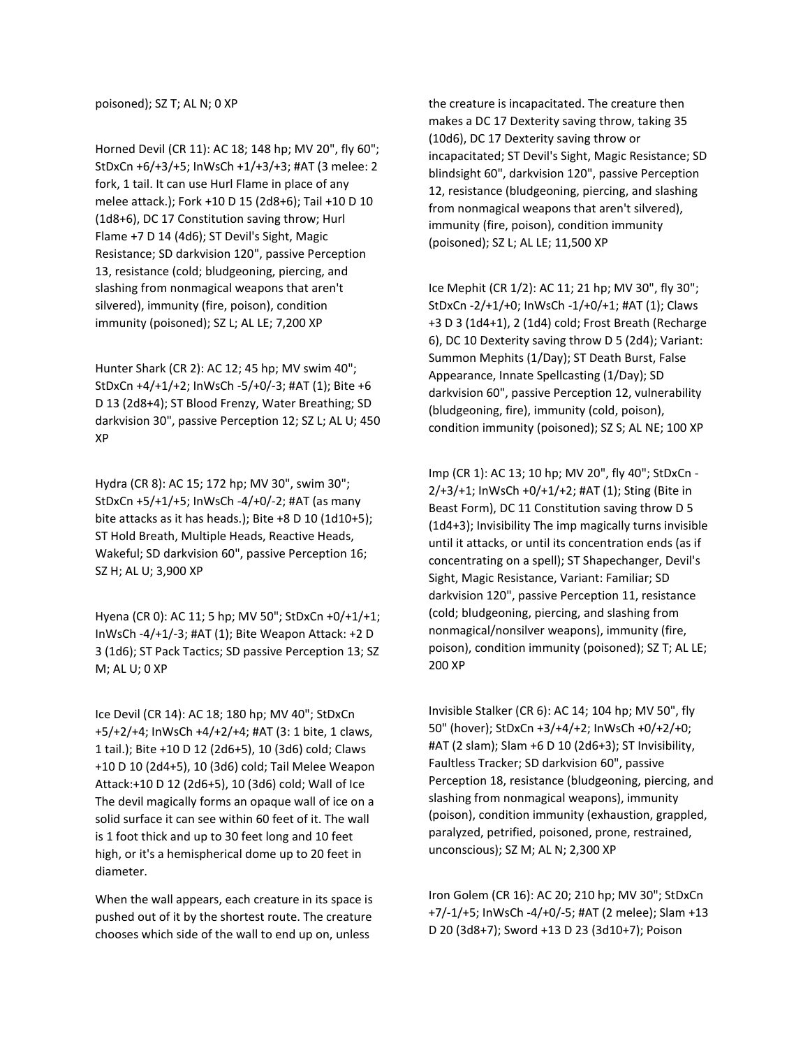poisoned); SZ T; AL N; 0 XP

Horned Devil (CR 11): AC 18; 148 hp; MV 20", fly 60"; StDxCn +6/+3/+5; InWsCh +1/+3/+3; #AT (3 melee: 2 fork, 1 tail. It can use Hurl Flame in place of any melee attack.); Fork +10 D 15 (2d8+6); Tail +10 D 10 (1d8+6), DC 17 Constitution saving throw; Hurl Flame +7 D 14 (4d6); ST Devil's Sight, Magic Resistance; SD darkvision 120", passive Perception 13, resistance (cold; bludgeoning, piercing, and slashing from nonmagical weapons that aren't silvered), immunity (fire, poison), condition immunity (poisoned); SZ L; AL LE; 7,200 XP

Hunter Shark (CR 2): AC 12; 45 hp; MV swim 40"; StDxCn +4/+1/+2; InWsCh -5/+0/-3; #AT (1); Bite +6 D 13 (2d8+4); ST Blood Frenzy, Water Breathing; SD darkvision 30", passive Perception 12; SZ L; AL U; 450 XP

Hydra (CR 8): AC 15; 172 hp; MV 30", swim 30"; StDxCn +5/+1/+5; InWsCh -4/+0/-2; #AT (as many bite attacks as it has heads.); Bite +8 D 10 (1d10+5); ST Hold Breath, Multiple Heads, Reactive Heads, Wakeful; SD darkvision 60", passive Perception 16; SZ H; AL U; 3,900 XP

Hyena (CR 0): AC 11; 5 hp; MV 50"; StDxCn +0/+1/+1; InWsCh -4/+1/-3; #AT (1); Bite Weapon Attack: +2 D 3 (1d6); ST Pack Tactics; SD passive Perception 13; SZ M; AL U; 0 XP

Ice Devil (CR 14): AC 18; 180 hp; MV 40"; StDxCn +5/+2/+4; InWsCh +4/+2/+4; #AT (3: 1 bite, 1 claws, 1 tail.); Bite +10 D 12 (2d6+5), 10 (3d6) cold; Claws +10 D 10 (2d4+5), 10 (3d6) cold; Tail Melee Weapon Attack:+10 D 12 (2d6+5), 10 (3d6) cold; Wall of Ice The devil magically forms an opaque wall of ice on a solid surface it can see within 60 feet of it. The wall is 1 foot thick and up to 30 feet long and 10 feet high, or it's a hemispherical dome up to 20 feet in diameter.

When the wall appears, each creature in its space is pushed out of it by the shortest route. The creature chooses which side of the wall to end up on, unless the creature is incapacitated. The creature then makes a DC 17 Dexterity saving throw, taking 35 (10d6), DC 17 Dexterity saving throw or incapacitated; ST Devil's Sight, Magic Resistance; SD blindsight 60", darkvision 120", passive Perception 12, resistance (bludgeoning, piercing, and slashing from nonmagical weapons that aren't silvered), immunity (fire, poison), condition immunity (poisoned); SZ L; AL LE; 11,500 XP

Ice Mephit (CR 1/2): AC 11; 21 hp; MV 30", fly 30"; StDxCn -2/+1/+0; InWsCh -1/+0/+1; #AT (1); Claws +3 D 3 (1d4+1), 2 (1d4) cold; Frost Breath (Recharge 6), DC 10 Dexterity saving throw D 5 (2d4); Variant: Summon Mephits (1/Day); ST Death Burst, False Appearance, Innate Spellcasting (1/Day); SD darkvision 60", passive Perception 12, vulnerability (bludgeoning, fire), immunity (cold, poison), condition immunity (poisoned); SZ S; AL NE; 100 XP

Imp (CR 1): AC 13; 10 hp; MV 20", fly 40"; StDxCn -2/+3/+1; InWsCh +0/+1/+2; #AT (1); Sting (Bite in Beast Form), DC 11 Constitution saving throw D 5 (1d4+3); Invisibility The imp magically turns invisible until it attacks, or until its concentration ends (as if concentrating on a spell); ST Shapechanger, Devil's Sight, Magic Resistance, Variant: Familiar; SD darkvision 120", passive Perception 11, resistance (cold; bludgeoning, piercing, and slashing from nonmagical/nonsilver weapons), immunity (fire, poison), condition immunity (poisoned); SZ T; AL LE; 200 XP

Invisible Stalker (CR 6): AC 14; 104 hp; MV 50", fly 50" (hover); StDxCn +3/+4/+2; InWsCh +0/+2/+0; #AT (2 slam); Slam +6 D 10 (2d6+3); ST Invisibility, Faultless Tracker; SD darkvision 60", passive Perception 18, resistance (bludgeoning, piercing, and slashing from nonmagical weapons), immunity (poison), condition immunity (exhaustion, grappled, paralyzed, petrified, poisoned, prone, restrained, unconscious); SZ M; AL N; 2,300 XP

Iron Golem (CR 16): AC 20; 210 hp; MV 30"; StDxCn +7/-1/+5; InWsCh -4/+0/-5; #AT (2 melee); Slam +13 D 20 (3d8+7); Sword +13 D 23 (3d10+7); Poison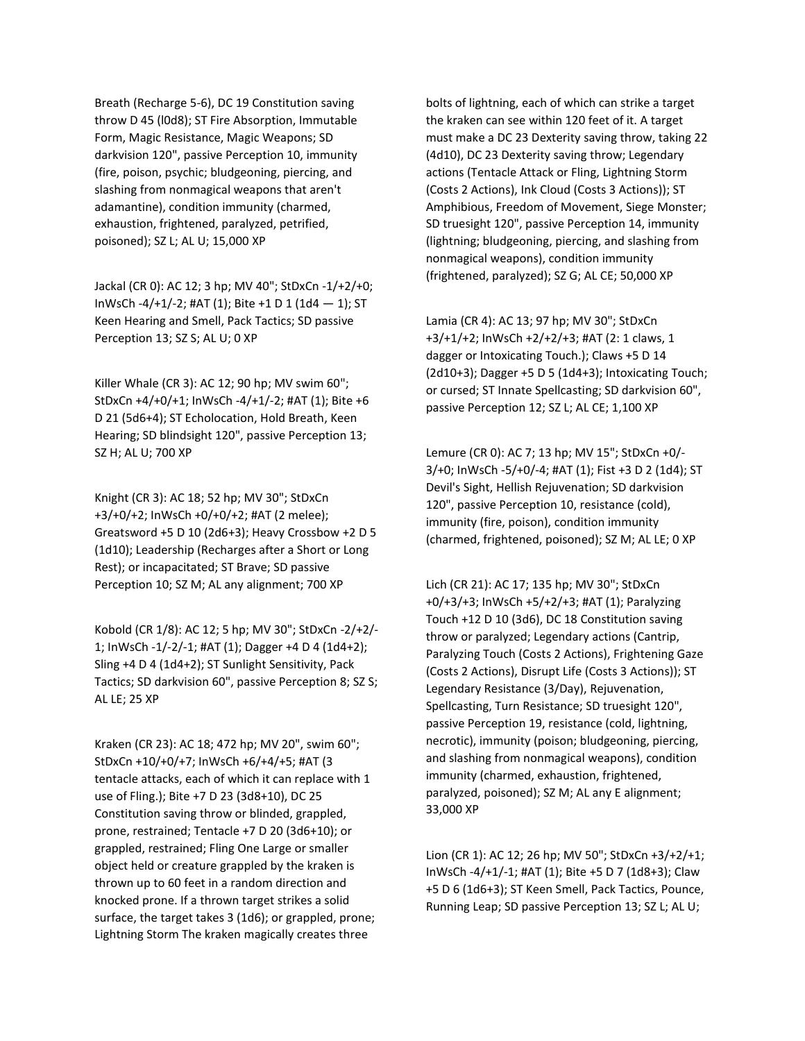Breath (Recharge 5-6), DC 19 Constitution saving throw D 45 (l0d8); ST Fire Absorption, Immutable Form, Magic Resistance, Magic Weapons; SD darkvision 120", passive Perception 10, immunity (fire, poison, psychic; bludgeoning, piercing, and slashing from nonmagical weapons that aren't adamantine), condition immunity (charmed, exhaustion, frightened, paralyzed, petrified, poisoned); SZ L; AL U; 15,000 XP

Jackal (CR 0): AC 12; 3 hp; MV 40"; StDxCn -1/+2/+0; InWsCh -4/+1/-2; #AT (1); Bite +1 D 1 (1d4 — 1); ST Keen Hearing and Smell, Pack Tactics; SD passive Perception 13; SZ S; AL U; 0 XP

Killer Whale (CR 3): AC 12; 90 hp; MV swim 60"; StDxCn +4/+0/+1; InWsCh -4/+1/-2; #AT (1); Bite +6 D 21 (5d6+4); ST Echolocation, Hold Breath, Keen Hearing; SD blindsight 120", passive Perception 13; SZ H; AL U; 700 XP

Knight (CR 3): AC 18; 52 hp; MV 30"; StDxCn +3/+0/+2; InWsCh +0/+0/+2; #AT (2 melee); Greatsword +5 D 10 (2d6+3); Heavy Crossbow +2 D 5 (1d10); Leadership (Recharges after a Short or Long Rest); or incapacitated; ST Brave; SD passive Perception 10; SZ M; AL any alignment; 700 XP

Kobold (CR 1/8): AC 12; 5 hp; MV 30"; StDxCn -2/+2/-1; InWsCh -1/-2/-1; #AT (1); Dagger +4 D 4 (1d4+2); Sling +4 D 4 (1d4+2); ST Sunlight Sensitivity, Pack Tactics; SD darkvision 60", passive Perception 8; SZ S; AL LE; 25 XP

Kraken (CR 23): AC 18; 472 hp; MV 20", swim 60"; StDxCn +10/+0/+7; InWsCh +6/+4/+5; #AT (3 tentacle attacks, each of which it can replace with 1 use of Fling.); Bite +7 D 23 (3d8+10), DC 25 Constitution saving throw or blinded, grappled, prone, restrained; Tentacle +7 D 20 (3d6+10); or grappled, restrained; Fling One Large or smaller object held or creature grappled by the kraken is thrown up to 60 feet in a random direction and knocked prone. If a thrown target strikes a solid surface, the target takes 3 (1d6); or grappled, prone; Lightning Storm The kraken magically creates three bolts of lightning, each of which can strike a target the kraken can see within 120 feet of it. A target must make a DC 23 Dexterity saving throw, taking 22 (4d10), DC 23 Dexterity saving throw; Legendary actions (Tentacle Attack or Fling, Lightning Storm (Costs 2 Actions), Ink Cloud (Costs 3 Actions)); ST Amphibious, Freedom of Movement, Siege Monster; SD truesight 120", passive Perception 14, immunity (lightning; bludgeoning, piercing, and slashing from nonmagical weapons), condition immunity (frightened, paralyzed); SZ G; AL CE; 50,000 XP

Lamia (CR 4): AC 13; 97 hp; MV 30"; StDxCn +3/+1/+2; InWsCh +2/+2/+3; #AT (2: 1 claws, 1 dagger or Intoxicating Touch.); Claws +5 D 14 (2d10+3); Dagger +5 D 5 (1d4+3); Intoxicating Touch; or cursed; ST Innate Spellcasting; SD darkvision 60", passive Perception 12; SZ L; AL CE; 1,100 XP

Lemure (CR 0): AC 7; 13 hp; MV 15"; StDxCn +0/-3/+0; InWsCh -5/+0/-4; #AT (1); Fist +3 D 2 (1d4); ST Devil's Sight, Hellish Rejuvenation; SD darkvision 120", passive Perception 10, resistance (cold), immunity (fire, poison), condition immunity (charmed, frightened, poisoned); SZ M; AL LE; 0 XP

Lich (CR 21): AC 17; 135 hp; MV 30"; StDxCn +0/+3/+3; InWsCh +5/+2/+3; #AT (1); Paralyzing Touch +12 D 10 (3d6), DC 18 Constitution saving throw or paralyzed; Legendary actions (Cantrip, Paralyzing Touch (Costs 2 Actions), Frightening Gaze (Costs 2 Actions), Disrupt Life (Costs 3 Actions)); ST Legendary Resistance (3/Day), Rejuvenation, Spellcasting, Turn Resistance; SD truesight 120", passive Perception 19, resistance (cold, lightning, necrotic), immunity (poison; bludgeoning, piercing, and slashing from nonmagical weapons), condition immunity (charmed, exhaustion, frightened, paralyzed, poisoned); SZ M; AL any E alignment; 33,000 XP

Lion (CR 1): AC 12; 26 hp; MV 50"; StDxCn +3/+2/+1; InWsCh -4/+1/-1; #AT (1); Bite +5 D 7 (1d8+3); Claw +5 D 6 (1d6+3); ST Keen Smell, Pack Tactics, Pounce, Running Leap; SD passive Perception 13; SZ L; AL U;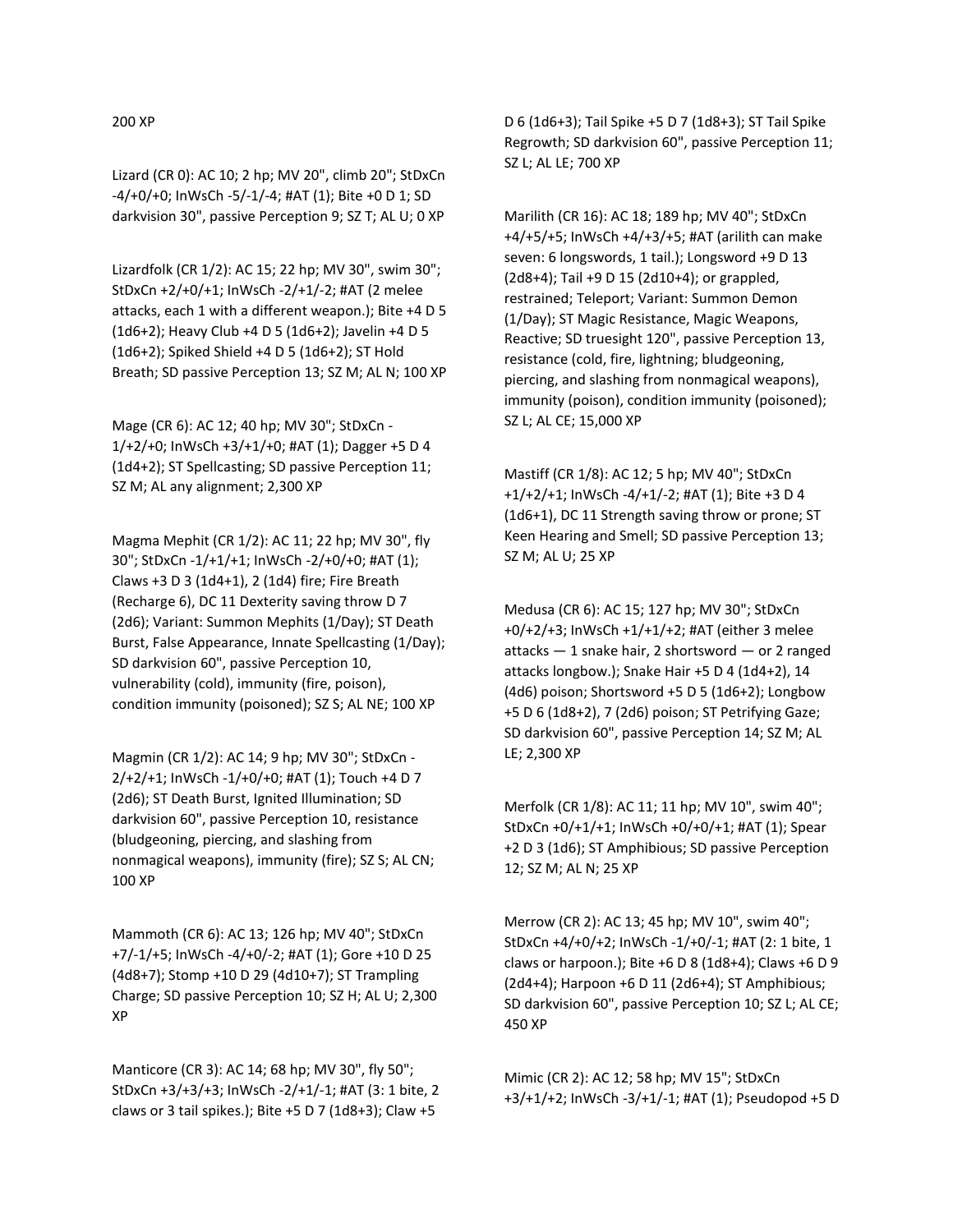200 XP

Lizard (CR 0): AC 10; 2 hp; MV 20", climb 20"; StDxCn -4/+0/+0; InWsCh -5/-1/-4; #AT (1); Bite +0 D 1; SD darkvision 30", passive Perception 9; SZ T; AL U; 0 XP

Lizardfolk (CR 1/2): AC 15; 22 hp; MV 30", swim 30"; StDxCn +2/+0/+1; InWsCh -2/+1/-2; #AT (2 melee attacks, each 1 with a different weapon.); Bite +4 D 5 (1d6+2); Heavy Club +4 D 5 (1d6+2); Javelin +4 D 5 (1d6+2); Spiked Shield +4 D 5 (1d6+2); ST Hold Breath; SD passive Perception 13; SZ M; AL N; 100 XP

Mage (CR 6): AC 12; 40 hp; MV 30"; StDxCn -1/+2/+0; InWsCh +3/+1/+0; #AT (1); Dagger +5 D 4 (1d4+2); ST Spellcasting; SD passive Perception 11; SZ M; AL any alignment; 2,300 XP

Magma Mephit (CR 1/2): AC 11; 22 hp; MV 30", fly 30"; StDxCn -1/+1/+1; InWsCh -2/+0/+0; #AT (1); Claws +3 D 3 (1d4+1), 2 (1d4) fire; Fire Breath (Recharge 6), DC 11 Dexterity saving throw D 7 (2d6); Variant: Summon Mephits (1/Day); ST Death Burst, False Appearance, Innate Spellcasting (1/Day); SD darkvision 60", passive Perception 10, vulnerability (cold), immunity (fire, poison), condition immunity (poisoned); SZ S; AL NE; 100 XP

Magmin (CR 1/2): AC 14; 9 hp; MV 30"; StDxCn -2/+2/+1; InWsCh -1/+0/+0; #AT (1); Touch +4 D 7 (2d6); ST Death Burst, Ignited Illumination; SD darkvision 60", passive Perception 10, resistance (bludgeoning, piercing, and slashing from nonmagical weapons), immunity (fire); SZ S; AL CN; 100 XP

Mammoth (CR 6): AC 13; 126 hp; MV 40"; StDxCn +7/-1/+5; InWsCh -4/+0/-2; #AT (1); Gore +10 D 25 (4d8+7); Stomp +10 D 29 (4d10+7); ST Trampling Charge; SD passive Perception 10; SZ H; AL U; 2,300 XP

Manticore (CR 3): AC 14; 68 hp; MV 30", fly 50"; StDxCn +3/+3/+3; InWsCh -2/+1/-1; #AT (3: 1 bite, 2 claws or 3 tail spikes.); Bite +5 D 7 (1d8+3); Claw +5 D 6 (1d6+3); Tail Spike +5 D 7 (1d8+3); ST Tail Spike Regrowth; SD darkvision 60", passive Perception 11; SZ L; AL LE; 700 XP

Marilith (CR 16): AC 18; 189 hp; MV 40"; StDxCn +4/+5/+5; InWsCh +4/+3/+5; #AT (arilith can make seven: 6 longswords, 1 tail.); Longsword +9 D 13 (2d8+4); Tail +9 D 15 (2d10+4); or grappled, restrained; Teleport; Variant: Summon Demon (1/Day); ST Magic Resistance, Magic Weapons, Reactive; SD truesight 120", passive Perception 13, resistance (cold, fire, lightning; bludgeoning, piercing, and slashing from nonmagical weapons), immunity (poison), condition immunity (poisoned); SZ L; AL CE; 15,000 XP

Mastiff (CR 1/8): AC 12; 5 hp; MV 40"; StDxCn +1/+2/+1; InWsCh -4/+1/-2; #AT (1); Bite +3 D 4 (1d6+1), DC 11 Strength saving throw or prone; ST Keen Hearing and Smell; SD passive Perception 13; SZ M; AL U; 25 XP

Medusa (CR 6): AC 15; 127 hp; MV 30"; StDxCn +0/+2/+3; InWsCh +1/+1/+2; #AT (either 3 melee attacks — 1 snake hair, 2 shortsword — or 2 ranged attacks longbow.); Snake Hair +5 D 4 (1d4+2), 14 (4d6) poison; Shortsword +5 D 5 (1d6+2); Longbow +5 D 6 (1d8+2), 7 (2d6) poison; ST Petrifying Gaze; SD darkvision 60", passive Perception 14; SZ M; AL LE; 2,300 XP

Merfolk (CR 1/8): AC 11; 11 hp; MV 10", swim 40"; StDxCn +0/+1/+1; InWsCh +0/+0/+1; #AT (1); Spear +2 D 3 (1d6); ST Amphibious; SD passive Perception 12; SZ M; AL N; 25 XP

Merrow (CR 2): AC 13; 45 hp; MV 10", swim 40"; StDxCn +4/+0/+2; InWsCh -1/+0/-1; #AT (2: 1 bite, 1 claws or harpoon.); Bite +6 D 8 (1d8+4); Claws +6 D 9 (2d4+4); Harpoon +6 D 11 (2d6+4); ST Amphibious; SD darkvision 60", passive Perception 10; SZ L; AL CE; 450 XP

Mimic (CR 2): AC 12; 58 hp; MV 15"; StDxCn +3/+1/+2; InWsCh -3/+1/-1; #AT (1); Pseudopod +5 D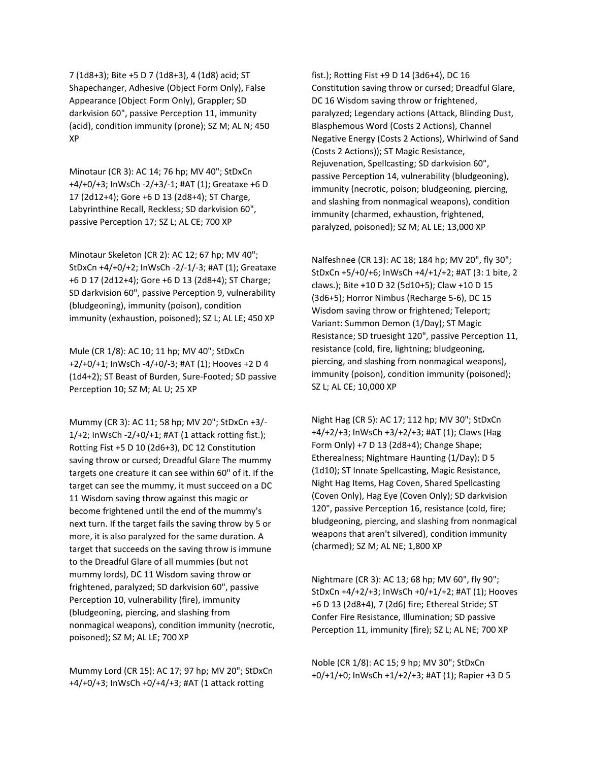7 (1d8+3); Bite +5 D 7 (1d8+3), 4 (1d8) acid; ST Shapechanger, Adhesive (Object Form Only), False Appearance (Object Form Only), Grappler; SD darkvision 60", passive Perception 11, immunity (acid), condition immunity (prone); SZ M; AL N; 450 XP

Minotaur (CR 3): AC 14; 76 hp; MV 40"; StDxCn +4/+0/+3; InWsCh -2/+3/-1; #AT (1); Greataxe +6 D 17 (2d12+4); Gore +6 D 13 (2d8+4); ST Charge, Labyrinthine Recall, Reckless; SD darkvision 60", passive Perception 17; SZ L; AL CE; 700 XP

Minotaur Skeleton (CR 2): AC 12; 67 hp; MV 40"; StDxCn +4/+0/+2; InWsCh -2/-1/-3; #AT (1); Greataxe +6 D 17 (2d12+4); Gore +6 D 13 (2d8+4); ST Charge; SD darkvision 60", passive Perception 9, vulnerability (bludgeoning), immunity (poison), condition immunity (exhaustion, poisoned); SZ L; AL LE; 450 XP

Mule (CR 1/8): AC 10; 11 hp; MV 40"; StDxCn +2/+0/+1; InWsCh -4/+0/-3; #AT (1); Hooves +2 D 4 (1d4+2); ST Beast of Burden, Sure-Footed; SD passive Perception 10; SZ M; AL U; 25 XP

Mummy (CR 3): AC 11; 58 hp; MV 20"; StDxCn +3/-1/+2; InWsCh -2/+0/+1; #AT (1 attack rotting fist.); Rotting Fist +5 D 10 (2d6+3), DC 12 Constitution saving throw or cursed; Dreadful Glare The mummy targets one creature it can see within 60" of it. If the target can see the mummy, it must succeed on a DC 11 Wisdom saving throw against this magic or become frightened until the end of the mummy's next turn. If the target fails the saving throw by 5 or more, it is also paralyzed for the same duration. A target that succeeds on the saving throw is immune to the Dreadful Glare of all mummies (but not mummy lords), DC 11 Wisdom saving throw or frightened, paralyzed; SD darkvision 60", passive Perception 10, vulnerability (fire), immunity (bludgeoning, piercing, and slashing from nonmagical weapons), condition immunity (necrotic, poisoned); SZ M; AL LE; 700 XP

Mummy Lord (CR 15): AC 17; 97 hp; MV 20"; StDxCn +4/+0/+3; InWsCh +0/+4/+3; #AT (1 attack rotting fist.); Rotting Fist +9 D 14 (3d6+4), DC 16 Constitution saving throw or cursed; Dreadful Glare, DC 16 Wisdom saving throw or frightened, paralyzed; Legendary actions (Attack, Blinding Dust, Blasphemous Word (Costs 2 Actions), Channel Negative Energy (Costs 2 Actions), Whirlwind of Sand (Costs 2 Actions)); ST Magic Resistance, Rejuvenation, Spellcasting; SD darkvision 60", passive Perception 14, vulnerability (bludgeoning), immunity (necrotic, poison; bludgeoning, piercing, and slashing from nonmagical weapons), condition immunity (charmed, exhaustion, frightened, paralyzed, poisoned); SZ M; AL LE; 13,000 XP

Nalfeshnee (CR 13): AC 18; 184 hp; MV 20", fly 30"; StDxCn +5/+0/+6; InWsCh +4/+1/+2; #AT (3: 1 bite, 2 claws.); Bite +10 D 32 (5d10+5); Claw +10 D 15 (3d6+5); Horror Nimbus (Recharge 5-6), DC 15 Wisdom saving throw or frightened; Teleport; Variant: Summon Demon (1/Day); ST Magic Resistance; SD truesight 120", passive Perception 11, resistance (cold, fire, lightning; bludgeoning, piercing, and slashing from nonmagical weapons), immunity (poison), condition immunity (poisoned); SZ L; AL CE; 10,000 XP

Night Hag (CR 5): AC 17; 112 hp; MV 30"; StDxCn +4/+2/+3; InWsCh +3/+2/+3; #AT (1); Claws (Hag Form Only) +7 D 13 (2d8+4); Change Shape; Etherealness; Nightmare Haunting (1/Day); D 5 (1d10); ST Innate Spellcasting, Magic Resistance, Night Hag Items, Hag Coven, Shared Spellcasting (Coven Only), Hag Eye (Coven Only); SD darkvision 120", passive Perception 16, resistance (cold, fire; bludgeoning, piercing, and slashing from nonmagical weapons that aren't silvered), condition immunity (charmed); SZ M; AL NE; 1,800 XP

Nightmare (CR 3): AC 13; 68 hp; MV 60", fly 90"; StDxCn +4/+2/+3; InWsCh +0/+1/+2; #AT (1); Hooves +6 D 13 (2d8+4), 7 (2d6) fire; Ethereal Stride; ST Confer Fire Resistance, Illumination; SD passive Perception 11, immunity (fire); SZ L; AL NE; 700 XP

Noble (CR 1/8): AC 15; 9 hp; MV 30"; StDxCn +0/+1/+0; InWsCh +1/+2/+3; #AT (1); Rapier +3 D 5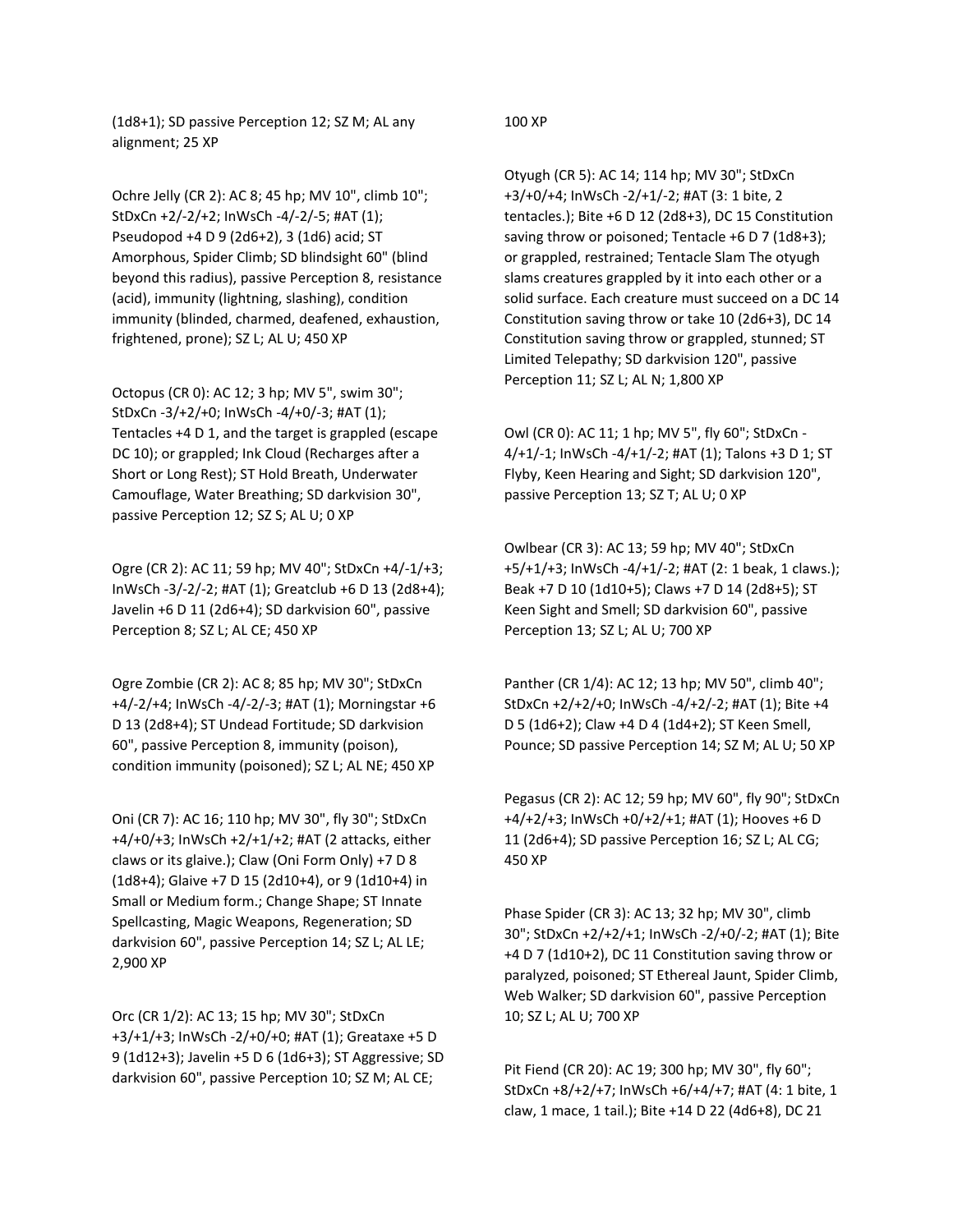(1d8+1); SD passive Perception 12; SZ M; AL any alignment; 25 XP

Ochre Jelly (CR 2): AC 8; 45 hp; MV 10", climb 10"; StDxCn +2/-2/+2; InWsCh -4/-2/-5; #AT (1); Pseudopod +4 D 9 (2d6+2), 3 (1d6) acid; ST Amorphous, Spider Climb; SD blindsight 60" (blind beyond this radius), passive Perception 8, resistance (acid), immunity (lightning, slashing), condition immunity (blinded, charmed, deafened, exhaustion, frightened, prone); SZ L; AL U; 450 XP

Octopus (CR 0): AC 12; 3 hp; MV 5", swim 30"; StDxCn -3/+2/+0; InWsCh -4/+0/-3; #AT (1); Tentacles +4 D 1, and the target is grappled (escape DC 10); or grappled; Ink Cloud (Recharges after a Short or Long Rest); ST Hold Breath, Underwater Camouflage, Water Breathing; SD darkvision 30", passive Perception 12; SZ S; AL U; 0 XP

Ogre (CR 2): AC 11; 59 hp; MV 40"; StDxCn +4/-1/+3; InWsCh -3/-2/-2; #AT (1); Greatclub +6 D 13 (2d8+4); Javelin +6 D 11 (2d6+4); SD darkvision 60", passive Perception 8; SZ L; AL CE; 450 XP

Ogre Zombie (CR 2): AC 8; 85 hp; MV 30"; StDxCn +4/-2/+4; InWsCh -4/-2/-3; #AT (1); Morningstar +6 D 13 (2d8+4); ST Undead Fortitude; SD darkvision 60", passive Perception 8, immunity (poison), condition immunity (poisoned); SZ L; AL NE; 450 XP

Oni (CR 7): AC 16; 110 hp; MV 30", fly 30"; StDxCn +4/+0/+3; InWsCh +2/+1/+2; #AT (2 attacks, either claws or its glaive.); Claw (Oni Form Only) +7 D 8 (1d8+4); Glaive +7 D 15 (2d10+4), or 9 (1d10+4) in Small or Medium form.; Change Shape; ST Innate Spellcasting, Magic Weapons, Regeneration; SD darkvision 60", passive Perception 14; SZ L; AL LE; 2,900 XP

Orc (CR 1/2): AC 13; 15 hp; MV 30"; StDxCn +3/+1/+3; InWsCh -2/+0/+0; #AT (1); Greataxe +5 D 9 (1d12+3); Javelin +5 D 6 (1d6+3); ST Aggressive; SD darkvision 60", passive Perception 10; SZ M; AL CE; 100 XP

Otyugh (CR 5): AC 14; 114 hp; MV 30"; StDxCn +3/+0/+4; InWsCh -2/+1/-2; #AT (3: 1 bite, 2 tentacles.); Bite +6 D 12 (2d8+3), DC 15 Constitution saving throw or poisoned; Tentacle +6 D 7 (1d8+3); or grappled, restrained; Tentacle Slam The otyugh slams creatures grappled by it into each other or a solid surface. Each creature must succeed on a DC 14 Constitution saving throw or take 10 (2d6+3), DC 14 Constitution saving throw or grappled, stunned; ST Limited Telepathy; SD darkvision 120", passive Perception 11; SZ L; AL N; 1,800 XP

Owl (CR 0): AC 11; 1 hp; MV 5", fly 60"; StDxCn -4/+1/-1; InWsCh -4/+1/-2; #AT (1); Talons +3 D 1; ST Flyby, Keen Hearing and Sight; SD darkvision 120", passive Perception 13; SZ T; AL U; 0 XP

Owlbear (CR 3): AC 13; 59 hp; MV 40"; StDxCn +5/+1/+3; InWsCh -4/+1/-2; #AT (2: 1 beak, 1 claws.); Beak +7 D 10 (1d10+5); Claws +7 D 14 (2d8+5); ST Keen Sight and Smell; SD darkvision 60", passive Perception 13; SZ L; AL U; 700 XP

Panther (CR 1/4): AC 12; 13 hp; MV 50", climb 40"; StDxCn +2/+2/+0; InWsCh -4/+2/-2; #AT (1); Bite +4 D 5 (1d6+2); Claw +4 D 4 (1d4+2); ST Keen Smell, Pounce; SD passive Perception 14; SZ M; AL U; 50 XP

Pegasus (CR 2): AC 12; 59 hp; MV 60", fly 90"; StDxCn +4/+2/+3; InWsCh +0/+2/+1; #AT (1); Hooves +6 D 11 (2d6+4); SD passive Perception 16; SZ L; AL CG; 450 XP

Phase Spider (CR 3): AC 13; 32 hp; MV 30", climb 30"; StDxCn +2/+2/+1; InWsCh -2/+0/-2; #AT (1); Bite +4 D 7 (1d10+2), DC 11 Constitution saving throw or paralyzed, poisoned; ST Ethereal Jaunt, Spider Climb, Web Walker; SD darkvision 60", passive Perception 10; SZ L; AL U; 700 XP

Pit Fiend (CR 20): AC 19; 300 hp; MV 30", fly 60"; StDxCn +8/+2/+7; InWsCh +6/+4/+7; #AT (4: 1 bite, 1 claw, 1 mace, 1 tail.); Bite +14 D 22 (4d6+8), DC 21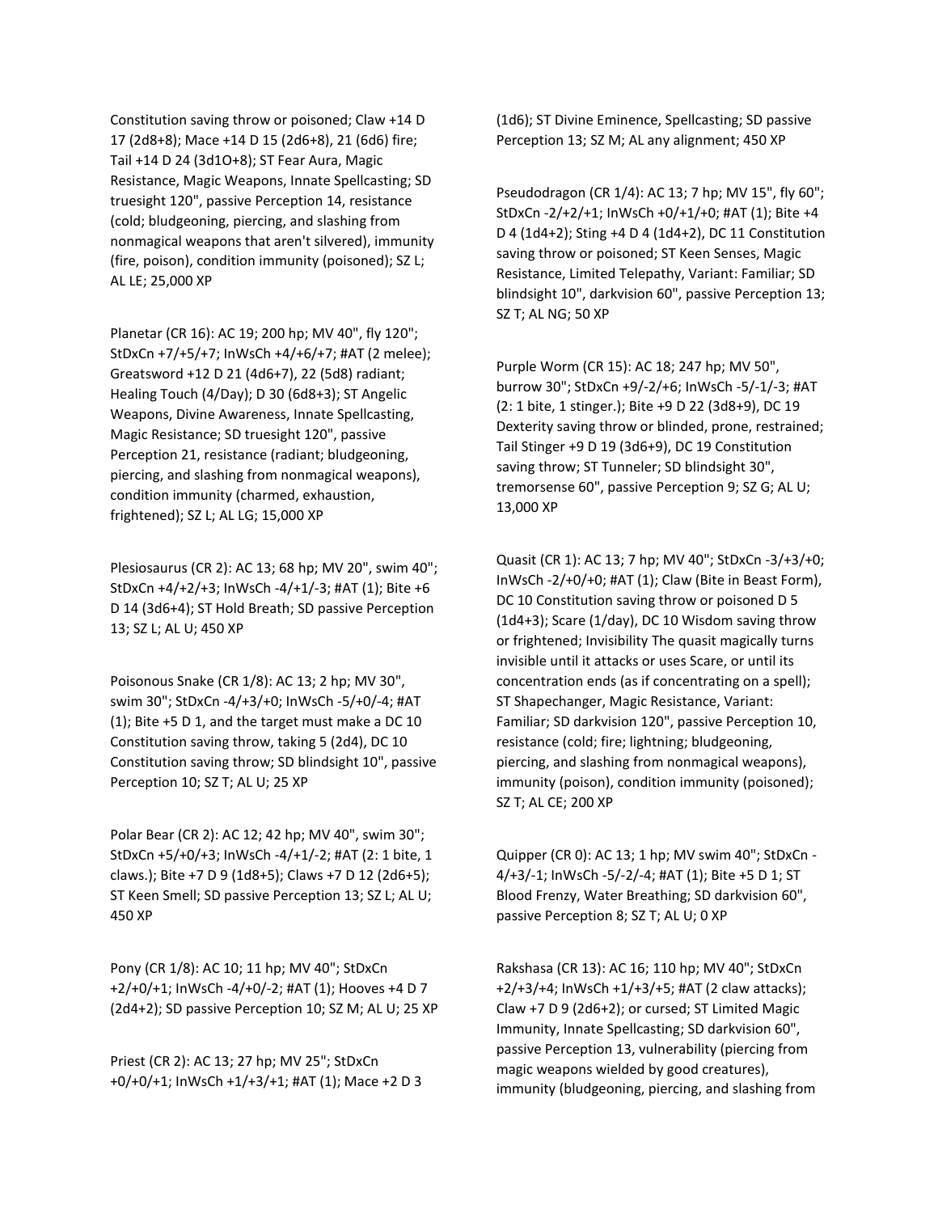Constitution saving throw or poisoned; Claw +14 D 17 (2d8+8); Mace +14 D 15 (2d6+8), 21 (6d6) fire; Tail +14 D 24 (3d1O+8); ST Fear Aura, Magic Resistance, Magic Weapons, Innate Spellcasting; SD truesight 120", passive Perception 14, resistance (cold; bludgeoning, piercing, and slashing from nonmagical weapons that aren't silvered), immunity (fire, poison), condition immunity (poisoned); SZ L; AL LE; 25,000 XP

Planetar (CR 16): AC 19; 200 hp; MV 40", fly 120"; StDxCn +7/+5/+7; InWsCh +4/+6/+7; #AT (2 melee); Greatsword +12 D 21 (4d6+7), 22 (5d8) radiant; Healing Touch (4/Day); D 30 (6d8+3); ST Angelic Weapons, Divine Awareness, Innate Spellcasting, Magic Resistance; SD truesight 120", passive Perception 21, resistance (radiant; bludgeoning, piercing, and slashing from nonmagical weapons), condition immunity (charmed, exhaustion, frightened); SZ L; AL LG; 15,000 XP

Plesiosaurus (CR 2): AC 13; 68 hp; MV 20", swim 40"; StDxCn +4/+2/+3; InWsCh -4/+1/-3; #AT (1); Bite +6 D 14 (3d6+4); ST Hold Breath; SD passive Perception 13; SZ L; AL U; 450 XP

Poisonous Snake (CR 1/8): AC 13; 2 hp; MV 30", swim 30"; StDxCn -4/+3/+0; InWsCh -5/+0/-4; #AT (1); Bite +5 D 1, and the target must make a DC 10 Constitution saving throw, taking 5 (2d4), DC 10 Constitution saving throw; SD blindsight 10", passive Perception 10; SZ T; AL U; 25 XP

Polar Bear (CR 2): AC 12; 42 hp; MV 40", swim 30"; StDxCn +5/+0/+3; InWsCh -4/+1/-2; #AT (2: 1 bite, 1 claws.); Bite +7 D 9 (1d8+5); Claws +7 D 12 (2d6+5); ST Keen Smell; SD passive Perception 13; SZ L; AL U; 450 XP

Pony (CR 1/8): AC 10; 11 hp; MV 40"; StDxCn +2/+0/+1; InWsCh -4/+0/-2; #AT (1); Hooves +4 D 7 (2d4+2); SD passive Perception 10; SZ M; AL U; 25 XP

Priest (CR 2): AC 13; 27 hp; MV 25"; StDxCn +0/+0/+1; InWsCh +1/+3/+1; #AT (1); Mace +2 D 3 (1d6); ST Divine Eminence, Spellcasting; SD passive Perception 13; SZ M; AL any alignment; 450 XP

Pseudodragon (CR 1/4): AC 13; 7 hp; MV 15", fly 60"; StDxCn -2/+2/+1; InWsCh +0/+1/+0; #AT (1); Bite +4 D 4 (1d4+2); Sting +4 D 4 (1d4+2), DC 11 Constitution saving throw or poisoned; ST Keen Senses, Magic Resistance, Limited Telepathy, Variant: Familiar; SD blindsight 10", darkvision 60", passive Perception 13; SZ T; AL NG; 50 XP

Purple Worm (CR 15): AC 18; 247 hp; MV 50", burrow 30"; StDxCn +9/-2/+6; InWsCh -5/-1/-3; #AT (2: 1 bite, 1 stinger.); Bite +9 D 22 (3d8+9), DC 19 Dexterity saving throw or blinded, prone, restrained; Tail Stinger +9 D 19 (3d6+9), DC 19 Constitution saving throw; ST Tunneler; SD blindsight 30", tremorsense 60", passive Perception 9; SZ G; AL U; 13,000 XP

Quasit (CR 1): AC 13; 7 hp; MV 40"; StDxCn -3/+3/+0; InWsCh -2/+0/+0; #AT (1); Claw (Bite in Beast Form), DC 10 Constitution saving throw or poisoned D 5 (1d4+3); Scare (1/day), DC 10 Wisdom saving throw or frightened; Invisibility The quasit magically turns invisible until it attacks or uses Scare, or until its concentration ends (as if concentrating on a spell); ST Shapechanger, Magic Resistance, Variant: Familiar; SD darkvision 120", passive Perception 10, resistance (cold; fire; lightning; bludgeoning, piercing, and slashing from nonmagical weapons), immunity (poison), condition immunity (poisoned); SZ T; AL CE; 200 XP

Quipper (CR 0): AC 13; 1 hp; MV swim 40"; StDxCn -4/+3/-1; InWsCh -5/-2/-4; #AT (1); Bite +5 D 1; ST Blood Frenzy, Water Breathing; SD darkvision 60", passive Perception 8; SZ T; AL U; 0 XP

Rakshasa (CR 13): AC 16; 110 hp; MV 40"; StDxCn +2/+3/+4; InWsCh +1/+3/+5; #AT (2 claw attacks); Claw +7 D 9 (2d6+2); or cursed; ST Limited Magic Immunity, Innate Spellcasting; SD darkvision 60", passive Perception 13, vulnerability (piercing from magic weapons wielded by good creatures), immunity (bludgeoning, piercing, and slashing from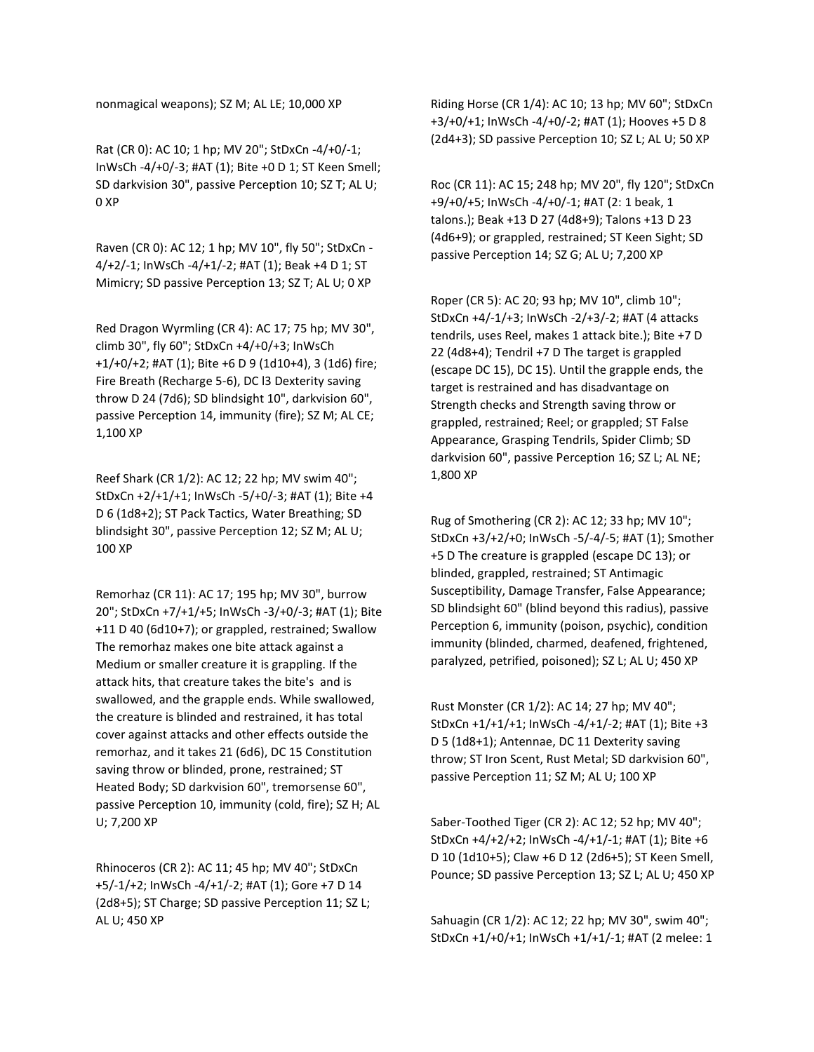nonmagical weapons); SZ M; AL LE; 10,000 XP

Rat (CR 0): AC 10; 1 hp; MV 20"; StDxCn -4/+0/-1; InWsCh -4/+0/-3; #AT (1); Bite +0 D 1; ST Keen Smell; SD darkvision 30", passive Perception 10; SZ T; AL U; 0 XP

Raven (CR 0): AC 12; 1 hp; MV 10", fly 50"; StDxCn -4/+2/-1; InWsCh -4/+1/-2; #AT (1); Beak +4 D 1; ST Mimicry; SD passive Perception 13; SZ T; AL U; 0 XP

Red Dragon Wyrmling (CR 4): AC 17; 75 hp; MV 30", climb 30", fly 60"; StDxCn +4/+0/+3; InWsCh +1/+0/+2; #AT (1); Bite +6 D 9 (1d10+4), 3 (1d6) fire; Fire Breath (Recharge 5-6), DC l3 Dexterity saving throw D 24 (7d6); SD blindsight 10", darkvision 60", passive Perception 14, immunity (fire); SZ M; AL CE; 1,100 XP

Reef Shark (CR 1/2): AC 12; 22 hp; MV swim 40"; StDxCn +2/+1/+1; InWsCh -5/+0/-3; #AT (1); Bite +4 D 6 (1d8+2); ST Pack Tactics, Water Breathing; SD blindsight 30", passive Perception 12; SZ M; AL U; 100 XP

Remorhaz (CR 11): AC 17; 195 hp; MV 30", burrow 20"; StDxCn +7/+1/+5; InWsCh -3/+0/-3; #AT (1); Bite +11 D 40 (6d10+7); or grappled, restrained; Swallow The remorhaz makes one bite attack against a Medium or smaller creature it is grappling. If the attack hits, that creature takes the bite's and is swallowed, and the grapple ends. While swallowed, the creature is blinded and restrained, it has total cover against attacks and other effects outside the remorhaz, and it takes 21 (6d6), DC 15 Constitution saving throw or blinded, prone, restrained; ST Heated Body; SD darkvision 60", tremorsense 60", passive Perception 10, immunity (cold, fire); SZ H; AL U; 7,200 XP

Rhinoceros (CR 2): AC 11; 45 hp; MV 40"; StDxCn +5/-1/+2; InWsCh -4/+1/-2; #AT (1); Gore +7 D 14 (2d8+5); ST Charge; SD passive Perception 11; SZ L; AL U; 450 XP

Riding Horse (CR 1/4): AC 10; 13 hp; MV 60"; StDxCn +3/+0/+1; InWsCh -4/+0/-2; #AT (1); Hooves +5 D 8 (2d4+3); SD passive Perception 10; SZ L; AL U; 50 XP

Roc (CR 11): AC 15; 248 hp; MV 20", fly 120"; StDxCn +9/+0/+5; InWsCh -4/+0/-1; #AT (2: 1 beak, 1 talons.); Beak +13 D 27 (4d8+9); Talons +13 D 23 (4d6+9); or grappled, restrained; ST Keen Sight; SD passive Perception 14; SZ G; AL U; 7,200 XP

Roper (CR 5): AC 20; 93 hp; MV 10", climb 10"; StDxCn +4/-1/+3; InWsCh -2/+3/-2; #AT (4 attacks tendrils, uses Reel, makes 1 attack bite.); Bite +7 D 22 (4d8+4); Tendril +7 D The target is grappled (escape DC 15), DC 15). Until the grapple ends, the target is restrained and has disadvantage on Strength checks and Strength saving throw or grappled, restrained; Reel; or grappled; ST False Appearance, Grasping Tendrils, Spider Climb; SD darkvision 60", passive Perception 16; SZ L; AL NE; 1,800 XP

Rug of Smothering (CR 2): AC 12; 33 hp; MV 10"; StDxCn +3/+2/+0; InWsCh -5/-4/-5; #AT (1); Smother +5 D The creature is grappled (escape DC 13); or blinded, grappled, restrained; ST Antimagic Susceptibility, Damage Transfer, False Appearance; SD blindsight 60" (blind beyond this radius), passive Perception 6, immunity (poison, psychic), condition immunity (blinded, charmed, deafened, frightened, paralyzed, petrified, poisoned); SZ L; AL U; 450 XP

Rust Monster (CR 1/2): AC 14; 27 hp; MV 40"; StDxCn +1/+1/+1; InWsCh -4/+1/-2; #AT (1); Bite +3 D 5 (1d8+1); Antennae, DC 11 Dexterity saving throw; ST Iron Scent, Rust Metal; SD darkvision 60", passive Perception 11; SZ M; AL U; 100 XP

Saber-Toothed Tiger (CR 2): AC 12; 52 hp; MV 40"; StDxCn +4/+2/+2; InWsCh -4/+1/-1; #AT (1); Bite +6 D 10 (1d10+5); Claw +6 D 12 (2d6+5); ST Keen Smell, Pounce; SD passive Perception 13; SZ L; AL U; 450 XP

Sahuagin (CR 1/2): AC 12; 22 hp; MV 30", swim 40"; StDxCn +1/+0/+1; InWsCh +1/+1/-1; #AT (2 melee: 1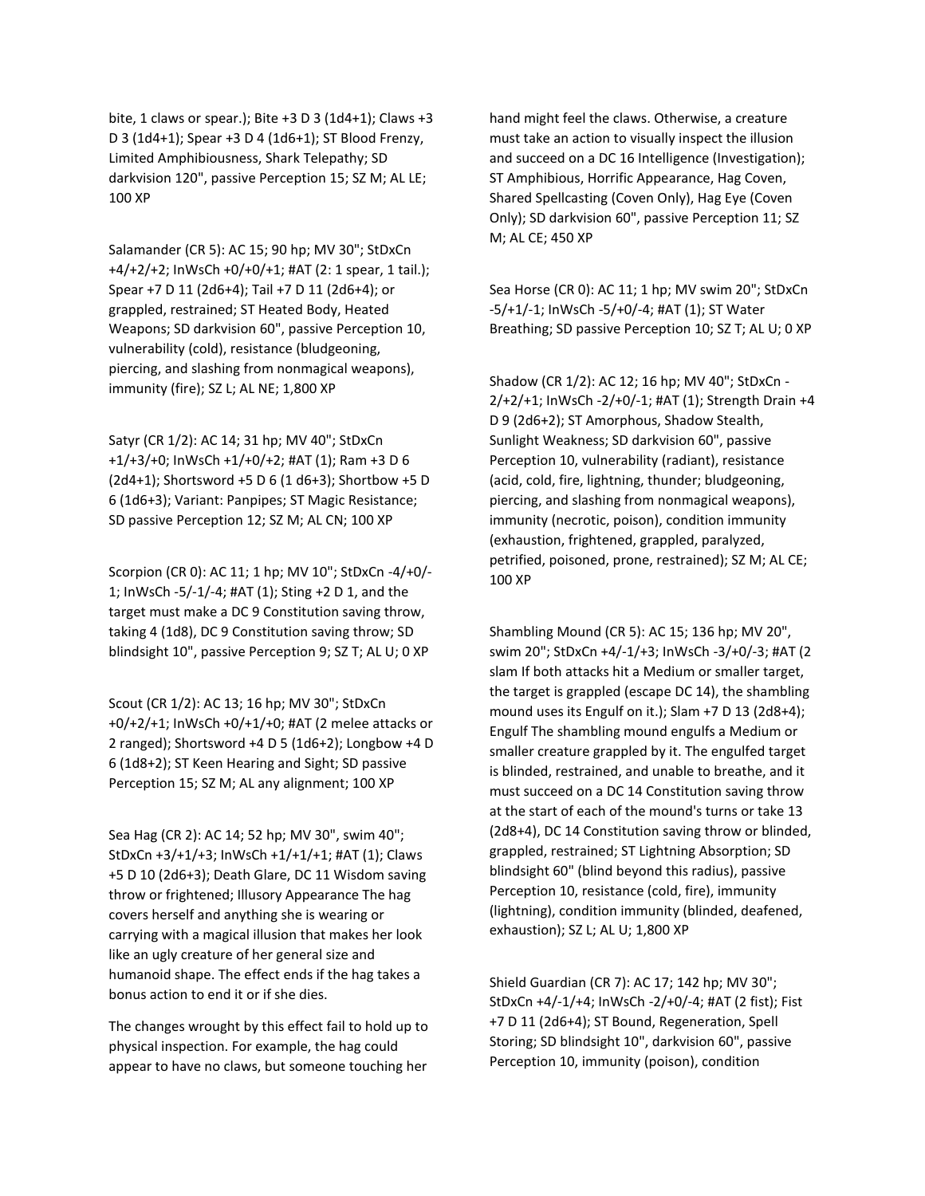bite, 1 claws or spear.); Bite +3 D 3 (1d4+1); Claws +3 D 3 (1d4+1); Spear +3 D 4 (1d6+1); ST Blood Frenzy, Limited Amphibiousness, Shark Telepathy; SD darkvision 120", passive Perception 15; SZ M; AL LE; 100 XP

Salamander (CR 5): AC 15; 90 hp; MV 30"; StDxCn +4/+2/+2; InWsCh +0/+0/+1; #AT (2: 1 spear, 1 tail.); Spear +7 D 11 (2d6+4); Tail +7 D 11 (2d6+4); or grappled, restrained; ST Heated Body, Heated Weapons; SD darkvision 60", passive Perception 10, vulnerability (cold), resistance (bludgeoning, piercing, and slashing from nonmagical weapons), immunity (fire); SZ L; AL NE; 1,800 XP

Satyr (CR 1/2): AC 14; 31 hp; MV 40"; StDxCn +1/+3/+0; InWsCh +1/+0/+2; #AT (1); Ram +3 D 6 (2d4+1); Shortsword +5 D 6 (1 d6+3); Shortbow +5 D 6 (1d6+3); Variant: Panpipes; ST Magic Resistance; SD passive Perception 12; SZ M; AL CN; 100 XP

Scorpion (CR 0): AC 11; 1 hp; MV 10"; StDxCn -4/+0/-1; InWsCh -5/-1/-4; #AT (1); Sting +2 D 1, and the target must make a DC 9 Constitution saving throw, taking 4 (1d8), DC 9 Constitution saving throw; SD blindsight 10", passive Perception 9; SZ T; AL U; 0 XP

Scout (CR 1/2): AC 13; 16 hp; MV 30"; StDxCn +0/+2/+1; InWsCh +0/+1/+0; #AT (2 melee attacks or 2 ranged); Shortsword +4 D 5 (1d6+2); Longbow +4 D 6 (1d8+2); ST Keen Hearing and Sight; SD passive Perception 15; SZ M; AL any alignment; 100 XP

Sea Hag (CR 2): AC 14; 52 hp; MV 30", swim 40"; StDxCn +3/+1/+3; InWsCh +1/+1/+1; #AT (1); Claws +5 D 10 (2d6+3); Death Glare, DC 11 Wisdom saving throw or frightened; Illusory Appearance The hag covers herself and anything she is wearing or carrying with a magical illusion that makes her look like an ugly creature of her general size and humanoid shape. The effect ends if the hag takes a bonus action to end it or if she dies.

The changes wrought by this effect fail to hold up to physical inspection. For example, the hag could appear to have no claws, but someone touching her hand might feel the claws. Otherwise, a creature must take an action to visually inspect the illusion and succeed on a DC 16 Intelligence (Investigation); ST Amphibious, Horrific Appearance, Hag Coven, Shared Spellcasting (Coven Only), Hag Eye (Coven Only); SD darkvision 60", passive Perception 11; SZ M; AL CE; 450 XP

Sea Horse (CR 0): AC 11; 1 hp; MV swim 20"; StDxCn -5/+1/-1; InWsCh -5/+0/-4; #AT (1); ST Water Breathing; SD passive Perception 10; SZ T; AL U; 0 XP

Shadow (CR 1/2): AC 12; 16 hp; MV 40"; StDxCn -2/+2/+1; InWsCh -2/+0/-1; #AT (1); Strength Drain +4 D 9 (2d6+2); ST Amorphous, Shadow Stealth, Sunlight Weakness; SD darkvision 60", passive Perception 10, vulnerability (radiant), resistance (acid, cold, fire, lightning, thunder; bludgeoning, piercing, and slashing from nonmagical weapons), immunity (necrotic, poison), condition immunity (exhaustion, frightened, grappled, paralyzed, petrified, poisoned, prone, restrained); SZ M; AL CE; 100 XP

Shambling Mound (CR 5): AC 15; 136 hp; MV 20", swim 20"; StDxCn +4/-1/+3; InWsCh -3/+0/-3; #AT (2 slam If both attacks hit a Medium or smaller target, the target is grappled (escape DC 14), the shambling mound uses its Engulf on it.); Slam +7 D 13 (2d8+4); Engulf The shambling mound engulfs a Medium or smaller creature grappled by it. The engulfed target is blinded, restrained, and unable to breathe, and it must succeed on a DC 14 Constitution saving throw at the start of each of the mound's turns or take 13 (2d8+4), DC 14 Constitution saving throw or blinded, grappled, restrained; ST Lightning Absorption; SD blindsight 60" (blind beyond this radius), passive Perception 10, resistance (cold, fire), immunity (lightning), condition immunity (blinded, deafened, exhaustion); SZ L; AL U; 1,800 XP

Shield Guardian (CR 7): AC 17; 142 hp; MV 30"; StDxCn +4/-1/+4; InWsCh -2/+0/-4; #AT (2 fist); Fist +7 D 11 (2d6+4); ST Bound, Regeneration, Spell Storing; SD blindsight 10", darkvision 60", passive Perception 10, immunity (poison), condition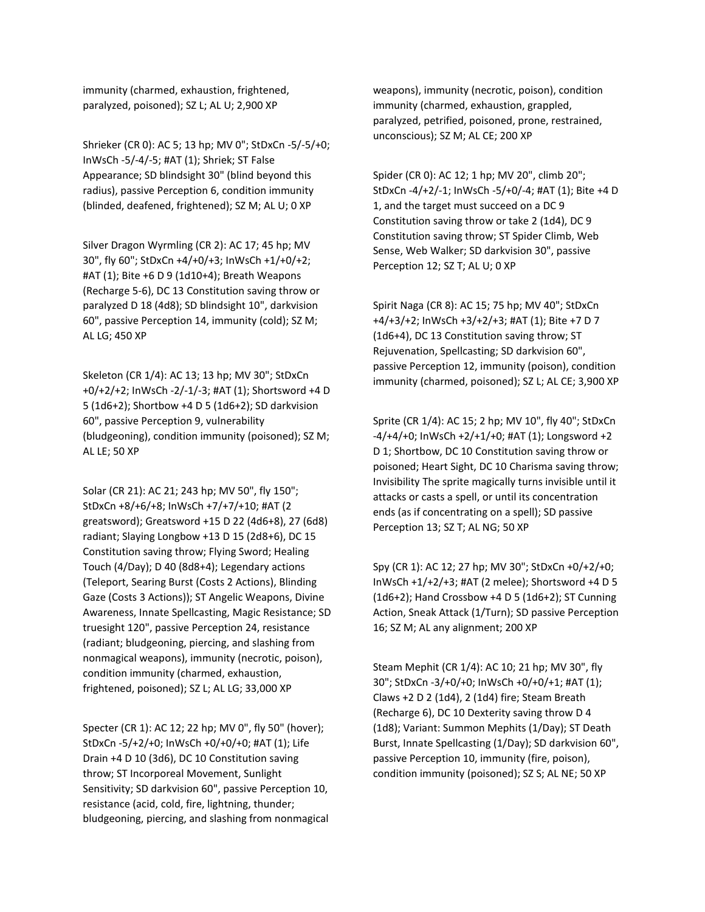immunity (charmed, exhaustion, frightened, paralyzed, poisoned); SZ L; AL U; 2,900 XP

Shrieker (CR 0): AC 5; 13 hp; MV 0"; StDxCn -5/-5/+0; InWsCh -5/-4/-5; #AT (1); Shriek; ST False Appearance; SD blindsight 30" (blind beyond this radius), passive Perception 6, condition immunity (blinded, deafened, frightened); SZ M; AL U; 0 XP

Silver Dragon Wyrmling (CR 2): AC 17; 45 hp; MV 30", fly 60"; StDxCn +4/+0/+3; InWsCh +1/+0/+2; #AT (1); Bite +6 D 9 (1d10+4); Breath Weapons (Recharge 5-6), DC 13 Constitution saving throw or paralyzed D 18 (4d8); SD blindsight 10", darkvision 60", passive Perception 14, immunity (cold); SZ M; AL LG; 450 XP

Skeleton (CR 1/4): AC 13; 13 hp; MV 30"; StDxCn +0/+2/+2; InWsCh -2/-1/-3; #AT (1); Shortsword +4 D 5 (1d6+2); Shortbow +4 D 5 (1d6+2); SD darkvision 60", passive Perception 9, vulnerability (bludgeoning), condition immunity (poisoned); SZ M; AL LE; 50 XP

Solar (CR 21): AC 21; 243 hp; MV 50", fly 150"; StDxCn +8/+6/+8; InWsCh +7/+7/+10; #AT (2 greatsword); Greatsword +15 D 22 (4d6+8), 27 (6d8) radiant; Slaying Longbow +13 D 15 (2d8+6), DC 15 Constitution saving throw; Flying Sword; Healing Touch (4/Day); D 40 (8d8+4); Legendary actions (Teleport, Searing Burst (Costs 2 Actions), Blinding Gaze (Costs 3 Actions)); ST Angelic Weapons, Divine Awareness, Innate Spellcasting, Magic Resistance; SD truesight 120", passive Perception 24, resistance (radiant; bludgeoning, piercing, and slashing from nonmagical weapons), immunity (necrotic, poison), condition immunity (charmed, exhaustion, frightened, poisoned); SZ L; AL LG; 33,000 XP

Specter (CR 1): AC 12; 22 hp; MV 0", fly 50" (hover); StDxCn -5/+2/+0; InWsCh +0/+0/+0; #AT (1); Life Drain +4 D 10 (3d6), DC 10 Constitution saving throw; ST Incorporeal Movement, Sunlight Sensitivity; SD darkvision 60", passive Perception 10, resistance (acid, cold, fire, lightning, thunder; bludgeoning, piercing, and slashing from nonmagical weapons), immunity (necrotic, poison), condition immunity (charmed, exhaustion, grappled, paralyzed, petrified, poisoned, prone, restrained, unconscious); SZ M; AL CE; 200 XP

Spider (CR 0): AC 12; 1 hp; MV 20", climb 20"; StDxCn -4/+2/-1; InWsCh -5/+0/-4; #AT (1); Bite +4 D 1, and the target must succeed on a DC 9 Constitution saving throw or take 2 (1d4), DC 9 Constitution saving throw; ST Spider Climb, Web Sense, Web Walker; SD darkvision 30", passive Perception 12; SZ T; AL U; 0 XP

Spirit Naga (CR 8): AC 15; 75 hp; MV 40"; StDxCn +4/+3/+2; InWsCh +3/+2/+3; #AT (1); Bite +7 D 7 (1d6+4), DC 13 Constitution saving throw; ST Rejuvenation, Spellcasting; SD darkvision 60", passive Perception 12, immunity (poison), condition immunity (charmed, poisoned); SZ L; AL CE; 3,900 XP

Sprite (CR 1/4): AC 15; 2 hp; MV 10", fly 40"; StDxCn -4/+4/+0; InWsCh +2/+1/+0; #AT (1); Longsword +2 D 1; Shortbow, DC 10 Constitution saving throw or poisoned; Heart Sight, DC 10 Charisma saving throw; Invisibility The sprite magically turns invisible until it attacks or casts a spell, or until its concentration ends (as if concentrating on a spell); SD passive Perception 13; SZ T; AL NG; 50 XP

Spy (CR 1): AC 12; 27 hp; MV 30"; StDxCn +0/+2/+0; InWsCh +1/+2/+3; #AT (2 melee); Shortsword +4 D 5 (1d6+2); Hand Crossbow +4 D 5 (1d6+2); ST Cunning Action, Sneak Attack (1/Turn); SD passive Perception 16; SZ M; AL any alignment; 200 XP

Steam Mephit (CR 1/4): AC 10; 21 hp; MV 30", fly 30"; StDxCn -3/+0/+0; InWsCh +0/+0/+1; #AT (1); Claws +2 D 2 (1d4), 2 (1d4) fire; Steam Breath (Recharge 6), DC 10 Dexterity saving throw D 4 (1d8); Variant: Summon Mephits (1/Day); ST Death Burst, Innate Spellcasting (1/Day); SD darkvision 60", passive Perception 10, immunity (fire, poison), condition immunity (poisoned); SZ S; AL NE; 50 XP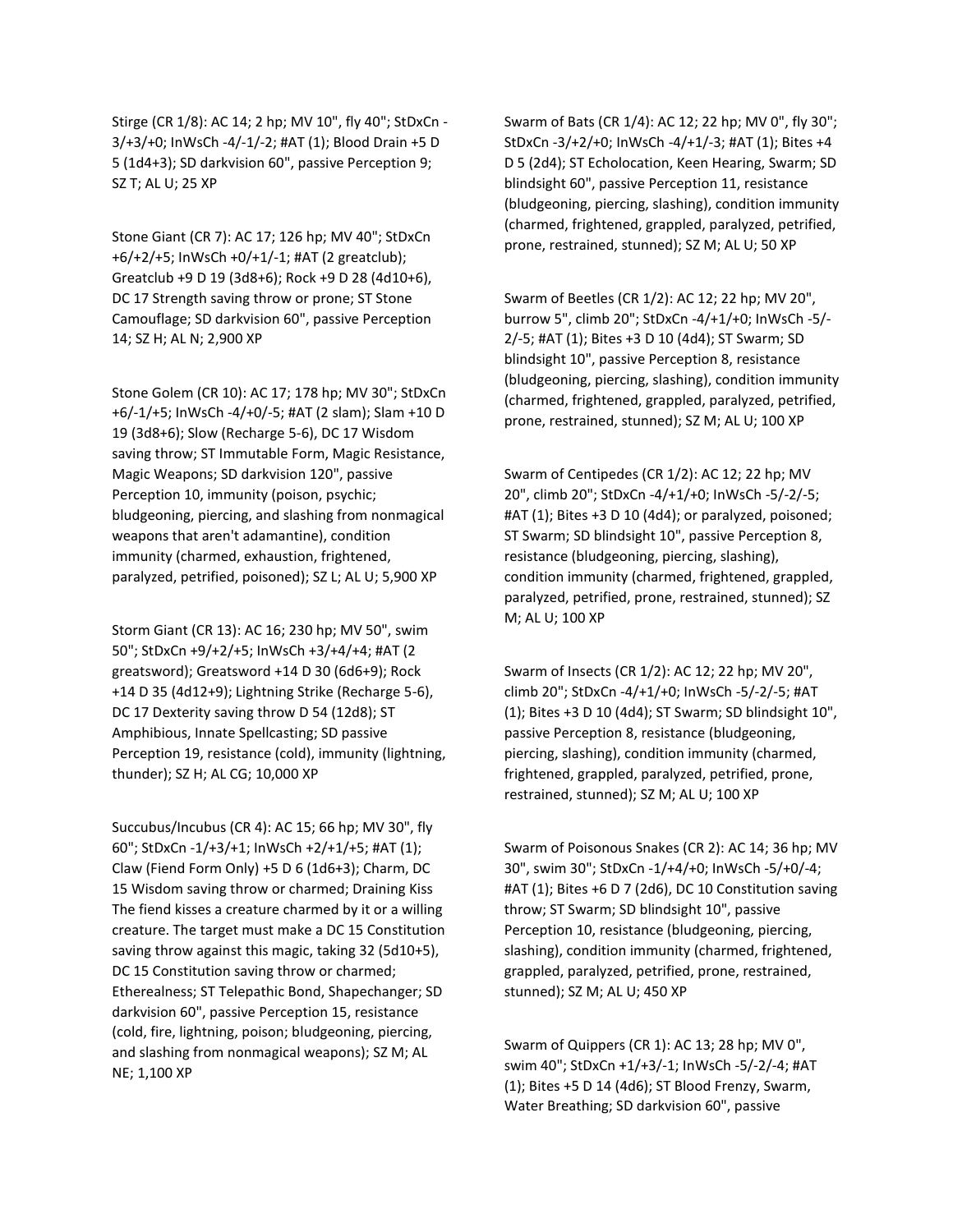Stirge (CR 1/8): AC 14; 2 hp; MV 10", fly 40"; StDxCn -3/+3/+0; InWsCh -4/-1/-2; #AT (1); Blood Drain +5 D 5 (1d4+3); SD darkvision 60", passive Perception 9; SZ T; AL U; 25 XP

Stone Giant (CR 7): AC 17; 126 hp; MV 40"; StDxCn +6/+2/+5; InWsCh +0/+1/-1; #AT (2 greatclub); Greatclub +9 D 19 (3d8+6); Rock +9 D 28 (4d10+6), DC 17 Strength saving throw or prone; ST Stone Camouflage; SD darkvision 60", passive Perception 14; SZ H; AL N; 2,900 XP

Stone Golem (CR 10): AC 17; 178 hp; MV 30"; StDxCn +6/-1/+5; InWsCh -4/+0/-5; #AT (2 slam); Slam +10 D 19 (3d8+6); Slow (Recharge 5-6), DC 17 Wisdom saving throw; ST Immutable Form, Magic Resistance, Magic Weapons; SD darkvision 120", passive Perception 10, immunity (poison, psychic; bludgeoning, piercing, and slashing from nonmagical weapons that aren't adamantine), condition immunity (charmed, exhaustion, frightened, paralyzed, petrified, poisoned); SZ L; AL U; 5,900 XP

Storm Giant (CR 13): AC 16; 230 hp; MV 50", swim 50"; StDxCn +9/+2/+5; InWsCh +3/+4/+4; #AT (2 greatsword); Greatsword +14 D 30 (6d6+9); Rock +14 D 35 (4d12+9); Lightning Strike (Recharge 5-6), DC 17 Dexterity saving throw D 54 (12d8); ST Amphibious, Innate Spellcasting; SD passive Perception 19, resistance (cold), immunity (lightning, thunder); SZ H; AL CG; 10,000 XP

Succubus/Incubus (CR 4): AC 15; 66 hp; MV 30", fly 60"; StDxCn -1/+3/+1; InWsCh +2/+1/+5; #AT (1); Claw (Fiend Form Only) +5 D 6 (1d6+3); Charm, DC 15 Wisdom saving throw or charmed; Draining Kiss The fiend kisses a creature charmed by it or a willing creature. The target must make a DC 15 Constitution saving throw against this magic, taking 32 (5d10+5), DC 15 Constitution saving throw or charmed; Etherealness; ST Telepathic Bond, Shapechanger; SD darkvision 60", passive Perception 15, resistance (cold, fire, lightning, poison; bludgeoning, piercing, and slashing from nonmagical weapons); SZ M; AL NE; 1,100 XP

Swarm of Bats (CR 1/4): AC 12; 22 hp; MV 0", fly 30"; StDxCn -3/+2/+0; InWsCh -4/+1/-3; #AT (1); Bites +4 D 5 (2d4); ST Echolocation, Keen Hearing, Swarm; SD blindsight 60", passive Perception 11, resistance (bludgeoning, piercing, slashing), condition immunity (charmed, frightened, grappled, paralyzed, petrified, prone, restrained, stunned); SZ M; AL U; 50 XP

Swarm of Beetles (CR 1/2): AC 12; 22 hp; MV 20", burrow 5", climb 20"; StDxCn -4/+1/+0; InWsCh -5/-2/-5; #AT (1); Bites +3 D 10 (4d4); ST Swarm; SD blindsight 10", passive Perception 8, resistance (bludgeoning, piercing, slashing), condition immunity (charmed, frightened, grappled, paralyzed, petrified, prone, restrained, stunned); SZ M; AL U; 100 XP

Swarm of Centipedes (CR 1/2): AC 12; 22 hp; MV 20", climb 20"; StDxCn -4/+1/+0; InWsCh -5/-2/-5; #AT (1); Bites +3 D 10 (4d4); or paralyzed, poisoned; ST Swarm; SD blindsight 10", passive Perception 8, resistance (bludgeoning, piercing, slashing), condition immunity (charmed, frightened, grappled, paralyzed, petrified, prone, restrained, stunned); SZ M; AL U; 100 XP

Swarm of Insects (CR 1/2): AC 12; 22 hp; MV 20", climb 20"; StDxCn -4/+1/+0; InWsCh -5/-2/-5; #AT (1); Bites +3 D 10 (4d4); ST Swarm; SD blindsight 10", passive Perception 8, resistance (bludgeoning, piercing, slashing), condition immunity (charmed, frightened, grappled, paralyzed, petrified, prone, restrained, stunned); SZ M; AL U; 100 XP

Swarm of Poisonous Snakes (CR 2): AC 14; 36 hp; MV 30", swim 30"; StDxCn -1/+4/+0; InWsCh -5/+0/-4; #AT (1); Bites +6 D 7 (2d6), DC 10 Constitution saving throw; ST Swarm; SD blindsight 10", passive Perception 10, resistance (bludgeoning, piercing, slashing), condition immunity (charmed, frightened, grappled, paralyzed, petrified, prone, restrained, stunned); SZ M; AL U; 450 XP

Swarm of Quippers (CR 1): AC 13; 28 hp; MV 0", swim 40"; StDxCn +1/+3/-1; InWsCh -5/-2/-4; #AT (1); Bites +5 D 14 (4d6); ST Blood Frenzy, Swarm, Water Breathing; SD darkvision 60", passive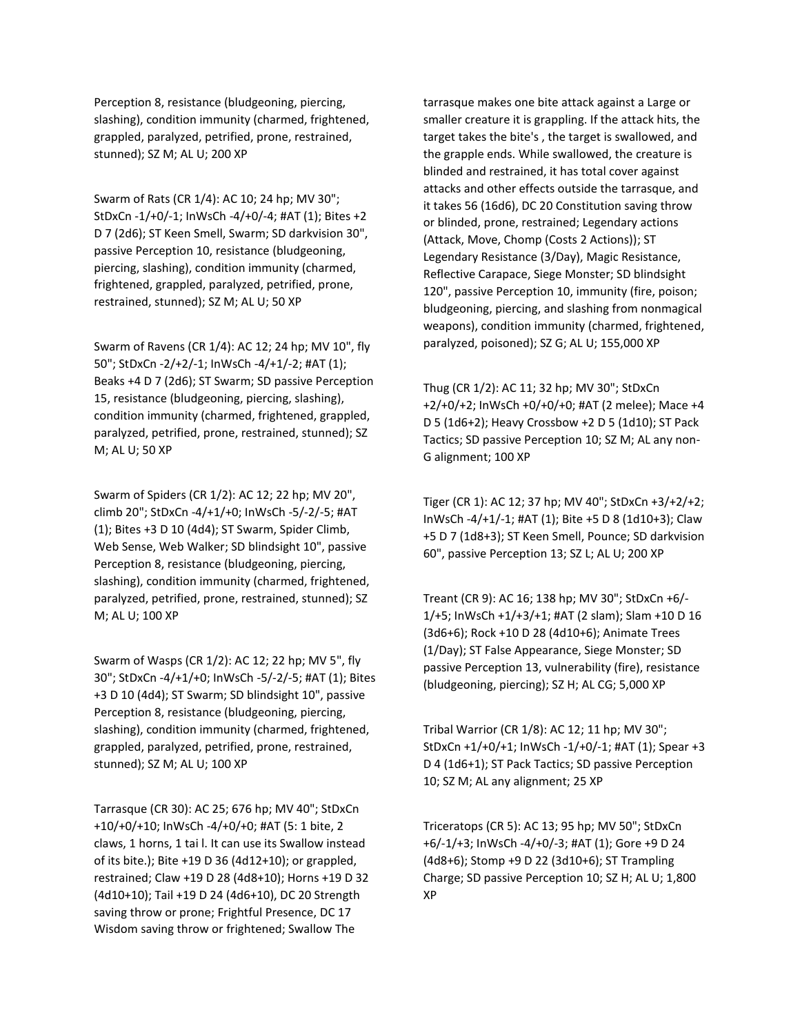Perception 8, resistance (bludgeoning, piercing, slashing), condition immunity (charmed, frightened, grappled, paralyzed, petrified, prone, restrained, stunned); SZ M; AL U; 200 XP

Swarm of Rats (CR 1/4): AC 10; 24 hp; MV 30"; StDxCn -1/+0/-1; InWsCh -4/+0/-4; #AT (1); Bites +2 D 7 (2d6); ST Keen Smell, Swarm; SD darkvision 30", passive Perception 10, resistance (bludgeoning, piercing, slashing), condition immunity (charmed, frightened, grappled, paralyzed, petrified, prone, restrained, stunned); SZ M; AL U; 50 XP

Swarm of Ravens (CR 1/4): AC 12; 24 hp; MV 10", fly 50"; StDxCn -2/+2/-1; InWsCh -4/+1/-2; #AT (1); Beaks +4 D 7 (2d6); ST Swarm; SD passive Perception 15, resistance (bludgeoning, piercing, slashing), condition immunity (charmed, frightened, grappled, paralyzed, petrified, prone, restrained, stunned); SZ M; AL U; 50 XP

Swarm of Spiders (CR 1/2): AC 12; 22 hp; MV 20", climb 20"; StDxCn -4/+1/+0; InWsCh -5/-2/-5; #AT (1); Bites +3 D 10 (4d4); ST Swarm, Spider Climb, Web Sense, Web Walker; SD blindsight 10", passive Perception 8, resistance (bludgeoning, piercing, slashing), condition immunity (charmed, frightened, paralyzed, petrified, prone, restrained, stunned); SZ M; AL U; 100 XP

Swarm of Wasps (CR 1/2): AC 12; 22 hp; MV 5", fly 30"; StDxCn -4/+1/+0; InWsCh -5/-2/-5; #AT (1); Bites +3 D 10 (4d4); ST Swarm; SD blindsight 10", passive Perception 8, resistance (bludgeoning, piercing, slashing), condition immunity (charmed, frightened, grappled, paralyzed, petrified, prone, restrained, stunned); SZ M; AL U; 100 XP

Tarrasque (CR 30): AC 25; 676 hp; MV 40"; StDxCn +10/+0/+10; InWsCh -4/+0/+0; #AT (5: 1 bite, 2 claws, 1 horns, 1 tai l. It can use its Swallow instead of its bite.); Bite +19 D 36 (4d12+10); or grappled, restrained; Claw +19 D 28 (4d8+10); Horns +19 D 32 (4d10+10); Tail +19 D 24 (4d6+10), DC 20 Strength saving throw or prone; Frightful Presence, DC 17 Wisdom saving throw or frightened; Swallow The tarrasque makes one bite attack against a Large or smaller creature it is grappling. If the attack hits, the target takes the bite's , the target is swallowed, and the grapple ends. While swallowed, the creature is blinded and restrained, it has total cover against attacks and other effects outside the tarrasque, and it takes 56 (16d6), DC 20 Constitution saving throw or blinded, prone, restrained; Legendary actions (Attack, Move, Chomp (Costs 2 Actions)); ST Legendary Resistance (3/Day), Magic Resistance, Reflective Carapace, Siege Monster; SD blindsight 120", passive Perception 10, immunity (fire, poison; bludgeoning, piercing, and slashing from nonmagical weapons), condition immunity (charmed, frightened, paralyzed, poisoned); SZ G; AL U; 155,000 XP

Thug (CR 1/2): AC 11; 32 hp; MV 30"; StDxCn +2/+0/+2; InWsCh +0/+0/+0; #AT (2 melee); Mace +4 D 5 (1d6+2); Heavy Crossbow +2 D 5 (1d10); ST Pack Tactics; SD passive Perception 10; SZ M; AL any non-G alignment; 100 XP

Tiger (CR 1): AC 12; 37 hp; MV 40"; StDxCn +3/+2/+2; InWsCh -4/+1/-1; #AT (1); Bite +5 D 8 (1d10+3); Claw +5 D 7 (1d8+3); ST Keen Smell, Pounce; SD darkvision 60", passive Perception 13; SZ L; AL U; 200 XP

Treant (CR 9): AC 16; 138 hp; MV 30"; StDxCn +6/-1/+5; InWsCh +1/+3/+1; #AT (2 slam); Slam +10 D 16 (3d6+6); Rock +10 D 28 (4d10+6); Animate Trees (1/Day); ST False Appearance, Siege Monster; SD passive Perception 13, vulnerability (fire), resistance (bludgeoning, piercing); SZ H; AL CG; 5,000 XP

Tribal Warrior (CR 1/8): AC 12; 11 hp; MV 30"; StDxCn +1/+0/+1; InWsCh -1/+0/-1; #AT (1); Spear +3 D 4 (1d6+1); ST Pack Tactics; SD passive Perception 10; SZ M; AL any alignment; 25 XP

Triceratops (CR 5): AC 13; 95 hp; MV 50"; StDxCn +6/-1/+3; InWsCh -4/+0/-3; #AT (1); Gore +9 D 24 (4d8+6); Stomp +9 D 22 (3d10+6); ST Trampling Charge; SD passive Perception 10; SZ H; AL U; 1,800 XP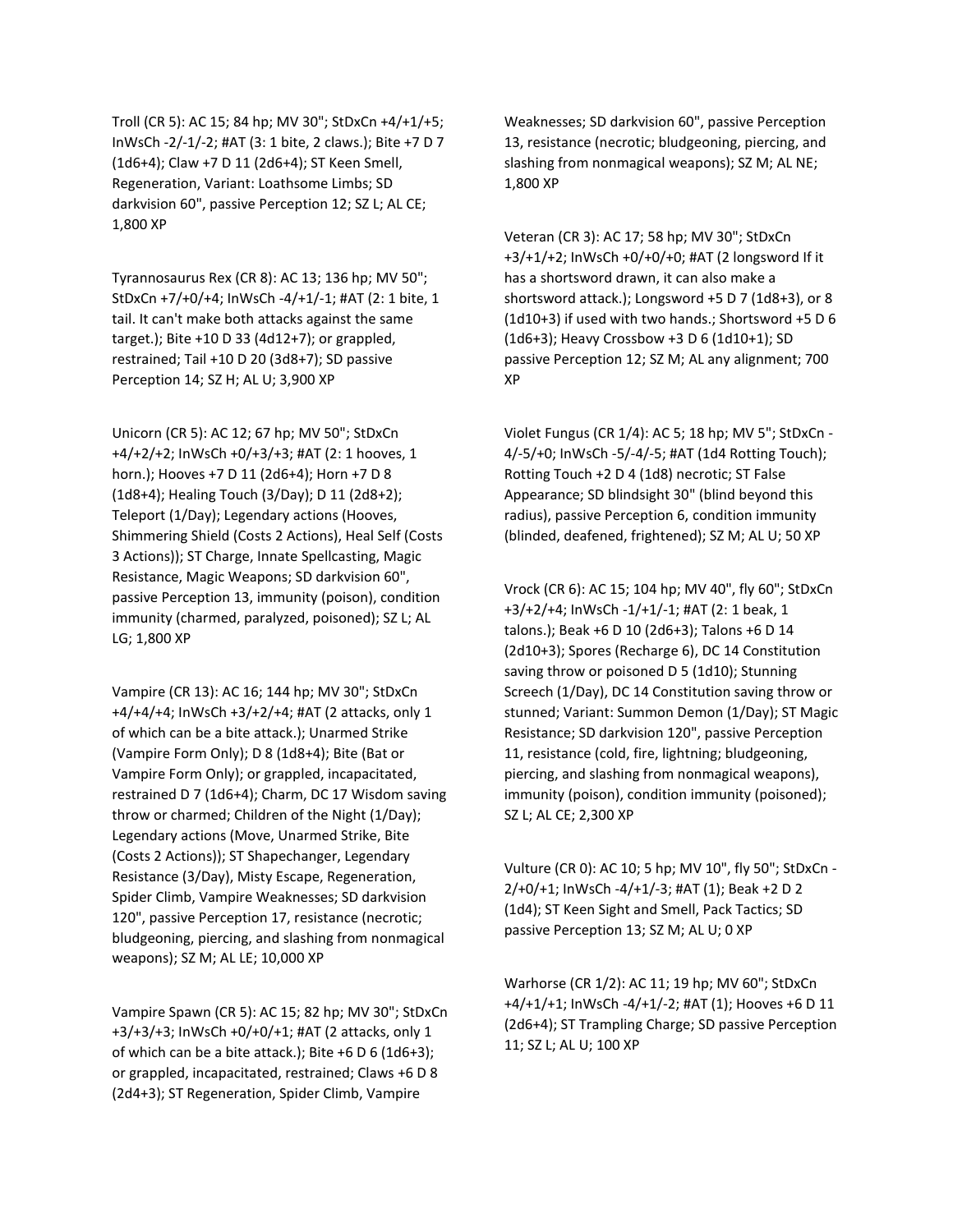Troll (CR 5): AC 15; 84 hp; MV 30"; StDxCn +4/+1/+5; InWsCh -2/-1/-2; #AT (3: 1 bite, 2 claws.); Bite +7 D 7 (1d6+4); Claw +7 D 11 (2d6+4); ST Keen Smell, Regeneration, Variant: Loathsome Limbs; SD darkvision 60", passive Perception 12; SZ L; AL CE; 1,800 XP

Tyrannosaurus Rex (CR 8): AC 13; 136 hp; MV 50"; StDxCn +7/+0/+4; InWsCh -4/+1/-1; #AT (2: 1 bite, 1 tail. It can't make both attacks against the same target.); Bite +10 D 33 (4d12+7); or grappled, restrained; Tail +10 D 20 (3d8+7); SD passive Perception 14; SZ H; AL U; 3,900 XP

Unicorn (CR 5): AC 12; 67 hp; MV 50"; StDxCn +4/+2/+2; InWsCh +0/+3/+3; #AT (2: 1 hooves, 1 horn.); Hooves +7 D 11 (2d6+4); Horn +7 D 8 (1d8+4); Healing Touch (3/Day); D 11 (2d8+2); Teleport (1/Day); Legendary actions (Hooves, Shimmering Shield (Costs 2 Actions), Heal Self (Costs 3 Actions)); ST Charge, Innate Spellcasting, Magic Resistance, Magic Weapons; SD darkvision 60", passive Perception 13, immunity (poison), condition immunity (charmed, paralyzed, poisoned); SZ L; AL LG; 1,800 XP

Vampire (CR 13): AC 16; 144 hp; MV 30"; StDxCn +4/+4/+4; InWsCh +3/+2/+4; #AT (2 attacks, only 1 of which can be a bite attack.); Unarmed Strike (Vampire Form Only); D 8 (1d8+4); Bite (Bat or Vampire Form Only); or grappled, incapacitated, restrained D 7 (1d6+4); Charm, DC 17 Wisdom saving throw or charmed; Children of the Night (1/Day); Legendary actions (Move, Unarmed Strike, Bite (Costs 2 Actions)); ST Shapechanger, Legendary Resistance (3/Day), Misty Escape, Regeneration, Spider Climb, Vampire Weaknesses; SD darkvision 120", passive Perception 17, resistance (necrotic; bludgeoning, piercing, and slashing from nonmagical weapons); SZ M; AL LE; 10,000 XP

Vampire Spawn (CR 5): AC 15; 82 hp; MV 30"; StDxCn +3/+3/+3; InWsCh +0/+0/+1; #AT (2 attacks, only 1 of which can be a bite attack.); Bite +6 D 6 (1d6+3); or grappled, incapacitated, restrained; Claws +6 D 8 (2d4+3); ST Regeneration, Spider Climb, Vampire Weaknesses; SD darkvision 60", passive Perception 13, resistance (necrotic; bludgeoning, piercing, and slashing from nonmagical weapons); SZ M; AL NE; 1,800 XP

Veteran (CR 3): AC 17; 58 hp; MV 30"; StDxCn +3/+1/+2; InWsCh +0/+0/+0; #AT (2 longsword If it has a shortsword drawn, it can also make a shortsword attack.); Longsword +5 D 7 (1d8+3), or 8 (1d10+3) if used with two hands.; Shortsword +5 D 6 (1d6+3); Heavy Crossbow +3 D 6 (1d10+1); SD passive Perception 12; SZ M; AL any alignment; 700 XP

Violet Fungus (CR 1/4): AC 5; 18 hp; MV 5"; StDxCn -4/-5/+0; InWsCh -5/-4/-5; #AT (1d4 Rotting Touch); Rotting Touch +2 D 4 (1d8) necrotic; ST False Appearance; SD blindsight 30" (blind beyond this radius), passive Perception 6, condition immunity (blinded, deafened, frightened); SZ M; AL U; 50 XP

Vrock (CR 6): AC 15; 104 hp; MV 40", fly 60"; StDxCn +3/+2/+4; InWsCh -1/+1/-1; #AT (2: 1 beak, 1 talons.); Beak +6 D 10 (2d6+3); Talons +6 D 14 (2d10+3); Spores (Recharge 6), DC 14 Constitution saving throw or poisoned D 5 (1d10); Stunning Screech (1/Day), DC 14 Constitution saving throw or stunned; Variant: Summon Demon (1/Day); ST Magic Resistance; SD darkvision 120", passive Perception 11, resistance (cold, fire, lightning; bludgeoning, piercing, and slashing from nonmagical weapons), immunity (poison), condition immunity (poisoned); SZ L; AL CE; 2,300 XP

Vulture (CR 0): AC 10; 5 hp; MV 10", fly 50"; StDxCn -2/+0/+1; InWsCh -4/+1/-3; #AT (1); Beak +2 D 2 (1d4); ST Keen Sight and Smell, Pack Tactics; SD passive Perception 13; SZ M; AL U; 0 XP

Warhorse (CR 1/2): AC 11; 19 hp; MV 60"; StDxCn +4/+1/+1; InWsCh -4/+1/-2; #AT (1); Hooves +6 D 11 (2d6+4); ST Trampling Charge; SD passive Perception 11; SZ L; AL U; 100 XP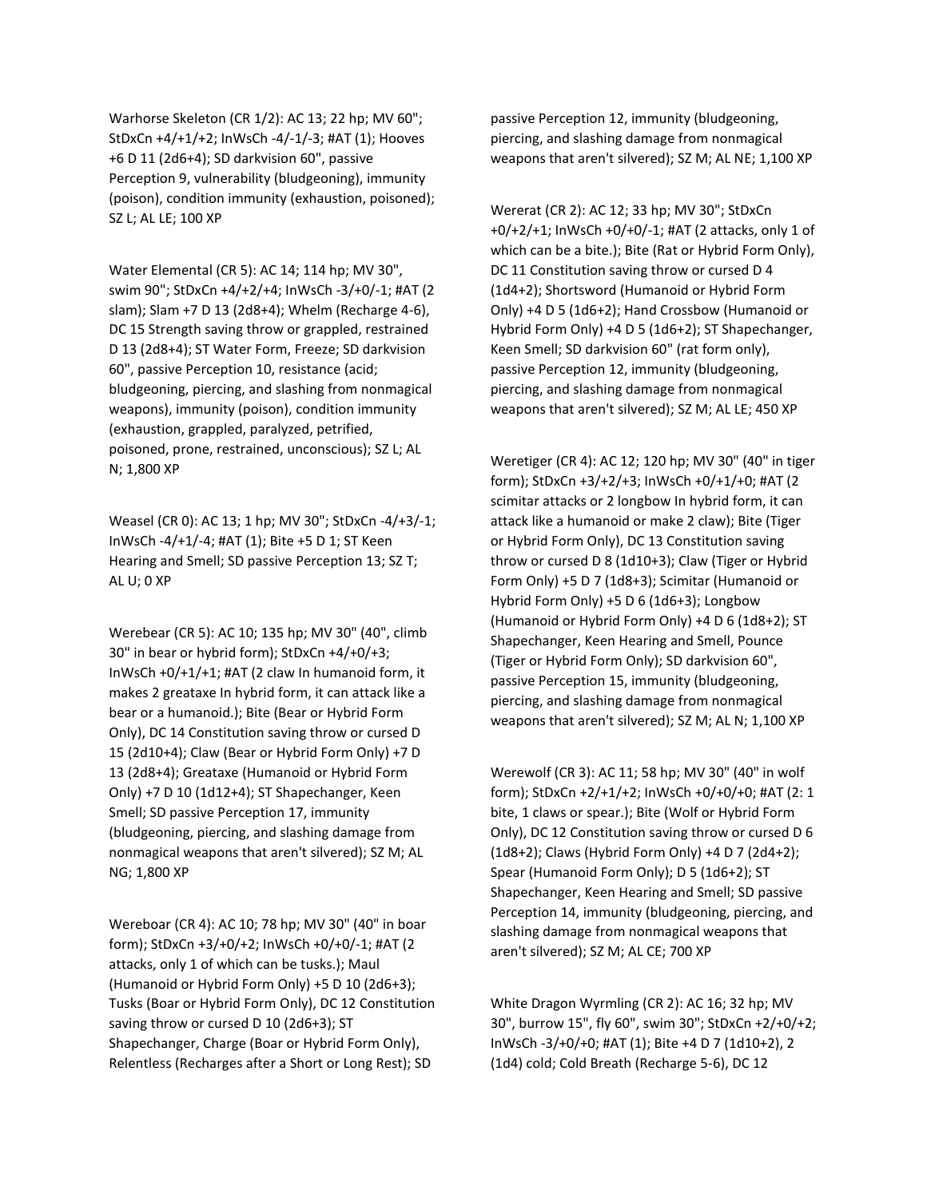Warhorse Skeleton (CR 1/2): AC 13; 22 hp; MV 60"; StDxCn +4/+1/+2; InWsCh -4/-1/-3; #AT (1); Hooves +6 D 11 (2d6+4); SD darkvision 60", passive Perception 9, vulnerability (bludgeoning), immunity (poison), condition immunity (exhaustion, poisoned); SZ L; AL LE; 100 XP

Water Elemental (CR 5): AC 14; 114 hp; MV 30", swim 90"; StDxCn +4/+2/+4; InWsCh -3/+0/-1; #AT (2 slam); Slam +7 D 13 (2d8+4); Whelm (Recharge 4-6), DC 15 Strength saving throw or grappled, restrained D 13 (2d8+4); ST Water Form, Freeze; SD darkvision 60", passive Perception 10, resistance (acid; bludgeoning, piercing, and slashing from nonmagical weapons), immunity (poison), condition immunity (exhaustion, grappled, paralyzed, petrified, poisoned, prone, restrained, unconscious); SZ L; AL N; 1,800 XP

Weasel (CR 0): AC 13; 1 hp; MV 30"; StDxCn -4/+3/-1; InWsCh -4/+1/-4; #AT (1); Bite +5 D 1; ST Keen Hearing and Smell; SD passive Perception 13; SZ T; AL U; 0 XP

Werebear (CR 5): AC 10; 135 hp; MV 30" (40", climb 30" in bear or hybrid form); StDxCn +4/+0/+3; InWsCh +0/+1/+1; #AT (2 claw In humanoid form, it makes 2 greataxe In hybrid form, it can attack like a bear or a humanoid.); Bite (Bear or Hybrid Form Only), DC 14 Constitution saving throw or cursed D 15 (2d10+4); Claw (Bear or Hybrid Form Only) +7 D 13 (2d8+4); Greataxe (Humanoid or Hybrid Form Only) +7 D 10 (1d12+4); ST Shapechanger, Keen Smell; SD passive Perception 17, immunity (bludgeoning, piercing, and slashing damage from nonmagical weapons that aren't silvered); SZ M; AL NG; 1,800 XP

Wereboar (CR 4): AC 10; 78 hp; MV 30" (40" in boar form); StDxCn +3/+0/+2; InWsCh +0/+0/-1; #AT (2 attacks, only 1 of which can be tusks.); Maul (Humanoid or Hybrid Form Only) +5 D 10 (2d6+3); Tusks (Boar or Hybrid Form Only), DC 12 Constitution saving throw or cursed D 10 (2d6+3); ST Shapechanger, Charge (Boar or Hybrid Form Only), Relentless (Recharges after a Short or Long Rest); SD passive Perception 12, immunity (bludgeoning, piercing, and slashing damage from nonmagical weapons that aren't silvered); SZ M; AL NE; 1,100 XP

Wererat (CR 2): AC 12; 33 hp; MV 30"; StDxCn +0/+2/+1; InWsCh +0/+0/-1; #AT (2 attacks, only 1 of which can be a bite.); Bite (Rat or Hybrid Form Only), DC 11 Constitution saving throw or cursed D 4 (1d4+2); Shortsword (Humanoid or Hybrid Form Only) +4 D 5 (1d6+2); Hand Crossbow (Humanoid or Hybrid Form Only) +4 D 5 (1d6+2); ST Shapechanger, Keen Smell; SD darkvision 60" (rat form only), passive Perception 12, immunity (bludgeoning, piercing, and slashing damage from nonmagical weapons that aren't silvered); SZ M; AL LE; 450 XP

Weretiger (CR 4): AC 12; 120 hp; MV 30" (40" in tiger form); StDxCn +3/+2/+3; InWsCh +0/+1/+0; #AT (2 scimitar attacks or 2 longbow In hybrid form, it can attack like a humanoid or make 2 claw); Bite (Tiger or Hybrid Form Only), DC 13 Constitution saving throw or cursed D 8 (1d10+3); Claw (Tiger or Hybrid Form Only) +5 D 7 (1d8+3); Scimitar (Humanoid or Hybrid Form Only) +5 D 6 (1d6+3); Longbow (Humanoid or Hybrid Form Only) +4 D 6 (1d8+2); ST Shapechanger, Keen Hearing and Smell, Pounce (Tiger or Hybrid Form Only); SD darkvision 60", passive Perception 15, immunity (bludgeoning, piercing, and slashing damage from nonmagical weapons that aren't silvered); SZ M; AL N; 1,100 XP

Werewolf (CR 3): AC 11; 58 hp; MV 30" (40" in wolf form); StDxCn +2/+1/+2; InWsCh +0/+0/+0; #AT (2: 1 bite, 1 claws or spear.); Bite (Wolf or Hybrid Form Only), DC 12 Constitution saving throw or cursed D 6 (1d8+2); Claws (Hybrid Form Only) +4 D 7 (2d4+2); Spear (Humanoid Form Only); D 5 (1d6+2); ST Shapechanger, Keen Hearing and Smell; SD passive Perception 14, immunity (bludgeoning, piercing, and slashing damage from nonmagical weapons that aren't silvered); SZ M; AL CE; 700 XP

White Dragon Wyrmling (CR 2): AC 16; 32 hp; MV 30", burrow 15", fly 60", swim 30"; StDxCn +2/+0/+2; InWsCh -3/+0/+0; #AT (1); Bite +4 D 7 (1d10+2), 2 (1d4) cold; Cold Breath (Recharge 5-6), DC 12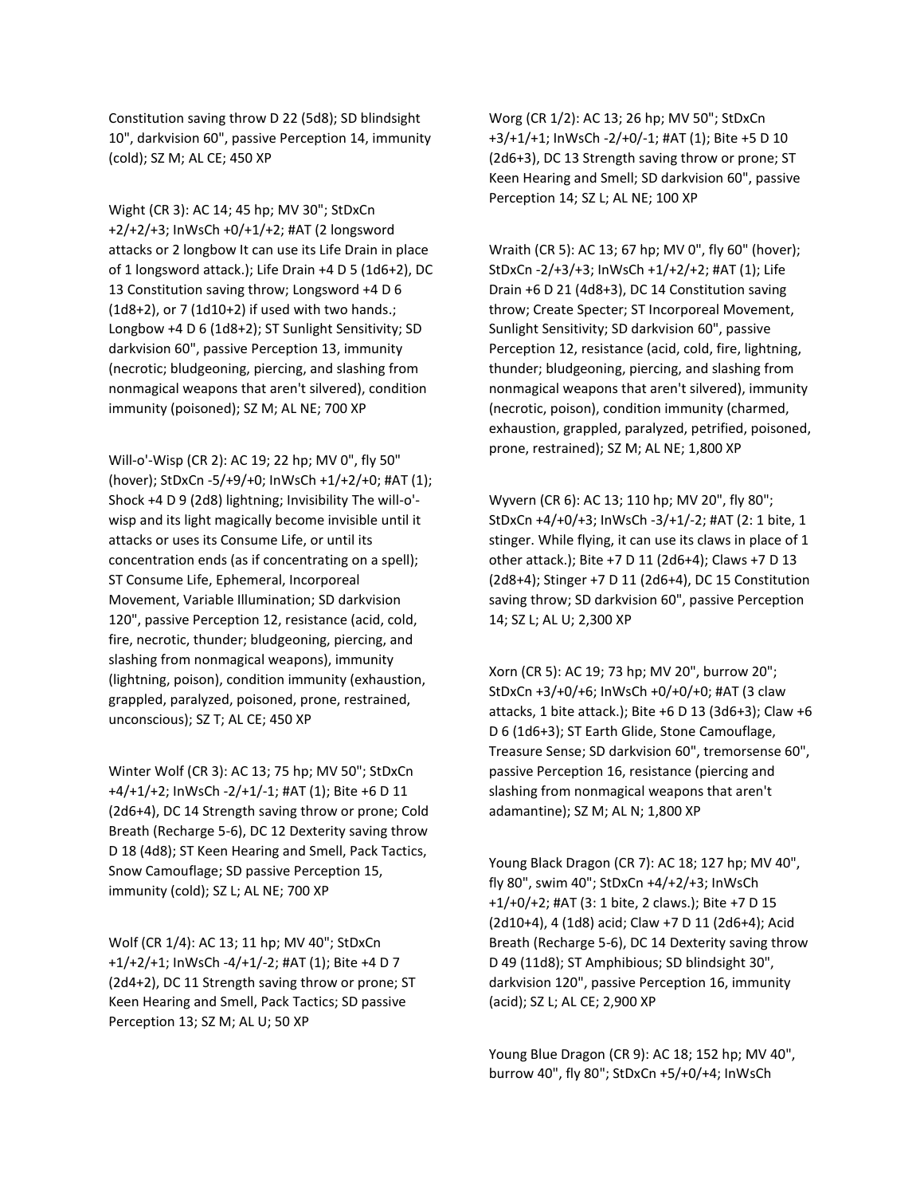Constitution saving throw D 22 (5d8); SD blindsight 10", darkvision 60", passive Perception 14, immunity (cold); SZ M; AL CE; 450 XP

Wight (CR 3): AC 14; 45 hp; MV 30"; StDxCn +2/+2/+3; InWsCh +0/+1/+2; #AT (2 longsword attacks or 2 longbow It can use its Life Drain in place of 1 longsword attack.); Life Drain +4 D 5 (1d6+2), DC 13 Constitution saving throw; Longsword +4 D 6 (1d8+2), or 7 (1d10+2) if used with two hands.; Longbow +4 D 6 (1d8+2); ST Sunlight Sensitivity; SD darkvision 60", passive Perception 13, immunity (necrotic; bludgeoning, piercing, and slashing from nonmagical weapons that aren't silvered), condition immunity (poisoned); SZ M; AL NE; 700 XP

Will-o'-Wisp (CR 2): AC 19; 22 hp; MV 0", fly 50" (hover); StDxCn -5/+9/+0; InWsCh +1/+2/+0; #AT (1); Shock +4 D 9 (2d8) lightning; Invisibility The will-o'-wisp and its light magically become invisible until it attacks or uses its Consume Life, or until its concentration ends (as if concentrating on a spell); ST Consume Life, Ephemeral, Incorporeal Movement, Variable Illumination; SD darkvision 120", passive Perception 12, resistance (acid, cold, fire, necrotic, thunder; bludgeoning, piercing, and slashing from nonmagical weapons), immunity (lightning, poison), condition immunity (exhaustion, grappled, paralyzed, poisoned, prone, restrained, unconscious); SZ T; AL CE; 450 XP

Winter Wolf (CR 3): AC 13; 75 hp; MV 50"; StDxCn +4/+1/+2; InWsCh -2/+1/-1; #AT (1); Bite +6 D 11 (2d6+4), DC 14 Strength saving throw or prone; Cold Breath (Recharge 5-6), DC 12 Dexterity saving throw D 18 (4d8); ST Keen Hearing and Smell, Pack Tactics, Snow Camouflage; SD passive Perception 15, immunity (cold); SZ L; AL NE; 700 XP

Wolf (CR 1/4): AC 13; 11 hp; MV 40"; StDxCn +1/+2/+1; InWsCh -4/+1/-2; #AT (1); Bite +4 D 7 (2d4+2), DC 11 Strength saving throw or prone; ST Keen Hearing and Smell, Pack Tactics; SD passive Perception 13; SZ M; AL U; 50 XP

Worg (CR 1/2): AC 13; 26 hp; MV 50"; StDxCn +3/+1/+1; InWsCh -2/+0/-1; #AT (1); Bite +5 D 10 (2d6+3), DC 13 Strength saving throw or prone; ST Keen Hearing and Smell; SD darkvision 60", passive Perception 14; SZ L; AL NE; 100 XP

Wraith (CR 5): AC 13; 67 hp; MV 0", fly 60" (hover); StDxCn -2/+3/+3; InWsCh +1/+2/+2; #AT (1); Life Drain +6 D 21 (4d8+3), DC 14 Constitution saving throw; Create Specter; ST Incorporeal Movement, Sunlight Sensitivity; SD darkvision 60", passive Perception 12, resistance (acid, cold, fire, lightning, thunder; bludgeoning, piercing, and slashing from nonmagical weapons that aren't silvered), immunity (necrotic, poison), condition immunity (charmed, exhaustion, grappled, paralyzed, petrified, poisoned, prone, restrained); SZ M; AL NE; 1,800 XP

Wyvern (CR 6): AC 13; 110 hp; MV 20", fly 80"; StDxCn +4/+0/+3; InWsCh -3/+1/-2; #AT (2: 1 bite, 1 stinger. While flying, it can use its claws in place of 1 other attack.); Bite +7 D 11 (2d6+4); Claws +7 D 13 (2d8+4); Stinger +7 D 11 (2d6+4), DC 15 Constitution saving throw; SD darkvision 60", passive Perception 14; SZ L; AL U; 2,300 XP

Xorn (CR 5): AC 19; 73 hp; MV 20", burrow 20"; StDxCn +3/+0/+6; InWsCh +0/+0/+0; #AT (3 claw attacks, 1 bite attack.); Bite +6 D 13 (3d6+3); Claw +6 D 6 (1d6+3); ST Earth Glide, Stone Camouflage, Treasure Sense; SD darkvision 60", tremorsense 60", passive Perception 16, resistance (piercing and slashing from nonmagical weapons that aren't adamantine); SZ M; AL N; 1,800 XP

Young Black Dragon (CR 7): AC 18; 127 hp; MV 40", fly 80", swim 40"; StDxCn +4/+2/+3; InWsCh +1/+0/+2; #AT (3: 1 bite, 2 claws.); Bite +7 D 15 (2d10+4), 4 (1d8) acid; Claw +7 D 11 (2d6+4); Acid Breath (Recharge 5-6), DC 14 Dexterity saving throw D 49 (11d8); ST Amphibious; SD blindsight 30", darkvision 120", passive Perception 16, immunity (acid); SZ L; AL CE; 2,900 XP

Young Blue Dragon (CR 9): AC 18; 152 hp; MV 40", burrow 40", fly 80"; StDxCn +5/+0/+4; InWsCh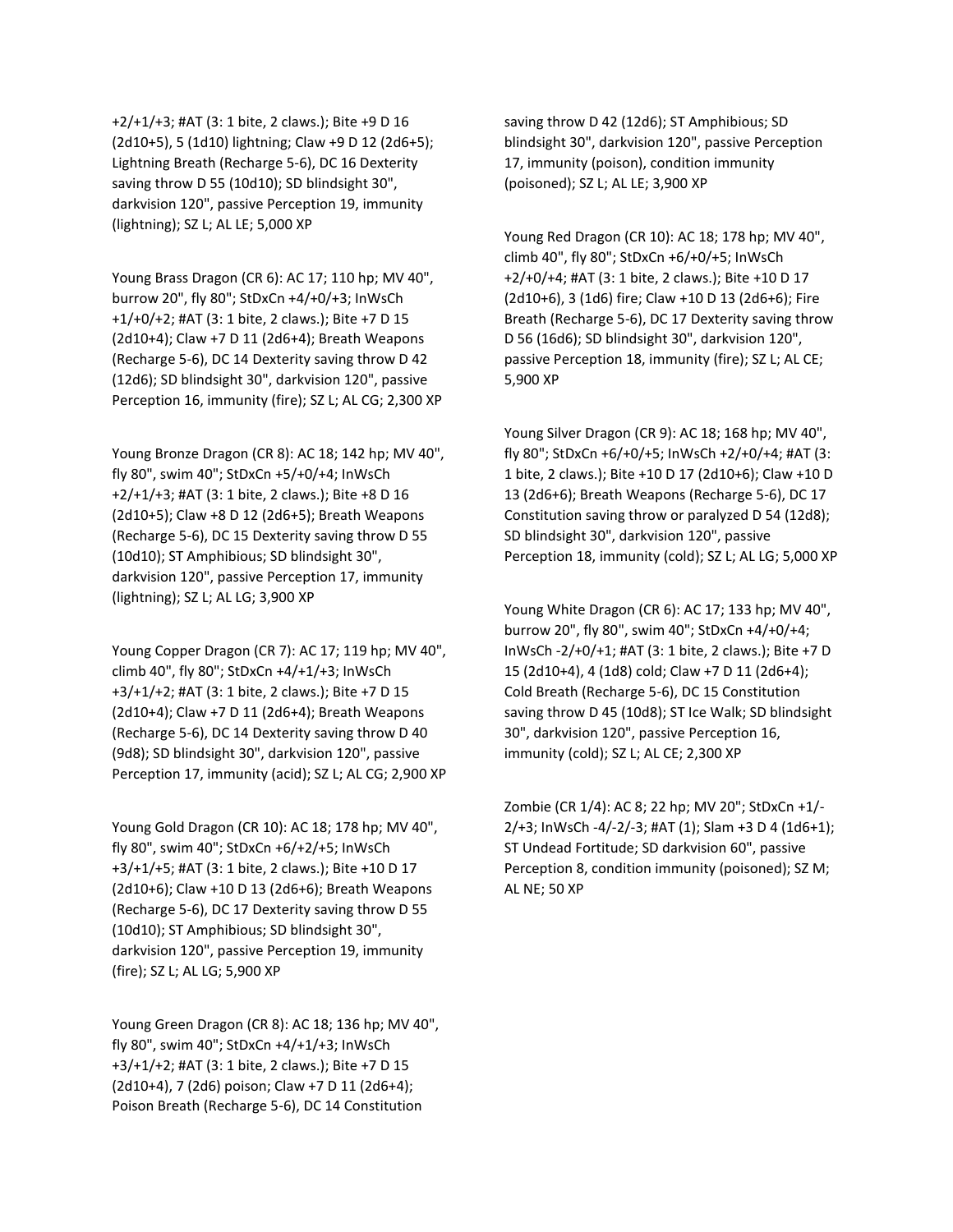+2/+1/+3; #AT (3: 1 bite, 2 claws.); Bite +9 D 16 (2d10+5), 5 (1d10) lightning; Claw +9 D 12 (2d6+5); Lightning Breath (Recharge 5-6), DC 16 Dexterity saving throw D 55 (10d10); SD blindsight 30", darkvision 120", passive Perception 19, immunity (lightning); SZ L; AL LE; 5,000 XP

Young Brass Dragon (CR 6): AC 17; 110 hp; MV 40", burrow 20", fly 80"; StDxCn +4/+0/+3; InWsCh +1/+0/+2; #AT (3: 1 bite, 2 claws.); Bite +7 D 15 (2d10+4); Claw +7 D 11 (2d6+4); Breath Weapons (Recharge 5-6), DC 14 Dexterity saving throw D 42 (12d6); SD blindsight 30", darkvision 120", passive Perception 16, immunity (fire); SZ L; AL CG; 2,300 XP

Young Bronze Dragon (CR 8): AC 18; 142 hp; MV 40", fly 80", swim 40"; StDxCn +5/+0/+4; InWsCh +2/+1/+3; #AT (3: 1 bite, 2 claws.); Bite +8 D 16 (2d10+5); Claw +8 D 12 (2d6+5); Breath Weapons (Recharge 5-6), DC 15 Dexterity saving throw D 55 (10d10); ST Amphibious; SD blindsight 30", darkvision 120", passive Perception 17, immunity (lightning); SZ L; AL LG; 3,900 XP

Young Copper Dragon (CR 7): AC 17; 119 hp; MV 40", climb 40", fly 80"; StDxCn +4/+1/+3; InWsCh +3/+1/+2; #AT (3: 1 bite, 2 claws.); Bite +7 D 15 (2d10+4); Claw +7 D 11 (2d6+4); Breath Weapons (Recharge 5-6), DC 14 Dexterity saving throw D 40 (9d8); SD blindsight 30", darkvision 120", passive Perception 17, immunity (acid); SZ L; AL CG; 2,900 XP

Young Gold Dragon (CR 10): AC 18; 178 hp; MV 40", fly 80", swim 40"; StDxCn +6/+2/+5; InWsCh +3/+1/+5; #AT (3: 1 bite, 2 claws.); Bite +10 D 17 (2d10+6); Claw +10 D 13 (2d6+6); Breath Weapons (Recharge 5-6), DC 17 Dexterity saving throw D 55 (10d10); ST Amphibious; SD blindsight 30", darkvision 120", passive Perception 19, immunity (fire); SZ L; AL LG; 5,900 XP

Young Green Dragon (CR 8): AC 18; 136 hp; MV 40", fly 80", swim 40"; StDxCn +4/+1/+3; InWsCh +3/+1/+2; #AT (3: 1 bite, 2 claws.); Bite +7 D 15 (2d10+4), 7 (2d6) poison; Claw +7 D 11 (2d6+4); Poison Breath (Recharge 5-6), DC 14 Constitution saving throw D 42 (12d6); ST Amphibious; SD blindsight 30", darkvision 120", passive Perception 17, immunity (poison), condition immunity (poisoned); SZ L; AL LE; 3,900 XP

Young Red Dragon (CR 10): AC 18; 178 hp; MV 40", climb 40", fly 80"; StDxCn +6/+0/+5; InWsCh +2/+0/+4; #AT (3: 1 bite, 2 claws.); Bite +10 D 17 (2d10+6), 3 (1d6) fire; Claw +10 D 13 (2d6+6); Fire Breath (Recharge 5-6), DC 17 Dexterity saving throw D 56 (16d6); SD blindsight 30", darkvision 120", passive Perception 18, immunity (fire); SZ L; AL CE; 5,900 XP

Young Silver Dragon (CR 9): AC 18; 168 hp; MV 40", fly 80"; StDxCn +6/+0/+5; InWsCh +2/+0/+4; #AT (3: 1 bite, 2 claws.); Bite +10 D 17 (2d10+6); Claw +10 D 13 (2d6+6); Breath Weapons (Recharge 5-6), DC 17 Constitution saving throw or paralyzed D 54 (12d8); SD blindsight 30", darkvision 120", passive Perception 18, immunity (cold); SZ L; AL LG; 5,000 XP

Young White Dragon (CR 6): AC 17; 133 hp; MV 40", burrow 20", fly 80", swim 40"; StDxCn +4/+0/+4; InWsCh -2/+0/+1; #AT (3: 1 bite, 2 claws.); Bite +7 D 15 (2d10+4), 4 (1d8) cold; Claw +7 D 11 (2d6+4); Cold Breath (Recharge 5-6), DC 15 Constitution saving throw D 45 (10d8); ST Ice Walk; SD blindsight 30", darkvision 120", passive Perception 16, immunity (cold); SZ L; AL CE; 2,300 XP

Zombie (CR 1/4): AC 8; 22 hp; MV 20"; StDxCn +1/-2/+3; InWsCh -4/-2/-3; #AT (1); Slam +3 D 4 (1d6+1); ST Undead Fortitude; SD darkvision 60", passive Perception 8, condition immunity (poisoned); SZ M; AL NE; 50 XP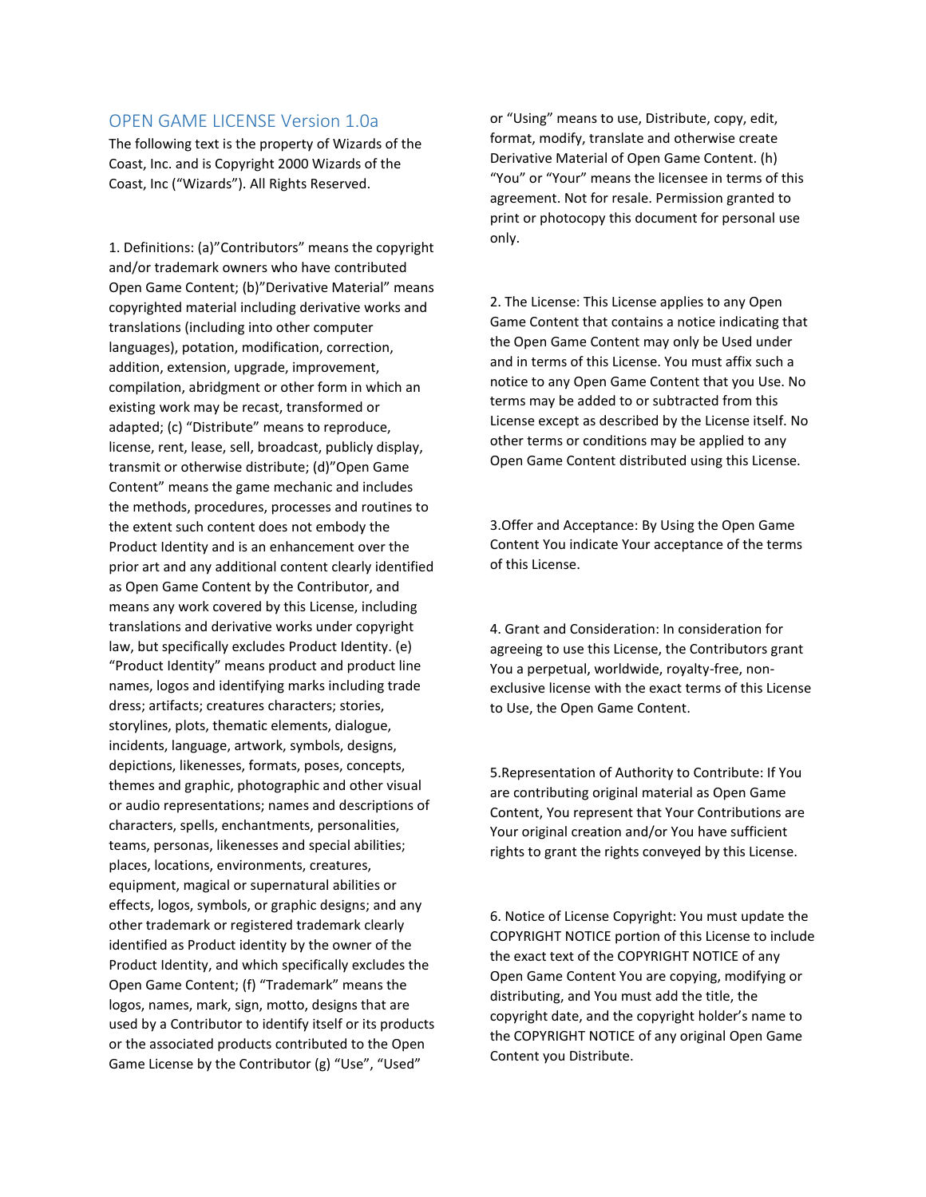## OPEN GAME LICENSE Version 1.0a

The following text is the property of Wizards of the Coast, Inc. and is Copyright 2000 Wizards of the Coast, Inc ("Wizards"). All Rights Reserved.

1. Definitions: (a)"Contributors" means the copyright and/or trademark owners who have contributed Open Game Content; (b)"Derivative Material" means copyrighted material including derivative works and translations (including into other computer languages), potation, modification, correction, addition, extension, upgrade, improvement, compilation, abridgment or other form in which an existing work may be recast, transformed or adapted; (c) "Distribute" means to reproduce, license, rent, lease, sell, broadcast, publicly display, transmit or otherwise distribute; (d)"Open Game Content" means the game mechanic and includes the methods, procedures, processes and routines to the extent such content does not embody the Product Identity and is an enhancement over the prior art and any additional content clearly identified as Open Game Content by the Contributor, and means any work covered by this License, including translations and derivative works under copyright law, but specifically excludes Product Identity. (e) "Product Identity" means product and product line names, logos and identifying marks including trade dress; artifacts; creatures characters; stories, storylines, plots, thematic elements, dialogue, incidents, language, artwork, symbols, designs, depictions, likenesses, formats, poses, concepts, themes and graphic, photographic and other visual or audio representations; names and descriptions of characters, spells, enchantments, personalities, teams, personas, likenesses and special abilities; places, locations, environments, creatures, equipment, magical or supernatural abilities or effects, logos, symbols, or graphic designs; and any other trademark or registered trademark clearly identified as Product identity by the owner of the Product Identity, and which specifically excludes the Open Game Content; (f) "Trademark" means the logos, names, mark, sign, motto, designs that are used by a Contributor to identify itself or its products or the associated products contributed to the Open Game License by the Contributor (g) "Use", "Used" or "Using" means to use, Distribute, copy, edit, format, modify, translate and otherwise create Derivative Material of Open Game Content. (h) "You" or "Your" means the licensee in terms of this agreement. Not for resale. Permission granted to print or photocopy this document for personal use only.

2. The License: This License applies to any Open Game Content that contains a notice indicating that the Open Game Content may only be Used under and in terms of this License. You must affix such a notice to any Open Game Content that you Use. No terms may be added to or subtracted from this License except as described by the License itself. No other terms or conditions may be applied to any Open Game Content distributed using this License.

3.Offer and Acceptance: By Using the Open Game Content You indicate Your acceptance of the terms of this License.

4. Grant and Consideration: In consideration for agreeing to use this License, the Contributors grant You a perpetual, worldwide, royalty-free, non-exclusive license with the exact terms of this License to Use, the Open Game Content.

5.Representation of Authority to Contribute: If You are contributing original material as Open Game Content, You represent that Your Contributions are Your original creation and/or You have sufficient rights to grant the rights conveyed by this License.

6. Notice of License Copyright: You must update the COPYRIGHT NOTICE portion of this License to include the exact text of the COPYRIGHT NOTICE of any Open Game Content You are copying, modifying or distributing, and You must add the title, the copyright date, and the copyright holder's name to the COPYRIGHT NOTICE of any original Open Game Content you Distribute.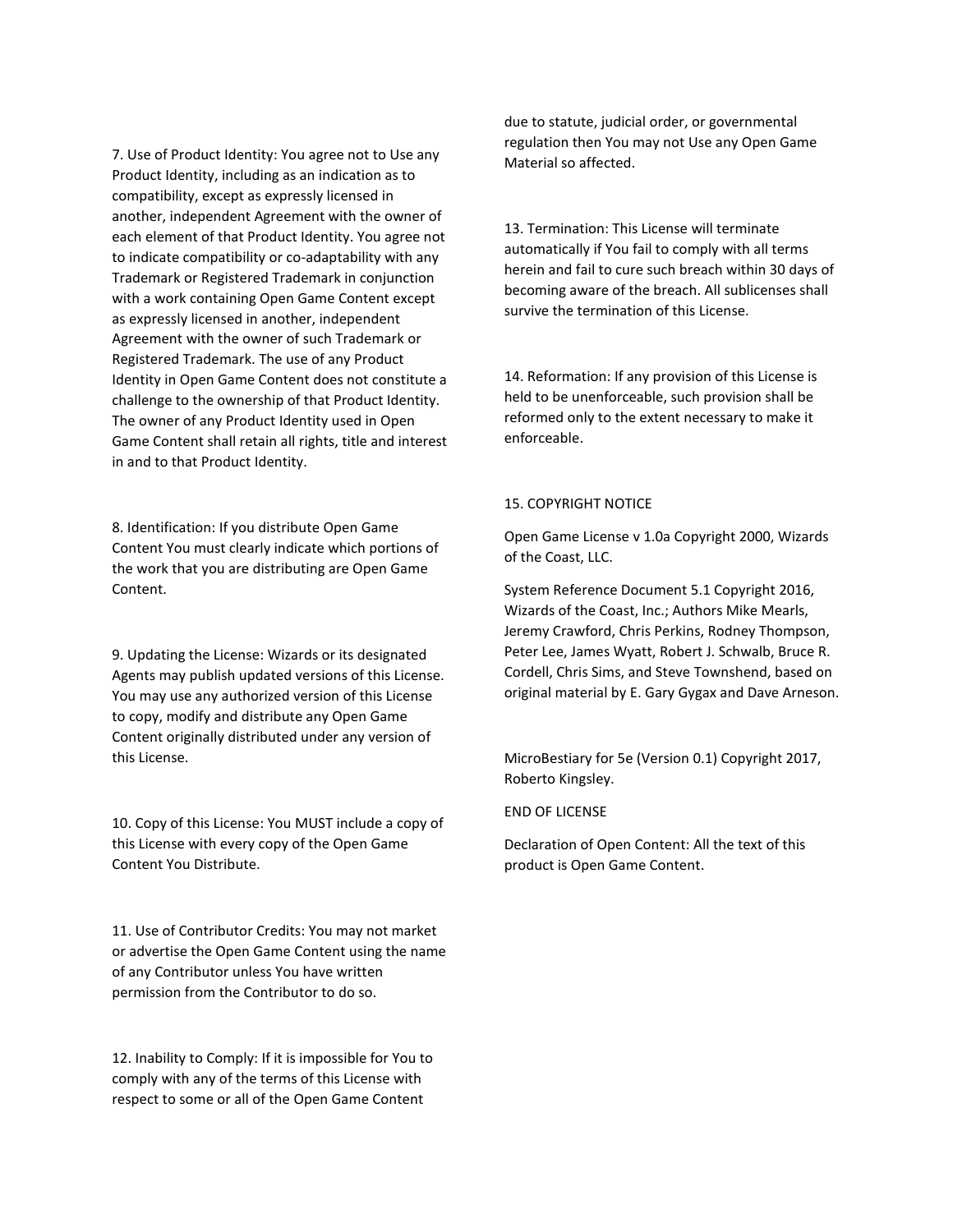7. Use of Product Identity: You agree not to Use any Product Identity, including as an indication as to compatibility, except as expressly licensed in another, independent Agreement with the owner of each element of that Product Identity. You agree not to indicate compatibility or co-adaptability with any Trademark or Registered Trademark in conjunction with a work containing Open Game Content except as expressly licensed in another, independent Agreement with the owner of such Trademark or Registered Trademark. The use of any Product Identity in Open Game Content does not constitute a challenge to the ownership of that Product Identity. The owner of any Product Identity used in Open Game Content shall retain all rights, title and interest in and to that Product Identity.

8. Identification: If you distribute Open Game Content You must clearly indicate which portions of the work that you are distributing are Open Game Content.

9. Updating the License: Wizards or its designated Agents may publish updated versions of this License. You may use any authorized version of this License to copy, modify and distribute any Open Game Content originally distributed under any version of this License.

10. Copy of this License: You MUST include a copy of this License with every copy of the Open Game Content You Distribute.

11. Use of Contributor Credits: You may not market or advertise the Open Game Content using the name of any Contributor unless You have written permission from the Contributor to do so.

12. Inability to Comply: If it is impossible for You to comply with any of the terms of this License with respect to some or all of the Open Game Content due to statute, judicial order, or governmental regulation then You may not Use any Open Game Material so affected.

13. Termination: This License will terminate automatically if You fail to comply with all terms herein and fail to cure such breach within 30 days of becoming aware of the breach. All sublicenses shall survive the termination of this License.

14. Reformation: If any provision of this License is held to be unenforceable, such provision shall be reformed only to the extent necessary to make it enforceable.

15. COPYRIGHT NOTICE

Open Game License v 1.0a Copyright 2000, Wizards of the Coast, LLC.

System Reference Document 5.1 Copyright 2016, Wizards of the Coast, Inc.; Authors Mike Mearls, Jeremy Crawford, Chris Perkins, Rodney Thompson, Peter Lee, James Wyatt, Robert J. Schwalb, Bruce R. Cordell, Chris Sims, and Steve Townshend, based on original material by E. Gary Gygax and Dave Arneson.

MicroBestiary for 5e (Version 0.1) Copyright 2017, Roberto Kingsley.

END OF LICENSE

Declaration of Open Content: All the text of this product is Open Game Content.